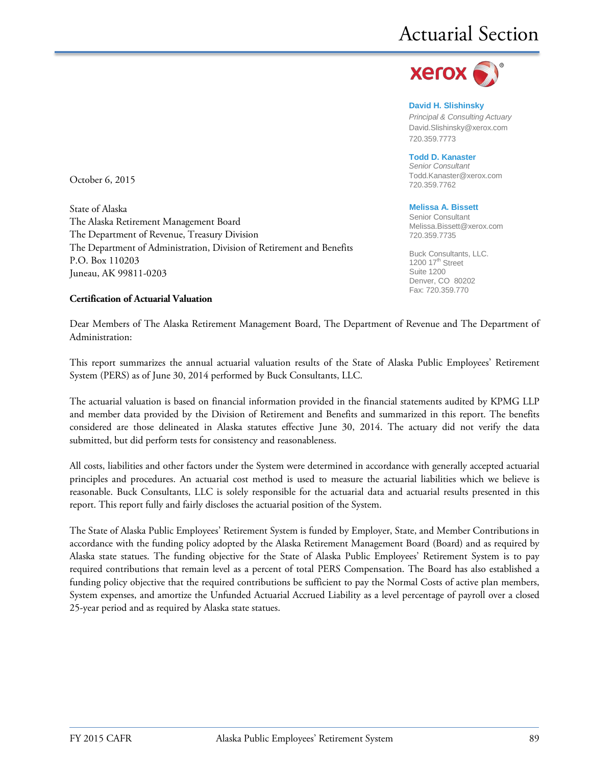# Actuarial Section

xerox

**David H. Slishinsky**
*Principal & Consulting Actuary*
David.Slishinsky@xerox.com
720.359.7773

**Todd D. Kanaster**
*Senior Consultant*
Todd.Kanaster@xerox.com
720.359.7762

**Melissa A. Bissett**
Senior Consultant
Melissa.Bissett@xerox.com
720.359.7735

Buck Consultants, LLC.
1200 17th Street
Suite 1200
Denver, CO 80202
Fax: 720.359.770

October 6, 2015

State of Alaska
The Alaska Retirement Management Board
The Department of Revenue, Treasury Division
The Department of Administration, Division of Retirement and Benefits
P.O. Box 110203
Juneau, AK 99811-0203

**Certification of Actuarial Valuation**

Dear Members of The Alaska Retirement Management Board, The Department of Revenue and The Department of Administration:

This report summarizes the annual actuarial valuation results of the State of Alaska Public Employees' Retirement System (PERS) as of June 30, 2014 performed by Buck Consultants, LLC.

The actuarial valuation is based on financial information provided in the financial statements audited by KPMG LLP and member data provided by the Division of Retirement and Benefits and summarized in this report. The benefits considered are those delineated in Alaska statutes effective June 30, 2014. The actuary did not verify the data submitted, but did perform tests for consistency and reasonableness.

All costs, liabilities and other factors under the System were determined in accordance with generally accepted actuarial principles and procedures. An actuarial cost method is used to measure the actuarial liabilities which we believe is reasonable. Buck Consultants, LLC is solely responsible for the actuarial data and actuarial results presented in this report. This report fully and fairly discloses the actuarial position of the System.

The State of Alaska Public Employees' Retirement System is funded by Employer, State, and Member Contributions in accordance with the funding policy adopted by the Alaska Retirement Management Board (Board) and as required by Alaska state statues. The funding objective for the State of Alaska Public Employees' Retirement System is to pay required contributions that remain level as a percent of total PERS Compensation. The Board has also established a funding policy objective that the required contributions be sufficient to pay the Normal Costs of active plan members, System expenses, and amortize the Unfunded Actuarial Accrued Liability as a level percentage of payroll over a closed 25-year period and as required by Alaska state statues.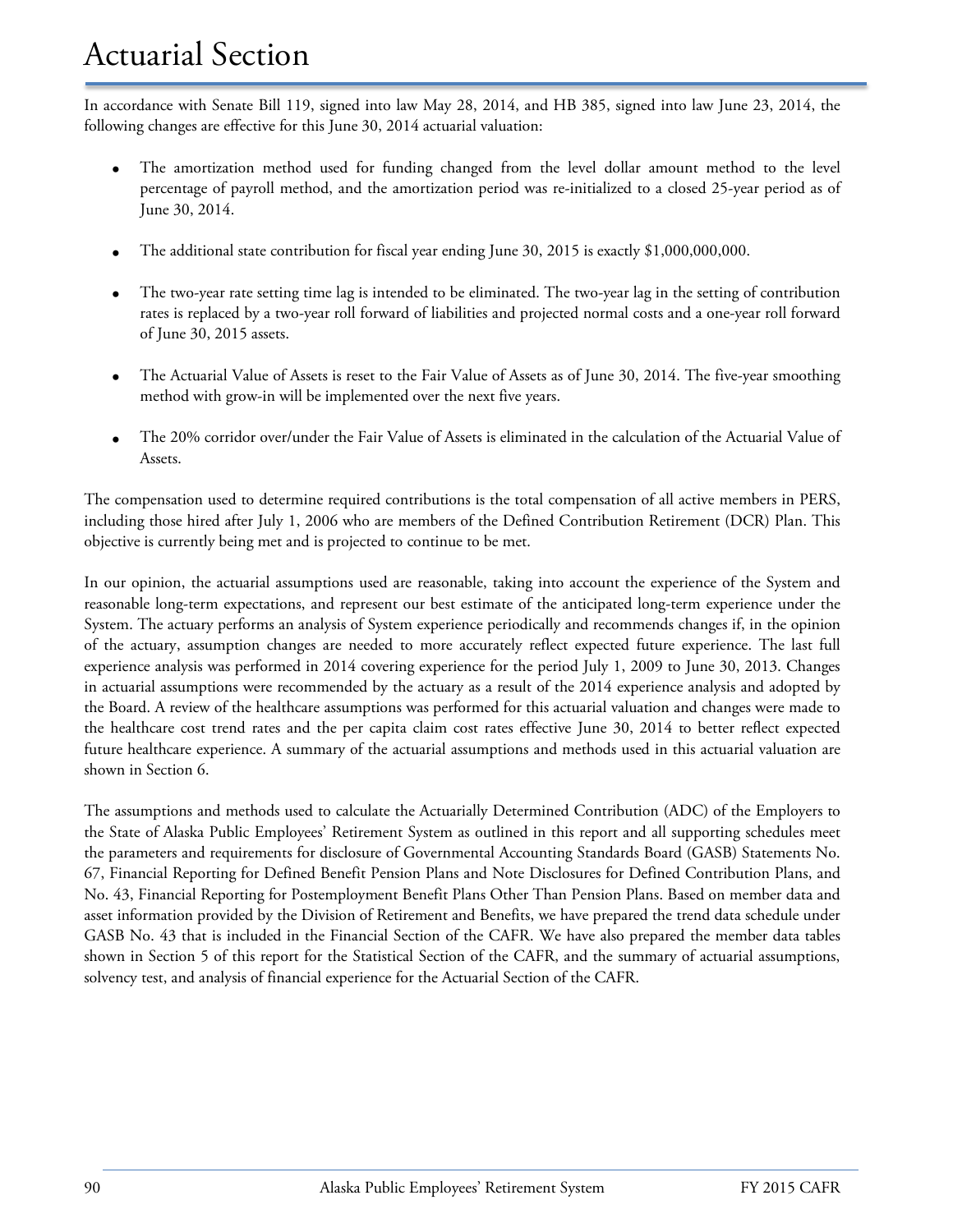# Actuarial Section

In accordance with Senate Bill 119, signed into law May 28, 2014, and HB 385, signed into law June 23, 2014, the following changes are effective for this June 30, 2014 actuarial valuation:

- The amortization method used for funding changed from the level dollar amount method to the level percentage of payroll method, and the amortization period was re-initialized to a closed 25-year period as of June 30, 2014.
- The additional state contribution for fiscal year ending June 30, 2015 is exactly $1,000,000,000.
- The two-year rate setting time lag is intended to be eliminated. The two-year lag in the setting of contribution rates is replaced by a two-year roll forward of liabilities and projected normal costs and a one-year roll forward of June 30, 2015 assets.
- The Actuarial Value of Assets is reset to the Fair Value of Assets as of June 30, 2014. The five-year smoothing method with grow-in will be implemented over the next five years.
- The 20% corridor over/under the Fair Value of Assets is eliminated in the calculation of the Actuarial Value of Assets.

The compensation used to determine required contributions is the total compensation of all active members in PERS, including those hired after July 1, 2006 who are members of the Defined Contribution Retirement (DCR) Plan. This objective is currently being met and is projected to continue to be met.

In our opinion, the actuarial assumptions used are reasonable, taking into account the experience of the System and reasonable long-term expectations, and represent our best estimate of the anticipated long-term experience under the System. The actuary performs an analysis of System experience periodically and recommends changes if, in the opinion of the actuary, assumption changes are needed to more accurately reflect expected future experience. The last full experience analysis was performed in 2014 covering experience for the period July 1, 2009 to June 30, 2013. Changes in actuarial assumptions were recommended by the actuary as a result of the 2014 experience analysis and adopted by the Board. A review of the healthcare assumptions was performed for this actuarial valuation and changes were made to the healthcare cost trend rates and the per capita claim cost rates effective June 30, 2014 to better reflect expected future healthcare experience. A summary of the actuarial assumptions and methods used in this actuarial valuation are shown in Section 6.

The assumptions and methods used to calculate the Actuarially Determined Contribution (ADC) of the Employers to the State of Alaska Public Employees' Retirement System as outlined in this report and all supporting schedules meet the parameters and requirements for disclosure of Governmental Accounting Standards Board (GASB) Statements No. 67, Financial Reporting for Defined Benefit Pension Plans and Note Disclosures for Defined Contribution Plans, and No. 43, Financial Reporting for Postemployment Benefit Plans Other Than Pension Plans. Based on member data and asset information provided by the Division of Retirement and Benefits, we have prepared the trend data schedule under GASB No. 43 that is included in the Financial Section of the CAFR. We have also prepared the member data tables shown in Section 5 of this report for the Statistical Section of the CAFR, and the summary of actuarial assumptions, solvency test, and analysis of financial experience for the Actuarial Section of the CAFR.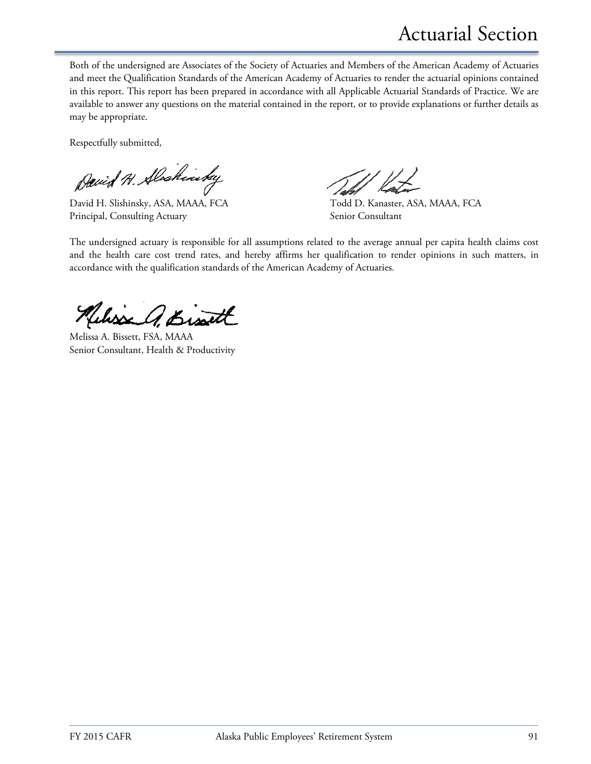Both of the undersigned are Associates of the Society of Actuaries and Members of the American Academy of Actuaries and meet the Qualification Standards of the American Academy of Actuaries to render the actuarial opinions contained in this report. This report has been prepared in accordance with all Applicable Actuarial Standards of Practice. We are available to answer any questions on the material contained in the report, or to provide explanations or further details as may be appropriate.

Respectfully submitted,

David H. Slishinsky, ASA, MAAA, FCA
Principal, Consulting Actuary

Todd D. Kanaster, ASA, MAAA, FCA
Senior Consultant

The undersigned actuary is responsible for all assumptions related to the average annual per capita health claims cost and the health care cost trend rates, and hereby affirms her qualification to render opinions in such matters, in accordance with the qualification standards of the American Academy of Actuaries.

Melissa A. Bissett, FSA, MAAA
Senior Consultant, Health & Productivity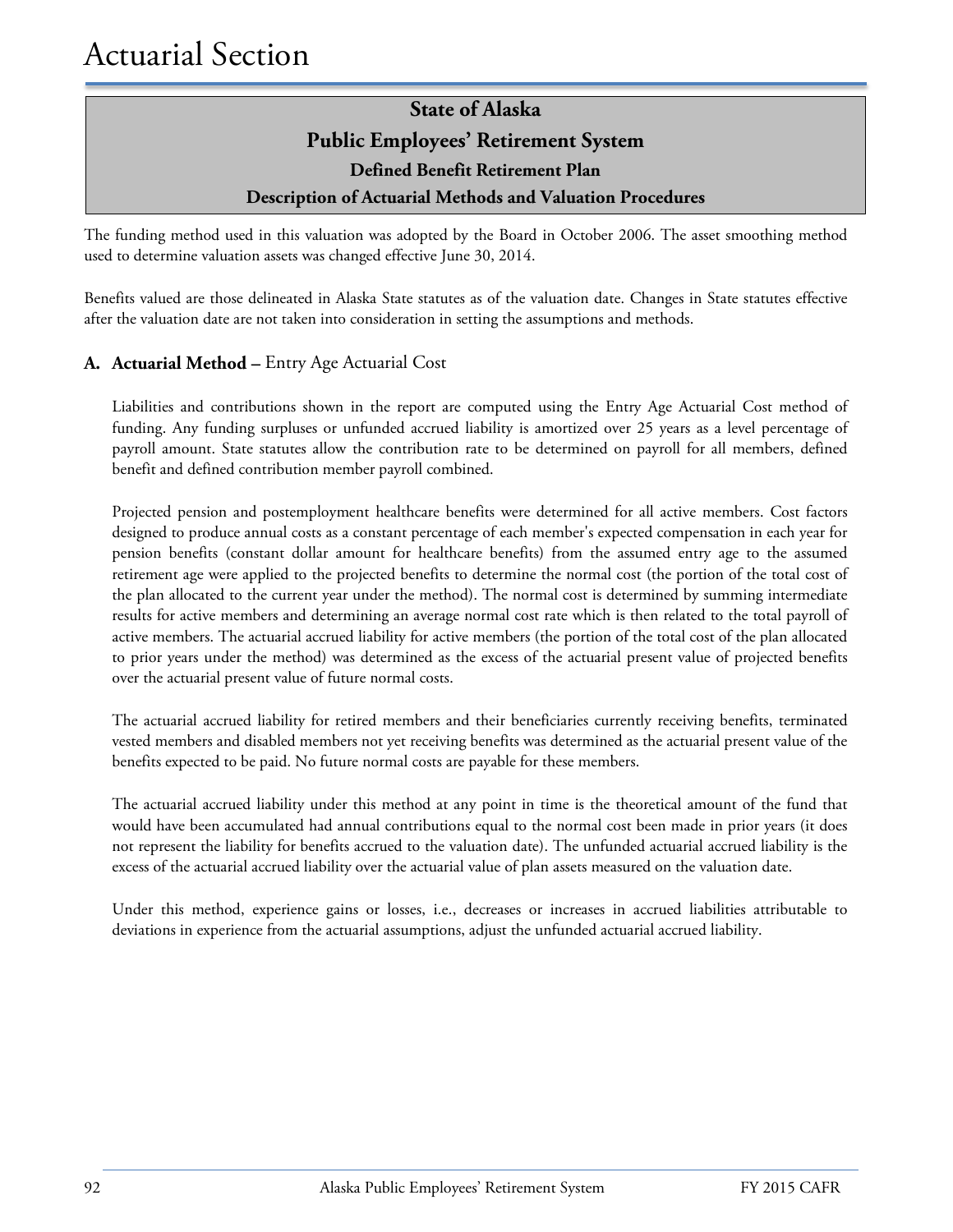# Actuarial Section

## State of Alaska
## Public Employees' Retirement System
### Defined Benefit Retirement Plan
### Description of Actuarial Methods and Valuation Procedures

The funding method used in this valuation was adopted by the Board in October 2006. The asset smoothing method used to determine valuation assets was changed effective June 30, 2014.

Benefits valued are those delineated in Alaska State statutes as of the valuation date. Changes in State statutes effective after the valuation date are not taken into consideration in setting the assumptions and methods.

**A. Actuarial Method –** Entry Age Actuarial Cost

Liabilities and contributions shown in the report are computed using the Entry Age Actuarial Cost method of funding. Any funding surpluses or unfunded accrued liability is amortized over 25 years as a level percentage of payroll amount. State statutes allow the contribution rate to be determined on payroll for all members, defined benefit and defined contribution member payroll combined.

Projected pension and postemployment healthcare benefits were determined for all active members. Cost factors designed to produce annual costs as a constant percentage of each member's expected compensation in each year for pension benefits (constant dollar amount for healthcare benefits) from the assumed entry age to the assumed retirement age were applied to the projected benefits to determine the normal cost (the portion of the total cost of the plan allocated to the current year under the method). The normal cost is determined by summing intermediate results for active members and determining an average normal cost rate which is then related to the total payroll of active members. The actuarial accrued liability for active members (the portion of the total cost of the plan allocated to prior years under the method) was determined as the excess of the actuarial present value of projected benefits over the actuarial present value of future normal costs.

The actuarial accrued liability for retired members and their beneficiaries currently receiving benefits, terminated vested members and disabled members not yet receiving benefits was determined as the actuarial present value of the benefits expected to be paid. No future normal costs are payable for these members.

The actuarial accrued liability under this method at any point in time is the theoretical amount of the fund that would have been accumulated had annual contributions equal to the normal cost been made in prior years (it does not represent the liability for benefits accrued to the valuation date). The unfunded actuarial accrued liability is the excess of the actuarial accrued liability over the actuarial value of plan assets measured on the valuation date.

Under this method, experience gains or losses, i.e., decreases or increases in accrued liabilities attributable to deviations in experience from the actuarial assumptions, adjust the unfunded actuarial accrued liability.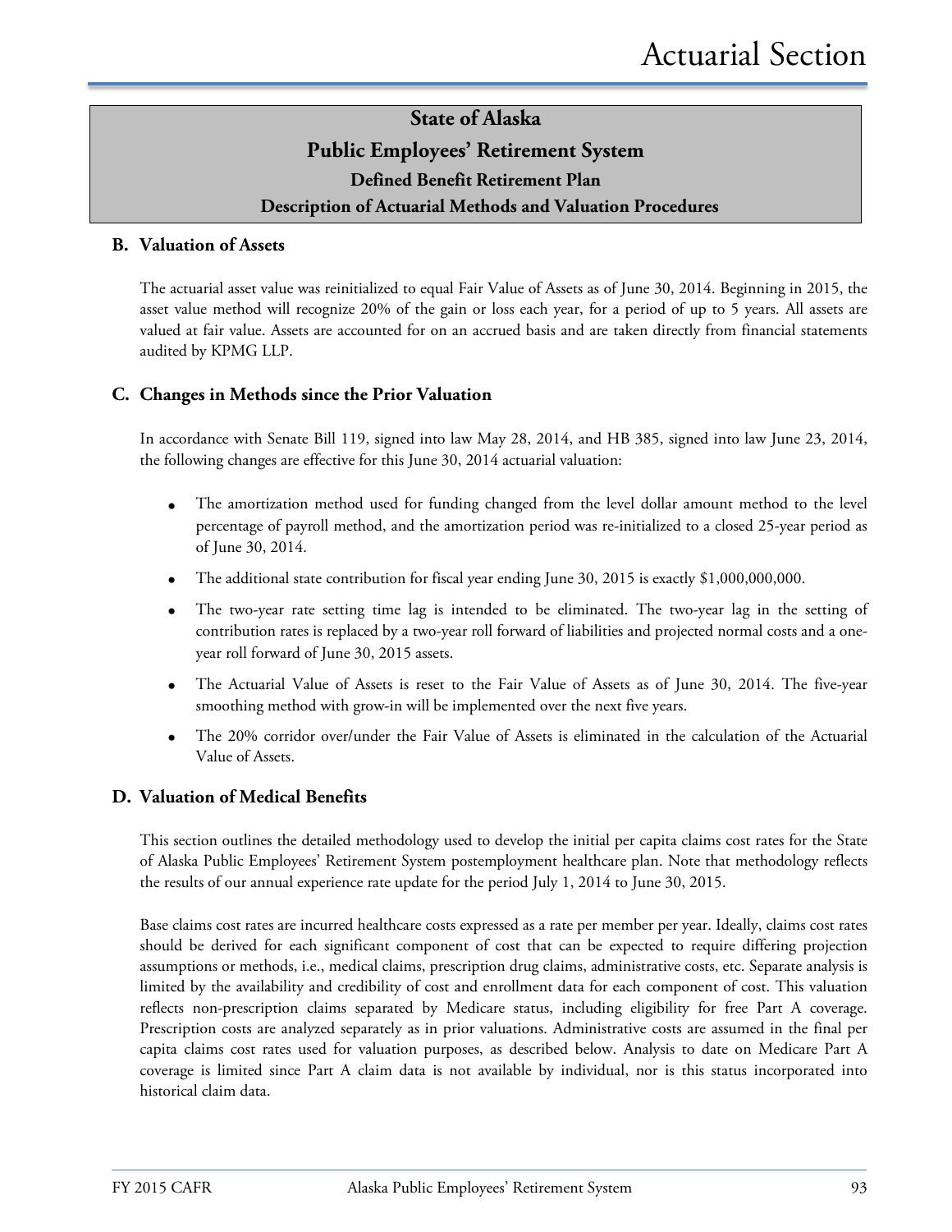## State of Alaska
## Public Employees' Retirement System
### Defined Benefit Retirement Plan
### Description of Actuarial Methods and Valuation Procedures

### B. Valuation of Assets

The actuarial asset value was reinitialized to equal Fair Value of Assets as of June 30, 2014. Beginning in 2015, the asset value method will recognize 20% of the gain or loss each year, for a period of up to 5 years. All assets are valued at fair value. Assets are accounted for on an accrued basis and are taken directly from financial statements audited by KPMG LLP.

### C. Changes in Methods since the Prior Valuation

In accordance with Senate Bill 119, signed into law May 28, 2014, and HB 385, signed into law June 23, 2014, the following changes are effective for this June 30, 2014 actuarial valuation:

- The amortization method used for funding changed from the level dollar amount method to the level percentage of payroll method, and the amortization period was re-initialized to a closed 25-year period as of June 30, 2014.
- The additional state contribution for fiscal year ending June 30, 2015 is exactly $1,000,000,000.
- The two-year rate setting time lag is intended to be eliminated. The two-year lag in the setting of contribution rates is replaced by a two-year roll forward of liabilities and projected normal costs and a one-year roll forward of June 30, 2015 assets.
- The Actuarial Value of Assets is reset to the Fair Value of Assets as of June 30, 2014. The five-year smoothing method with grow-in will be implemented over the next five years.
- The 20% corridor over/under the Fair Value of Assets is eliminated in the calculation of the Actuarial Value of Assets.

### D. Valuation of Medical Benefits

This section outlines the detailed methodology used to develop the initial per capita claims cost rates for the State of Alaska Public Employees' Retirement System postemployment healthcare plan. Note that methodology reflects the results of our annual experience rate update for the period July 1, 2014 to June 30, 2015.

Base claims cost rates are incurred healthcare costs expressed as a rate per member per year. Ideally, claims cost rates should be derived for each significant component of cost that can be expected to require differing projection assumptions or methods, i.e., medical claims, prescription drug claims, administrative costs, etc. Separate analysis is limited by the availability and credibility of cost and enrollment data for each component of cost. This valuation reflects non-prescription claims separated by Medicare status, including eligibility for free Part A coverage. Prescription costs are analyzed separately as in prior valuations. Administrative costs are assumed in the final per capita claims cost rates used for valuation purposes, as described below. Analysis to date on Medicare Part A coverage is limited since Part A claim data is not available by individual, nor is this status incorporated into historical claim data.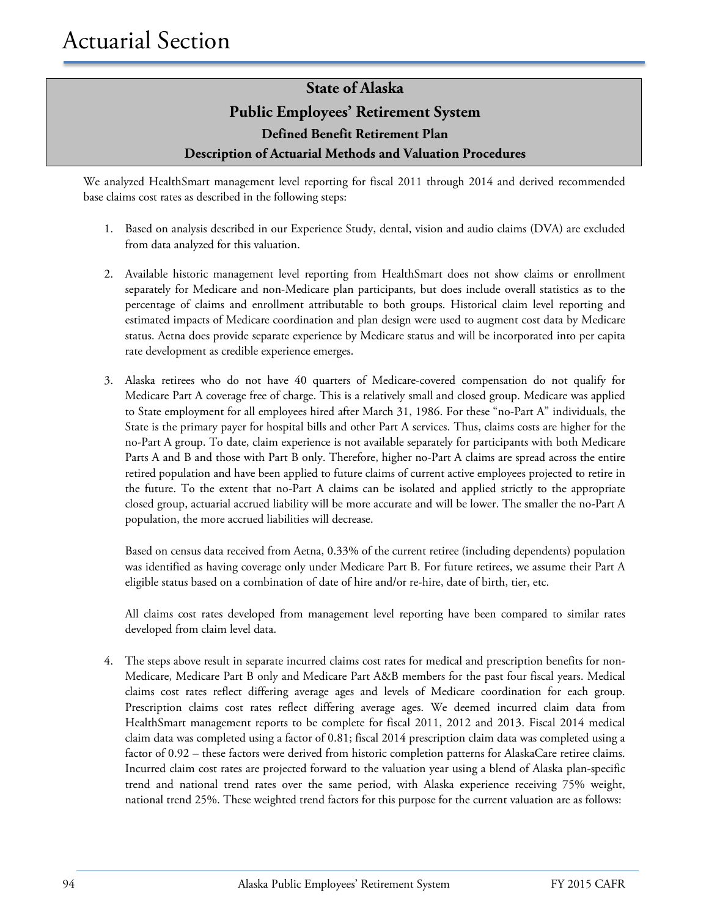# State of Alaska

## Public Employees' Retirement System

### Defined Benefit Retirement Plan

### Description of Actuarial Methods and Valuation Procedures

We analyzed HealthSmart management level reporting for fiscal 2011 through 2014 and derived recommended base claims cost rates as described in the following steps:

1. Based on analysis described in our Experience Study, dental, vision and audio claims (DVA) are excluded from data analyzed for this valuation.

2. Available historic management level reporting from HealthSmart does not show claims or enrollment separately for Medicare and non-Medicare plan participants, but does include overall statistics as to the percentage of claims and enrollment attributable to both groups. Historical claim level reporting and estimated impacts of Medicare coordination and plan design were used to augment cost data by Medicare status. Aetna does provide separate experience by Medicare status and will be incorporated into per capita rate development as credible experience emerges.

3. Alaska retirees who do not have 40 quarters of Medicare-covered compensation do not qualify for Medicare Part A coverage free of charge. This is a relatively small and closed group. Medicare was applied to State employment for all employees hired after March 31, 1986. For these "no-Part A" individuals, the State is the primary payer for hospital bills and other Part A services. Thus, claims costs are higher for the no-Part A group. To date, claim experience is not available separately for participants with both Medicare Parts A and B and those with Part B only. Therefore, higher no-Part A claims are spread across the entire retired population and have been applied to future claims of current active employees projected to retire in the future. To the extent that no-Part A claims can be isolated and applied strictly to the appropriate closed group, actuarial accrued liability will be more accurate and will be lower. The smaller the no-Part A population, the more accrued liabilities will decrease.

   Based on census data received from Aetna, 0.33% of the current retiree (including dependents) population was identified as having coverage only under Medicare Part B. For future retirees, we assume their Part A eligible status based on a combination of date of hire and/or re-hire, date of birth, tier, etc.

   All claims cost rates developed from management level reporting have been compared to similar rates developed from claim level data.

4. The steps above result in separate incurred claims cost rates for medical and prescription benefits for non-Medicare, Medicare Part B only and Medicare Part A&B members for the past four fiscal years. Medical claims cost rates reflect differing average ages and levels of Medicare coordination for each group. Prescription claims cost rates reflect differing average ages. We deemed incurred claim data from HealthSmart management reports to be complete for fiscal 2011, 2012 and 2013. Fiscal 2014 medical claim data was completed using a factor of 0.81; fiscal 2014 prescription claim data was completed using a factor of 0.92 – these factors were derived from historic completion patterns for AlaskaCare retiree claims. Incurred claim cost rates are projected forward to the valuation year using a blend of Alaska plan-specific trend and national trend rates over the same period, with Alaska experience receiving 75% weight, national trend 25%. These weighted trend factors for this purpose for the current valuation are as follows: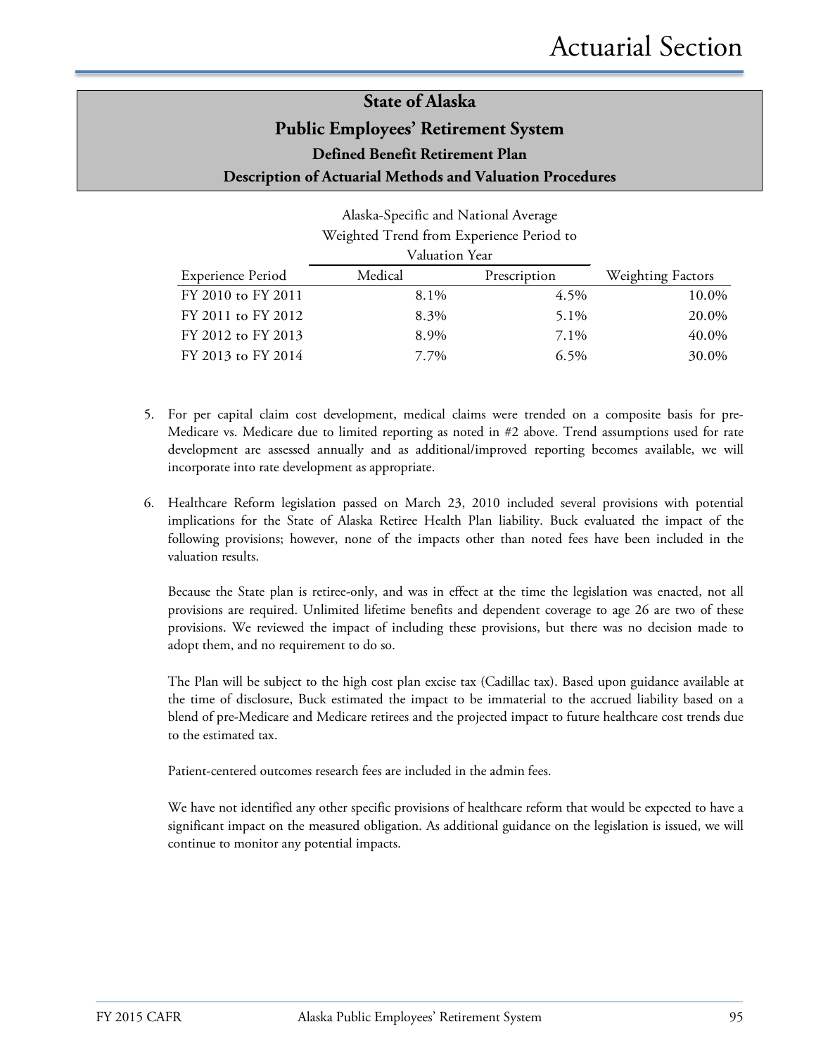## State of Alaska
## Public Employees' Retirement System
### Defined Benefit Retirement Plan
### Description of Actuarial Methods and Valuation Procedures

| | Alaska-Specific and National Average Weighted Trend from Experience Period to Valuation Year | | |
|---|---|---|---|
| Experience Period | Medical | Prescription | Weighting Factors |
| FY 2010 to FY 2011 | 8.1% | 4.5% | 10.0% |
| FY 2011 to FY 2012 | 8.3% | 5.1% | 20.0% |
| FY 2012 to FY 2013 | 8.9% | 7.1% | 40.0% |
| FY 2013 to FY 2014 | 7.7% | 6.5% | 30.0% |

5. For per capital claim cost development, medical claims were trended on a composite basis for pre-Medicare vs. Medicare due to limited reporting as noted in #2 above. Trend assumptions used for rate development are assessed annually and as additional/improved reporting becomes available, we will incorporate into rate development as appropriate.

6. Healthcare Reform legislation passed on March 23, 2010 included several provisions with potential implications for the State of Alaska Retiree Health Plan liability. Buck evaluated the impact of the following provisions; however, none of the impacts other than noted fees have been included in the valuation results.

   Because the State plan is retiree-only, and was in effect at the time the legislation was enacted, not all provisions are required. Unlimited lifetime benefits and dependent coverage to age 26 are two of these provisions. We reviewed the impact of including these provisions, but there was no decision made to adopt them, and no requirement to do so.

   The Plan will be subject to the high cost plan excise tax (Cadillac tax). Based upon guidance available at the time of disclosure, Buck estimated the impact to be immaterial to the accrued liability based on a blend of pre-Medicare and Medicare retirees and the projected impact to future healthcare cost trends due to the estimated tax.

   Patient-centered outcomes research fees are included in the admin fees.

   We have not identified any other specific provisions of healthcare reform that would be expected to have a significant impact on the measured obligation. As additional guidance on the legislation is issued, we will continue to monitor any potential impacts.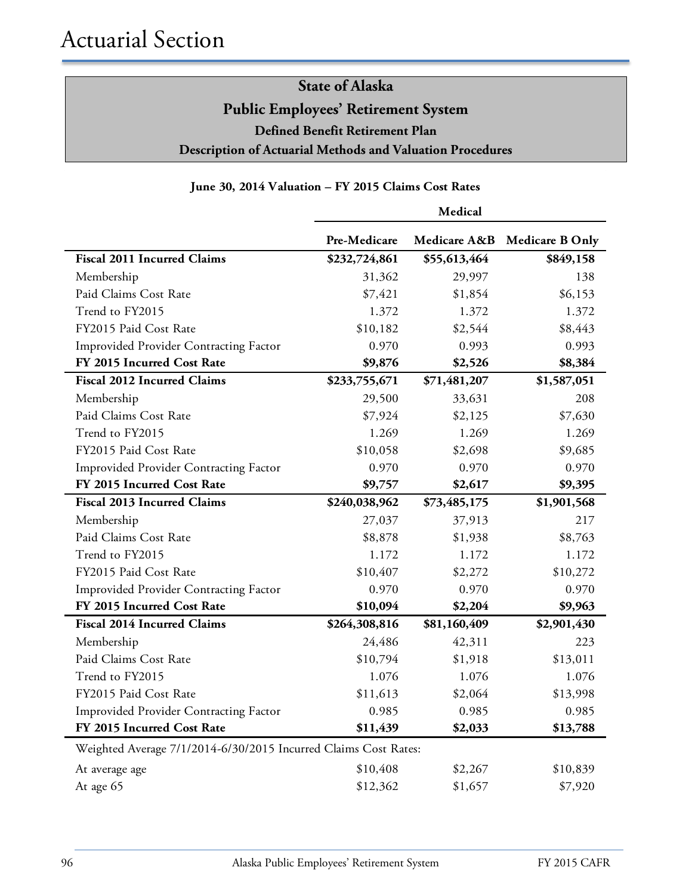# Actuarial Section

## State of Alaska
## Public Employees' Retirement System
### Defined Benefit Retirement Plan
### Description of Actuarial Methods and Valuation Procedures

**June 30, 2014 Valuation – FY 2015 Claims Cost Rates**

| | Medical | | |
|---|---|---|---|
| | **Pre-Medicare** | **Medicare A&B** | **Medicare B Only** |
| **Fiscal 2011 Incurred Claims** | **$232,724,861** | **$55,613,464** | **$849,158** |
| Membership | 31,362 | 29,997 | 138 |
| Paid Claims Cost Rate | $7,421 | $1,854 | $6,153 |
| Trend to FY2015 | 1.372 | 1.372 | 1.372 |
| FY2015 Paid Cost Rate | $10,182 | $2,544 | $8,443 |
| Improvided Provider Contracting Factor | 0.970 | 0.993 | 0.993 |
| **FY 2015 Incurred Cost Rate** | **$9,876** | **$2,526** | **$8,384** |
| **Fiscal 2012 Incurred Claims** | **$233,755,671** | **$71,481,207** | **$1,587,051** |
| Membership | 29,500 | 33,631 | 208 |
| Paid Claims Cost Rate | $7,924 | $2,125 | $7,630 |
| Trend to FY2015 | 1.269 | 1.269 | 1.269 |
| FY2015 Paid Cost Rate | $10,058 | $2,698 | $9,685 |
| Improvided Provider Contracting Factor | 0.970 | 0.970 | 0.970 |
| **FY 2015 Incurred Cost Rate** | **$9,757** | **$2,617** | **$9,395** |
| **Fiscal 2013 Incurred Claims** | **$240,038,962** | **$73,485,175** | **$1,901,568** |
| Membership | 27,037 | 37,913 | 217 |
| Paid Claims Cost Rate | $8,878 | $1,938 | $8,763 |
| Trend to FY2015 | 1.172 | 1.172 | 1.172 |
| FY2015 Paid Cost Rate | $10,407 | $2,272 | $10,272 |
| Improvided Provider Contracting Factor | 0.970 | 0.970 | 0.970 |
| **FY 2015 Incurred Cost Rate** | **$10,094** | **$2,204** | **$9,963** |
| **Fiscal 2014 Incurred Claims** | **$264,308,816** | **$81,160,409** | **$2,901,430** |
| Membership | 24,486 | 42,311 | 223 |
| Paid Claims Cost Rate | $10,794 | $1,918 | $13,011 |
| Trend to FY2015 | 1.076 | 1.076 | 1.076 |
| FY2015 Paid Cost Rate | $11,613 | $2,064 | $13,998 |
| Improvided Provider Contracting Factor | 0.985 | 0.985 | 0.985 |
| **FY 2015 Incurred Cost Rate** | **$11,439** | **$2,033** | **$13,788** |
| Weighted Average 7/1/2014-6/30/2015 Incurred Claims Cost Rates: | | | |
| At average age | $10,408 | $2,267 | $10,839 |
| At age 65 | $12,362 | $1,657 | $7,920 |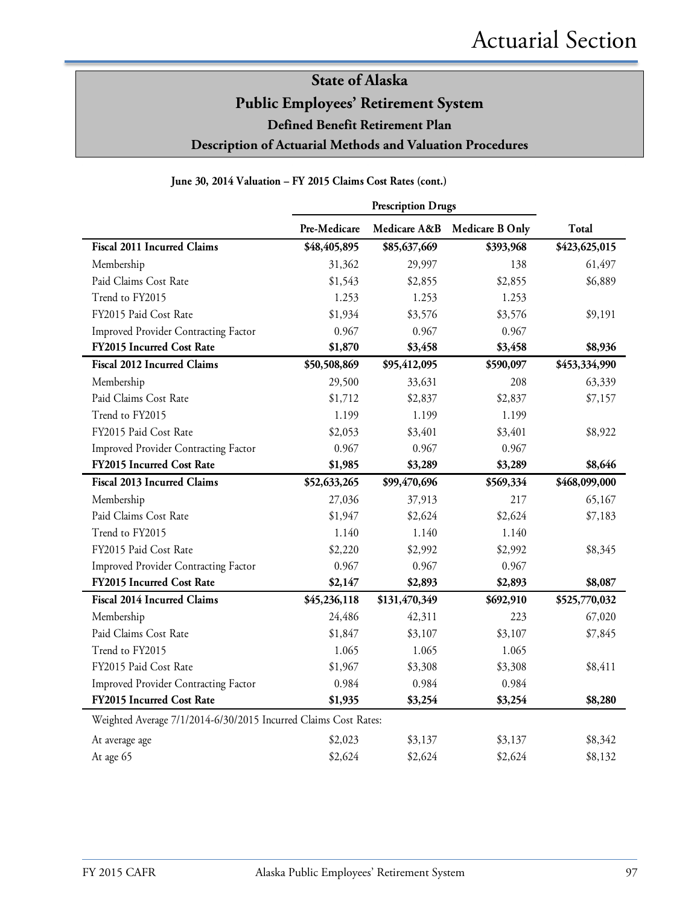## State of Alaska
## Public Employees' Retirement System
### Defined Benefit Retirement Plan
### Description of Actuarial Methods and Valuation Procedures

**June 30, 2014 Valuation – FY 2015 Claims Cost Rates (cont.)**

| | Prescription Drugs | | | |
|---|---|---|---|---|
| | **Pre-Medicare** | **Medicare A&B** | **Medicare B Only** | **Total** |
| **Fiscal 2011 Incurred Claims** | **$48,405,895** | **$85,637,669** | **$393,968** | **$423,625,015** |
| Membership | 31,362 | 29,997 | 138 | 61,497 |
| Paid Claims Cost Rate | $1,543 | $2,855 | $2,855 | $6,889 |
| Trend to FY2015 | 1.253 | 1.253 | 1.253 | |
| FY2015 Paid Cost Rate | $1,934 | $3,576 | $3,576 | $9,191 |
| Improved Provider Contracting Factor | 0.967 | 0.967 | 0.967 | |
| **FY2015 Incurred Cost Rate** | **$1,870** | **$3,458** | **$3,458** | **$8,936** |
| **Fiscal 2012 Incurred Claims** | **$50,508,869** | **$95,412,095** | **$590,097** | **$453,334,990** |
| Membership | 29,500 | 33,631 | 208 | 63,339 |
| Paid Claims Cost Rate | $1,712 | $2,837 | $2,837 | $7,157 |
| Trend to FY2015 | 1.199 | 1.199 | 1.199 | |
| FY2015 Paid Cost Rate | $2,053 | $3,401 | $3,401 | $8,922 |
| Improved Provider Contracting Factor | 0.967 | 0.967 | 0.967 | |
| **FY2015 Incurred Cost Rate** | **$1,985** | **$3,289** | **$3,289** | **$8,646** |
| **Fiscal 2013 Incurred Claims** | **$52,633,265** | **$99,470,696** | **$569,334** | **$468,099,000** |
| Membership | 27,036 | 37,913 | 217 | 65,167 |
| Paid Claims Cost Rate | $1,947 | $2,624 | $2,624 | $7,183 |
| Trend to FY2015 | 1.140 | 1.140 | 1.140 | |
| FY2015 Paid Cost Rate | $2,220 | $2,992 | $2,992 | $8,345 |
| Improved Provider Contracting Factor | 0.967 | 0.967 | 0.967 | |
| **FY2015 Incurred Cost Rate** | **$2,147** | **$2,893** | **$2,893** | **$8,087** |
| **Fiscal 2014 Incurred Claims** | **$45,236,118** | **$131,470,349** | **$692,910** | **$525,770,032** |
| Membership | 24,486 | 42,311 | 223 | 67,020 |
| Paid Claims Cost Rate | $1,847 | $3,107 | $3,107 | $7,845 |
| Trend to FY2015 | 1.065 | 1.065 | 1.065 | |
| FY2015 Paid Cost Rate | $1,967 | $3,308 | $3,308 | $8,411 |
| Improved Provider Contracting Factor | 0.984 | 0.984 | 0.984 | |
| **FY2015 Incurred Cost Rate** | **$1,935** | **$3,254** | **$3,254** | **$8,280** |
| Weighted Average 7/1/2014-6/30/2015 Incurred Claims Cost Rates: | | | | |
| At average age | $2,023 | $3,137 | $3,137 | $8,342 |
| At age 65 | $2,624 | $2,624 | $2,624 | $8,132 |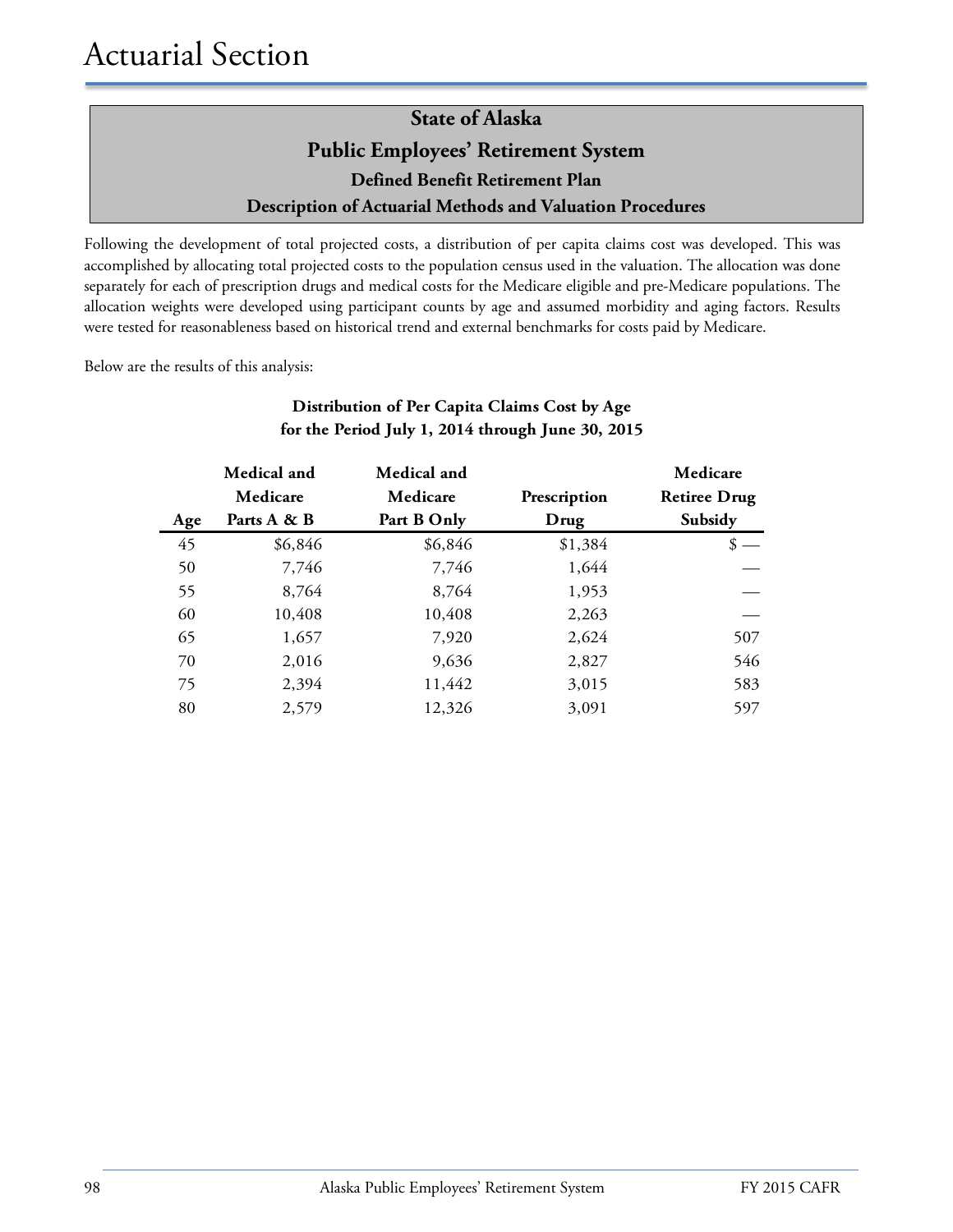# Actuarial Section

## State of Alaska
## Public Employees' Retirement System
### Defined Benefit Retirement Plan
### Description of Actuarial Methods and Valuation Procedures

Following the development of total projected costs, a distribution of per capita claims cost was developed. This was accomplished by allocating total projected costs to the population census used in the valuation. The allocation was done separately for each of prescription drugs and medical costs for the Medicare eligible and pre-Medicare populations. The allocation weights were developed using participant counts by age and assumed morbidity and aging factors. Results were tested for reasonableness based on historical trend and external benchmarks for costs paid by Medicare.

Below are the results of this analysis:

**Distribution of Per Capita Claims Cost by Age for the Period July 1, 2014 through June 30, 2015**

| Age | Medical and Medicare Parts A & B | Medical and Medicare Part B Only | Prescription Drug | Medicare Retiree Drug Subsidy |
|---|---|---|---|---|
| 45 | $6,846 | $6,846 | $1,384 | $ — |
| 50 | 7,746 | 7,746 | 1,644 | — |
| 55 | 8,764 | 8,764 | 1,953 | — |
| 60 | 10,408 | 10,408 | 2,263 | — |
| 65 | 1,657 | 7,920 | 2,624 | 507 |
| 70 | 2,016 | 9,636 | 2,827 | 546 |
| 75 | 2,394 | 11,442 | 3,015 | 583 |
| 80 | 2,579 | 12,326 | 3,091 | 597 |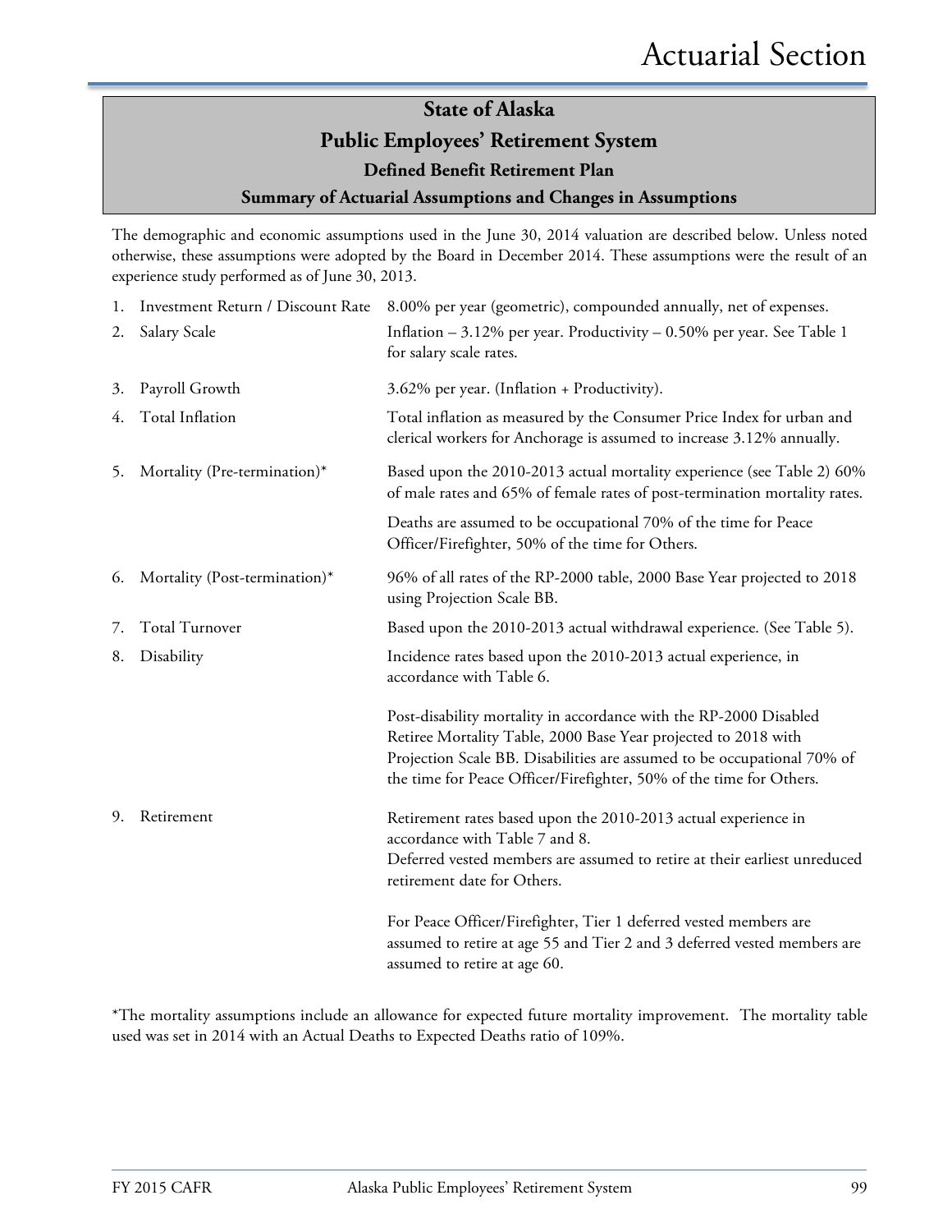## State of Alaska

## Public Employees' Retirement System

### Defined Benefit Retirement Plan

### Summary of Actuarial Assumptions and Changes in Assumptions

The demographic and economic assumptions used in the June 30, 2014 valuation are described below. Unless noted otherwise, these assumptions were adopted by the Board in December 2014. These assumptions were the result of an experience study performed as of June 30, 2013.

1. **Investment Return / Discount Rate** — 8.00% per year (geometric), compounded annually, net of expenses.

2. **Salary Scale** — Inflation – 3.12% per year. Productivity – 0.50% per year. See Table 1 for salary scale rates.

3. **Payroll Growth** — 3.62% per year. (Inflation + Productivity).

4. **Total Inflation** — Total inflation as measured by the Consumer Price Index for urban and clerical workers for Anchorage is assumed to increase 3.12% annually.

5. **Mortality (Pre-termination)*** — Based upon the 2010-2013 actual mortality experience (see Table 2) 60% of male rates and 65% of female rates of post-termination mortality rates.

   Deaths are assumed to be occupational 70% of the time for Peace Officer/Firefighter, 50% of the time for Others.

6. **Mortality (Post-termination)*** — 96% of all rates of the RP-2000 table, 2000 Base Year projected to 2018 using Projection Scale BB.

7. **Total Turnover** — Based upon the 2010-2013 actual withdrawal experience. (See Table 5).

8. **Disability** — Incidence rates based upon the 2010-2013 actual experience, in accordance with Table 6.

   Post-disability mortality in accordance with the RP-2000 Disabled Retiree Mortality Table, 2000 Base Year projected to 2018 with Projection Scale BB. Disabilities are assumed to be occupational 70% of the time for Peace Officer/Firefighter, 50% of the time for Others.

9. **Retirement** — Retirement rates based upon the 2010-2013 actual experience in accordance with Table 7 and 8.
   Deferred vested members are assumed to retire at their earliest unreduced retirement date for Others.

   For Peace Officer/Firefighter, Tier 1 deferred vested members are assumed to retire at age 55 and Tier 2 and 3 deferred vested members are assumed to retire at age 60.

*The mortality assumptions include an allowance for expected future mortality improvement. The mortality table used was set in 2014 with an Actual Deaths to Expected Deaths ratio of 109%.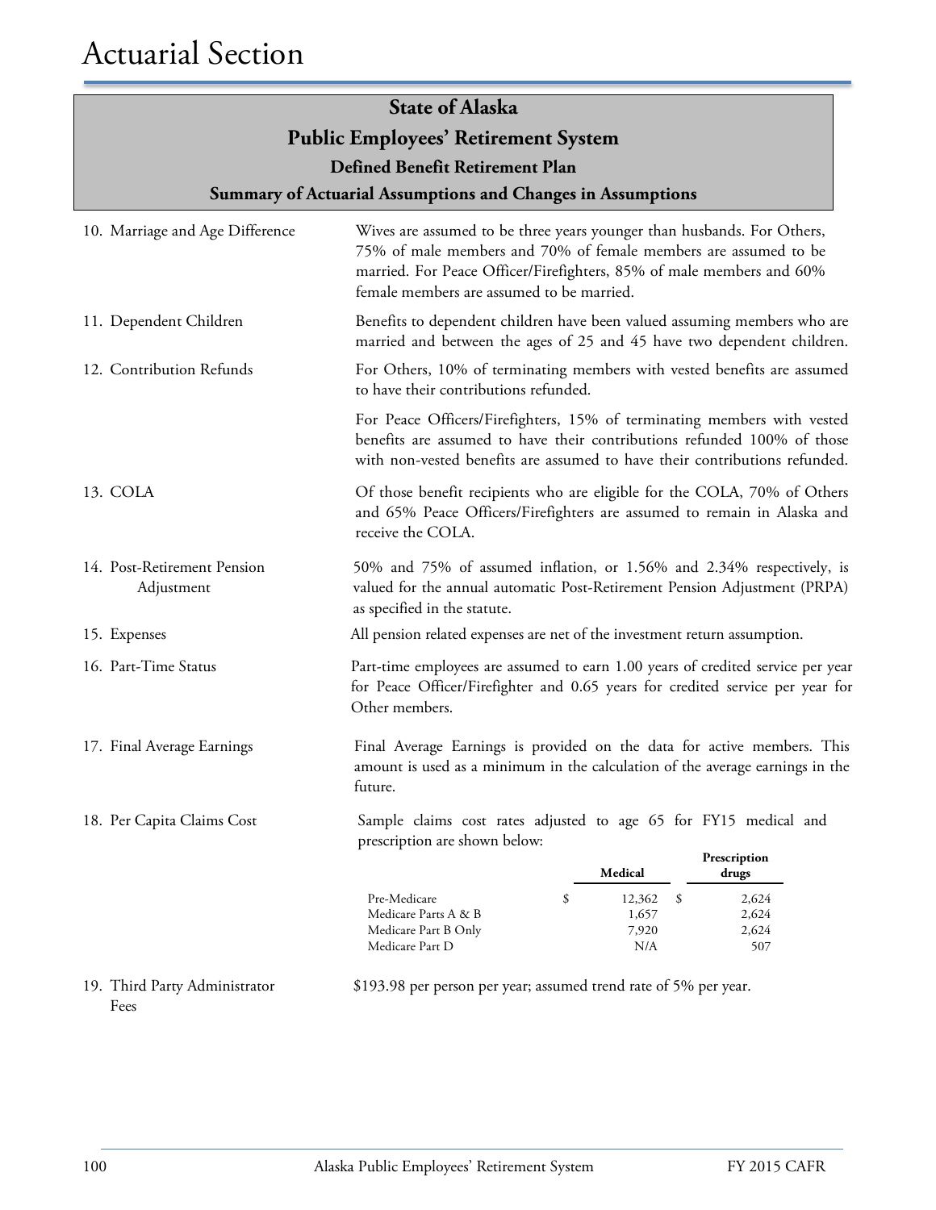# Actuarial Section

## State of Alaska
## Public Employees' Retirement System
### Defined Benefit Retirement Plan
### Summary of Actuarial Assumptions and Changes in Assumptions

10. Marriage and Age Difference

Wives are assumed to be three years younger than husbands. For Others, 75% of male members and 70% of female members are assumed to be married. For Peace Officer/Firefighters, 85% of male members and 60% female members are assumed to be married.

11. Dependent Children

Benefits to dependent children have been valued assuming members who are married and between the ages of 25 and 45 have two dependent children.

12. Contribution Refunds

For Others, 10% of terminating members with vested benefits are assumed to have their contributions refunded.

For Peace Officers/Firefighters, 15% of terminating members with vested benefits are assumed to have their contributions refunded 100% of those with non-vested benefits are assumed to have their contributions refunded.

13. COLA

Of those benefit recipients who are eligible for the COLA, 70% of Others and 65% Peace Officers/Firefighters are assumed to remain in Alaska and receive the COLA.

14. Post-Retirement Pension Adjustment

50% and 75% of assumed inflation, or 1.56% and 2.34% respectively, is valued for the annual automatic Post-Retirement Pension Adjustment (PRPA) as specified in the statute.

15. Expenses

All pension related expenses are net of the investment return assumption.

16. Part-Time Status

Part-time employees are assumed to earn 1.00 years of credited service per year for Peace Officer/Firefighter and 0.65 years for credited service per year for Other members.

17. Final Average Earnings

Final Average Earnings is provided on the data for active members. This amount is used as a minimum in the calculation of the average earnings in the future.

18. Per Capita Claims Cost

Sample claims cost rates adjusted to age 65 for FY15 medical and prescription are shown below:

| | Medical | Prescription drugs |
|---|---|---|
| Pre-Medicare | $ 12,362 | $ 2,624 |
| Medicare Parts A & B | 1,657 | 2,624 |
| Medicare Part B Only | 7,920 | 2,624 |
| Medicare Part D | N/A | 507 |

19. Third Party Administrator Fees

$193.98 per person per year; assumed trend rate of 5% per year.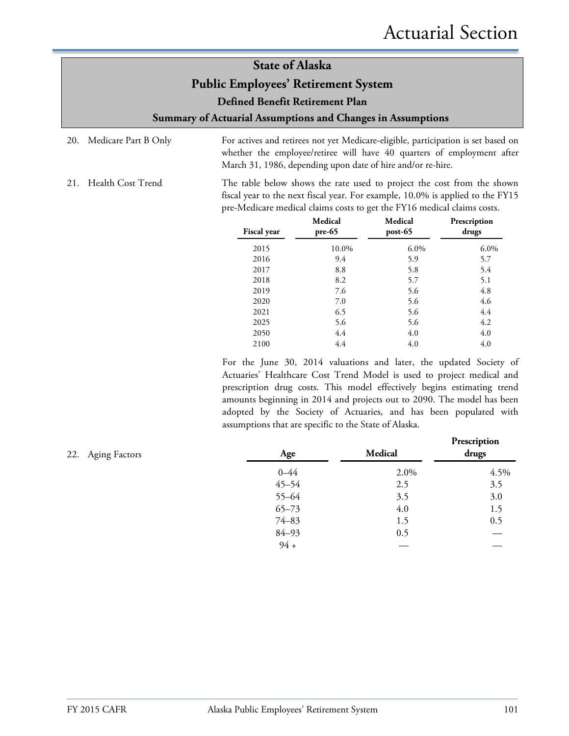## State of Alaska

## Public Employees' Retirement System

### Defined Benefit Retirement Plan

### Summary of Actuarial Assumptions and Changes in Assumptions

20. Medicare Part B Only

For actives and retirees not yet Medicare-eligible, participation is set based on whether the employee/retiree will have 40 quarters of employment after March 31, 1986, depending upon date of hire and/or re-hire.

21. Health Cost Trend

The table below shows the rate used to project the cost from the shown fiscal year to the next fiscal year. For example, 10.0% is applied to the FY15 pre-Medicare medical claims costs to get the FY16 medical claims costs.

| Fiscal year | Medical pre-65 | Medical post-65 | Prescription drugs |
|---|---|---|---|
| 2015 | 10.0% | 6.0% | 6.0% |
| 2016 | 9.4 | 5.9 | 5.7 |
| 2017 | 8.8 | 5.8 | 5.4 |
| 2018 | 8.2 | 5.7 | 5.1 |
| 2019 | 7.6 | 5.6 | 4.8 |
| 2020 | 7.0 | 5.6 | 4.6 |
| 2021 | 6.5 | 5.6 | 4.4 |
| 2025 | 5.6 | 5.6 | 4.2 |
| 2050 | 4.4 | 4.0 | 4.0 |
| 2100 | 4.4 | 4.0 | 4.0 |

For the June 30, 2014 valuations and later, the updated Society of Actuaries' Healthcare Cost Trend Model is used to project medical and prescription drug costs. This model effectively begins estimating trend amounts beginning in 2014 and projects out to 2090. The model has been adopted by the Society of Actuaries, and has been populated with assumptions that are specific to the State of Alaska.

22. Aging Factors

| Age | Medical | Prescription drugs |
|---|---|---|
| 0–44 | 2.0% | 4.5% |
| 45–54 | 2.5 | 3.5 |
| 55–64 | 3.5 | 3.0 |
| 65–73 | 4.0 | 1.5 |
| 74–83 | 1.5 | 0.5 |
| 84–93 | 0.5 | — |
| 94 + | — | — |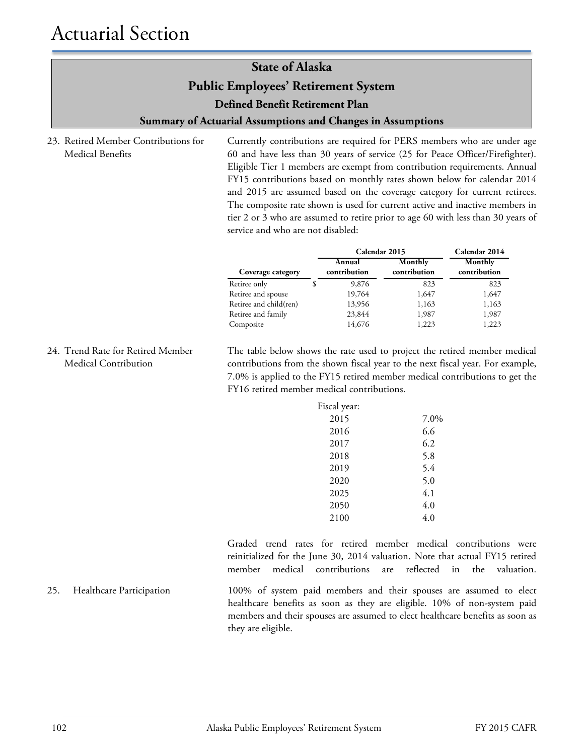# State of Alaska

## Public Employees' Retirement System

### Defined Benefit Retirement Plan

#### Summary of Actuarial Assumptions and Changes in Assumptions

23. Retired Member Contributions for Medical Benefits

Currently contributions are required for PERS members who are under age 60 and have less than 30 years of service (25 for Peace Officer/Firefighter). Eligible Tier 1 members are exempt from contribution requirements. Annual FY15 contributions based on monthly rates shown below for calendar 2014 and 2015 are assumed based on the coverage category for current retirees. The composite rate shown is used for current active and inactive members in tier 2 or 3 who are assumed to retire prior to age 60 with less than 30 years of service and who are not disabled:

| | Calendar 2015 | | Calendar 2014 |
|---|---|---|---|
| Coverage category | Annual contribution | Monthly contribution | Monthly contribution |
| Retiree only | $ 9,876 | 823 | 823 |
| Retiree and spouse | 19,764 | 1,647 | 1,647 |
| Retiree and child(ren) | 13,956 | 1,163 | 1,163 |
| Retiree and family | 23,844 | 1,987 | 1,987 |
| Composite | 14,676 | 1,223 | 1,223 |

24. Trend Rate for Retired Member Medical Contribution

The table below shows the rate used to project the retired member medical contributions from the shown fiscal year to the next fiscal year. For example, 7.0% is applied to the FY15 retired member medical contributions to get the FY16 retired member medical contributions.

| Fiscal year: | |
|---|---|
| 2015 | 7.0% |
| 2016 | 6.6 |
| 2017 | 6.2 |
| 2018 | 5.8 |
| 2019 | 5.4 |
| 2020 | 5.0 |
| 2025 | 4.1 |
| 2050 | 4.0 |
| 2100 | 4.0 |

Graded trend rates for retired member medical contributions were reinitialized for the June 30, 2014 valuation. Note that actual FY15 retired member medical contributions are reflected in the valuation.

25. Healthcare Participation

100% of system paid members and their spouses are assumed to elect healthcare benefits as soon as they are eligible. 10% of non-system paid members and their spouses are assumed to elect healthcare benefits as soon as they are eligible.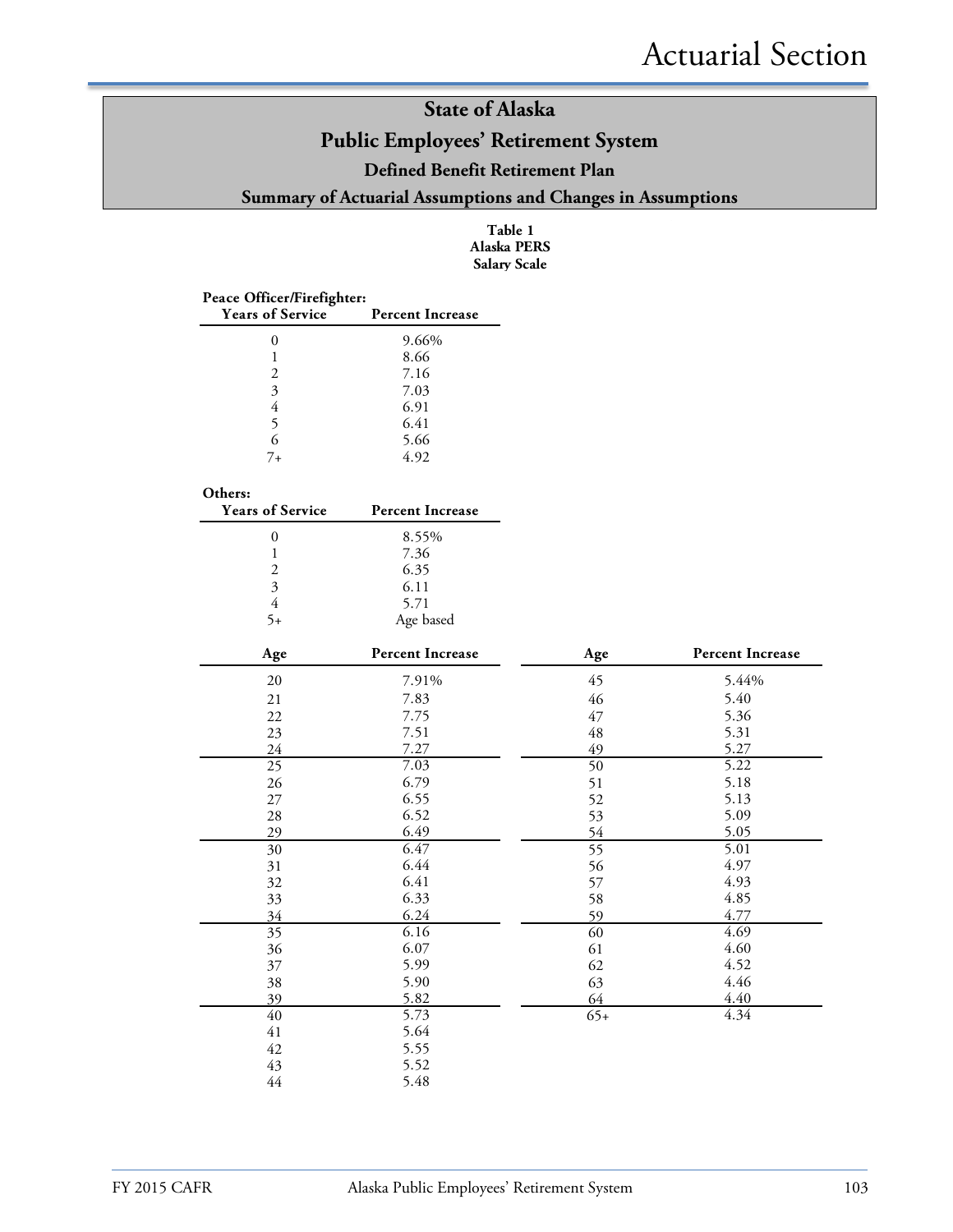# State of Alaska

## Public Employees' Retirement System

### Defined Benefit Retirement Plan

### Summary of Actuarial Assumptions and Changes in Assumptions

**Table 1**
**Alaska PERS**
**Salary Scale**

**Peace Officer/Firefighter:**

| Years of Service | Percent Increase |
|---|---|
| 0 | 9.66% |
| 1 | 8.66 |
| 2 | 7.16 |
| 3 | 7.03 |
| 4 | 6.91 |
| 5 | 6.41 |
| 6 | 5.66 |
| 7+ | 4.92 |

**Others:**

| Years of Service | Percent Increase |
|---|---|
| 0 | 8.55% |
| 1 | 7.36 |
| 2 | 6.35 |
| 3 | 6.11 |
| 4 | 5.71 |
| 5+ | Age based |

| Age | Percent Increase | Age | Percent Increase |
|---|---|---|---|
| 20 | 7.91% | 45 | 5.44% |
| 21 | 7.83 | 46 | 5.40 |
| 22 | 7.75 | 47 | 5.36 |
| 23 | 7.51 | 48 | 5.31 |
| 24 | 7.27 | 49 | 5.27 |
| 25 | 7.03 | 50 | 5.22 |
| 26 | 6.79 | 51 | 5.18 |
| 27 | 6.55 | 52 | 5.13 |
| 28 | 6.52 | 53 | 5.09 |
| 29 | 6.49 | 54 | 5.05 |
| 30 | 6.47 | 55 | 5.01 |
| 31 | 6.44 | 56 | 4.97 |
| 32 | 6.41 | 57 | 4.93 |
| 33 | 6.33 | 58 | 4.85 |
| 34 | 6.24 | 59 | 4.77 |
| 35 | 6.16 | 60 | 4.69 |
| 36 | 6.07 | 61 | 4.60 |
| 37 | 5.99 | 62 | 4.52 |
| 38 | 5.90 | 63 | 4.46 |
| 39 | 5.82 | 64 | 4.40 |
| 40 | 5.73 | 65+ | 4.34 |
| 41 | 5.64 | | |
| 42 | 5.55 | | |
| 43 | 5.52 | | |
| 44 | 5.48 | | |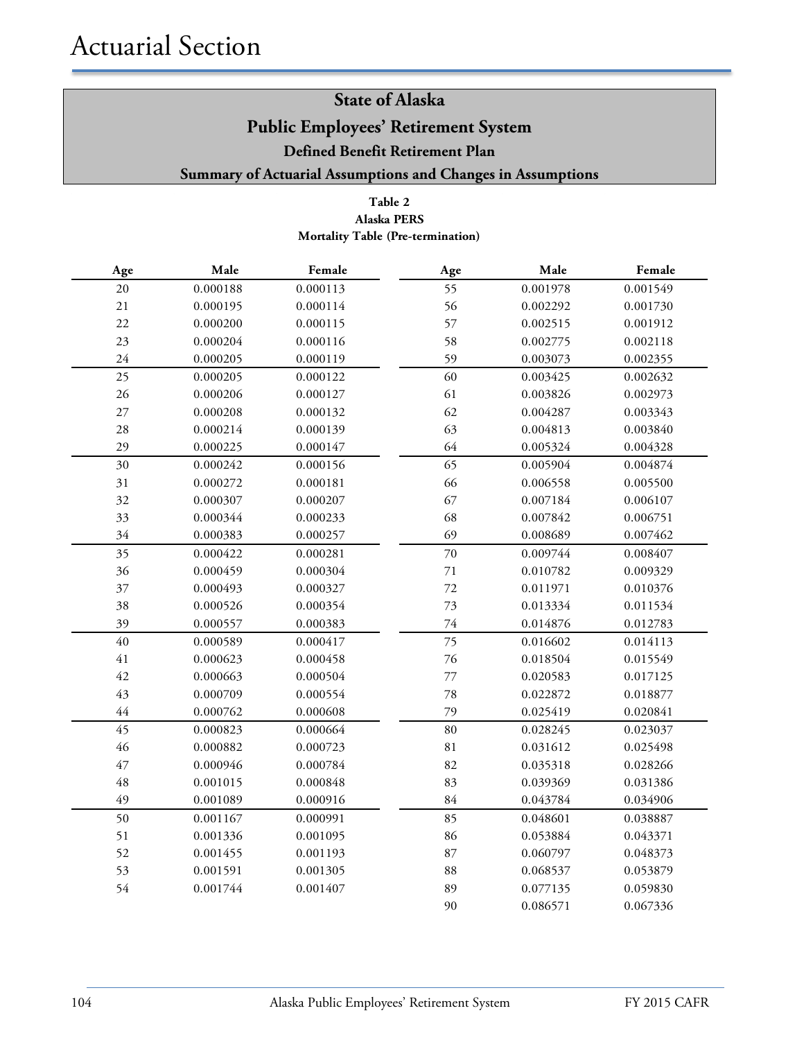# Actuarial Section

## State of Alaska
## Public Employees' Retirement System
### Defined Benefit Retirement Plan
### Summary of Actuarial Assumptions and Changes in Assumptions

**Table 2**
**Alaska PERS**
**Mortality Table (Pre-termination)**

| Age | Male | Female | Age | Male | Female |
|---|---|---|---|---|---|
| 20 | 0.000188 | 0.000113 | 55 | 0.001978 | 0.001549 |
| 21 | 0.000195 | 0.000114 | 56 | 0.002292 | 0.001730 |
| 22 | 0.000200 | 0.000115 | 57 | 0.002515 | 0.001912 |
| 23 | 0.000204 | 0.000116 | 58 | 0.002775 | 0.002118 |
| 24 | 0.000205 | 0.000119 | 59 | 0.003073 | 0.002355 |
| 25 | 0.000205 | 0.000122 | 60 | 0.003425 | 0.002632 |
| 26 | 0.000206 | 0.000127 | 61 | 0.003826 | 0.002973 |
| 27 | 0.000208 | 0.000132 | 62 | 0.004287 | 0.003343 |
| 28 | 0.000214 | 0.000139 | 63 | 0.004813 | 0.003840 |
| 29 | 0.000225 | 0.000147 | 64 | 0.005324 | 0.004328 |
| 30 | 0.000242 | 0.000156 | 65 | 0.005904 | 0.004874 |
| 31 | 0.000272 | 0.000181 | 66 | 0.006558 | 0.005500 |
| 32 | 0.000307 | 0.000207 | 67 | 0.007184 | 0.006107 |
| 33 | 0.000344 | 0.000233 | 68 | 0.007842 | 0.006751 |
| 34 | 0.000383 | 0.000257 | 69 | 0.008689 | 0.007462 |
| 35 | 0.000422 | 0.000281 | 70 | 0.009744 | 0.008407 |
| 36 | 0.000459 | 0.000304 | 71 | 0.010782 | 0.009329 |
| 37 | 0.000493 | 0.000327 | 72 | 0.011971 | 0.010376 |
| 38 | 0.000526 | 0.000354 | 73 | 0.013334 | 0.011534 |
| 39 | 0.000557 | 0.000383 | 74 | 0.014876 | 0.012783 |
| 40 | 0.000589 | 0.000417 | 75 | 0.016602 | 0.014113 |
| 41 | 0.000623 | 0.000458 | 76 | 0.018504 | 0.015549 |
| 42 | 0.000663 | 0.000504 | 77 | 0.020583 | 0.017125 |
| 43 | 0.000709 | 0.000554 | 78 | 0.022872 | 0.018877 |
| 44 | 0.000762 | 0.000608 | 79 | 0.025419 | 0.020841 |
| 45 | 0.000823 | 0.000664 | 80 | 0.028245 | 0.023037 |
| 46 | 0.000882 | 0.000723 | 81 | 0.031612 | 0.025498 |
| 47 | 0.000946 | 0.000784 | 82 | 0.035318 | 0.028266 |
| 48 | 0.001015 | 0.000848 | 83 | 0.039369 | 0.031386 |
| 49 | 0.001089 | 0.000916 | 84 | 0.043784 | 0.034906 |
| 50 | 0.001167 | 0.000991 | 85 | 0.048601 | 0.038887 |
| 51 | 0.001336 | 0.001095 | 86 | 0.053884 | 0.043371 |
| 52 | 0.001455 | 0.001193 | 87 | 0.060797 | 0.048373 |
| 53 | 0.001591 | 0.001305 | 88 | 0.068537 | 0.053879 |
| 54 | 0.001744 | 0.001407 | 89 | 0.077135 | 0.059830 |
| | | | 90 | 0.086571 | 0.067336 |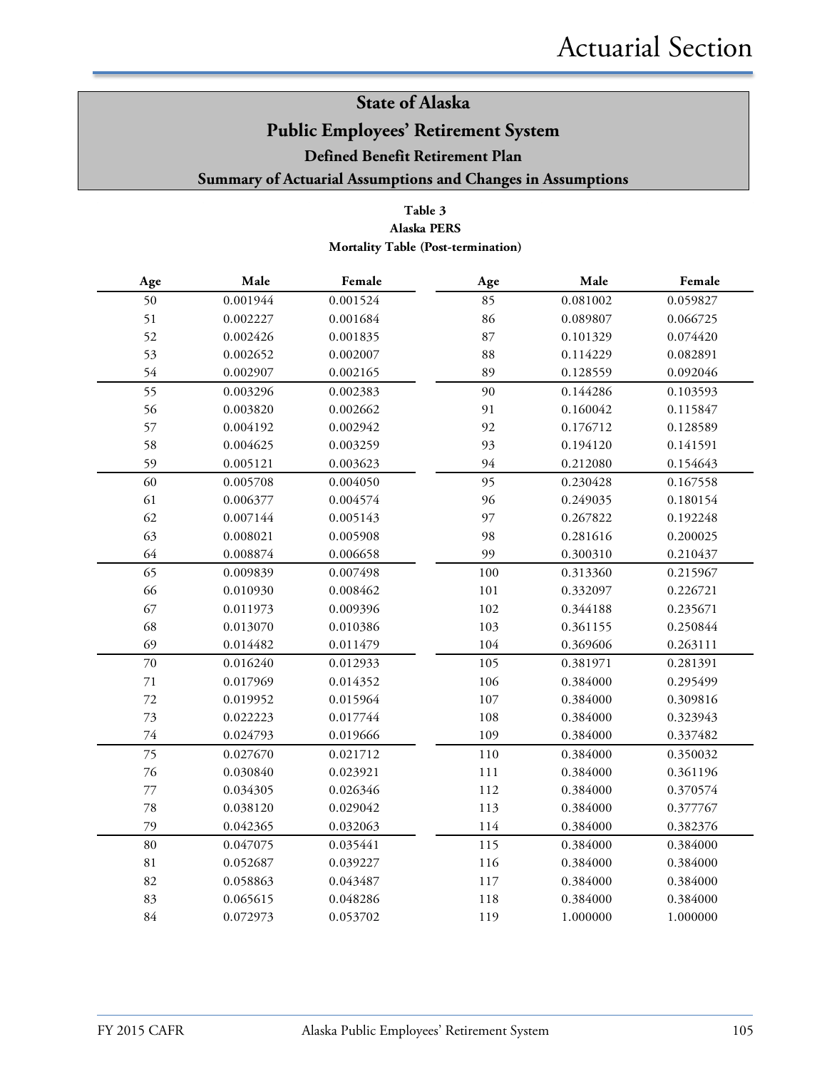## State of Alaska

## Public Employees' Retirement System

### Defined Benefit Retirement Plan

### Summary of Actuarial Assumptions and Changes in Assumptions

**Table 3**
**Alaska PERS**
**Mortality Table (Post-termination)**

| Age | Male | Female | Age | Male | Female |
|---|---|---|---|---|---|
| 50 | 0.001944 | 0.001524 | 85 | 0.081002 | 0.059827 |
| 51 | 0.002227 | 0.001684 | 86 | 0.089807 | 0.066725 |
| 52 | 0.002426 | 0.001835 | 87 | 0.101329 | 0.074420 |
| 53 | 0.002652 | 0.002007 | 88 | 0.114229 | 0.082891 |
| 54 | 0.002907 | 0.002165 | 89 | 0.128559 | 0.092046 |
| 55 | 0.003296 | 0.002383 | 90 | 0.144286 | 0.103593 |
| 56 | 0.003820 | 0.002662 | 91 | 0.160042 | 0.115847 |
| 57 | 0.004192 | 0.002942 | 92 | 0.176712 | 0.128589 |
| 58 | 0.004625 | 0.003259 | 93 | 0.194120 | 0.141591 |
| 59 | 0.005121 | 0.003623 | 94 | 0.212080 | 0.154643 |
| 60 | 0.005708 | 0.004050 | 95 | 0.230428 | 0.167558 |
| 61 | 0.006377 | 0.004574 | 96 | 0.249035 | 0.180154 |
| 62 | 0.007144 | 0.005143 | 97 | 0.267822 | 0.192248 |
| 63 | 0.008021 | 0.005908 | 98 | 0.281616 | 0.200025 |
| 64 | 0.008874 | 0.006658 | 99 | 0.300310 | 0.210437 |
| 65 | 0.009839 | 0.007498 | 100 | 0.313360 | 0.215967 |
| 66 | 0.010930 | 0.008462 | 101 | 0.332097 | 0.226721 |
| 67 | 0.011973 | 0.009396 | 102 | 0.344188 | 0.235671 |
| 68 | 0.013070 | 0.010386 | 103 | 0.361155 | 0.250844 |
| 69 | 0.014482 | 0.011479 | 104 | 0.369606 | 0.263111 |
| 70 | 0.016240 | 0.012933 | 105 | 0.381971 | 0.281391 |
| 71 | 0.017969 | 0.014352 | 106 | 0.384000 | 0.295499 |
| 72 | 0.019952 | 0.015964 | 107 | 0.384000 | 0.309816 |
| 73 | 0.022223 | 0.017744 | 108 | 0.384000 | 0.323943 |
| 74 | 0.024793 | 0.019666 | 109 | 0.384000 | 0.337482 |
| 75 | 0.027670 | 0.021712 | 110 | 0.384000 | 0.350032 |
| 76 | 0.030840 | 0.023921 | 111 | 0.384000 | 0.361196 |
| 77 | 0.034305 | 0.026346 | 112 | 0.384000 | 0.370574 |
| 78 | 0.038120 | 0.029042 | 113 | 0.384000 | 0.377767 |
| 79 | 0.042365 | 0.032063 | 114 | 0.384000 | 0.382376 |
| 80 | 0.047075 | 0.035441 | 115 | 0.384000 | 0.384000 |
| 81 | 0.052687 | 0.039227 | 116 | 0.384000 | 0.384000 |
| 82 | 0.058863 | 0.043487 | 117 | 0.384000 | 0.384000 |
| 83 | 0.065615 | 0.048286 | 118 | 0.384000 | 0.384000 |
| 84 | 0.072973 | 0.053702 | 119 | 1.000000 | 1.000000 |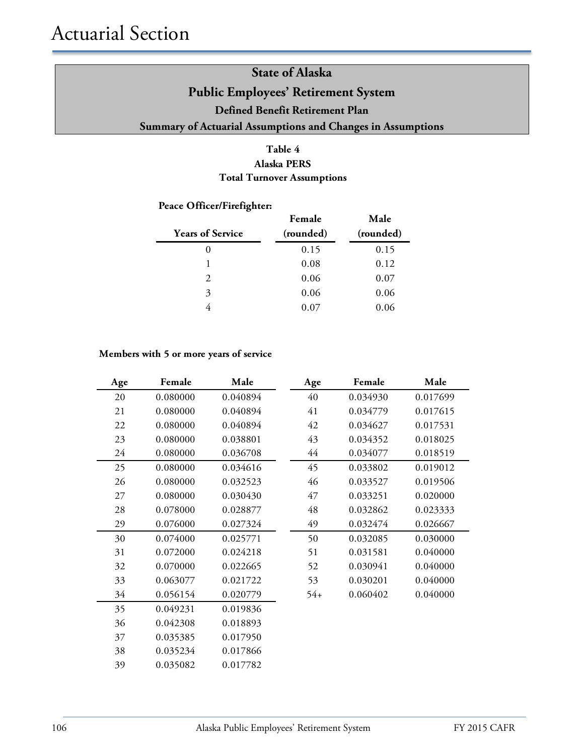# Actuarial Section

## State of Alaska
## Public Employees' Retirement System
### Defined Benefit Retirement Plan
### Summary of Actuarial Assumptions and Changes in Assumptions

**Table 4**
**Alaska PERS**
**Total Turnover Assumptions**

**Peace Officer/Firefighter:**

| Years of Service | Female (rounded) | Male (rounded) |
|---|---|---|
| 0 | 0.15 | 0.15 |
| 1 | 0.08 | 0.12 |
| 2 | 0.06 | 0.07 |
| 3 | 0.06 | 0.06 |
| 4 | 0.07 | 0.06 |

**Members with 5 or more years of service**

| Age | Female | Male |
|---|---|---|
| 20 | 0.080000 | 0.040894 |
| 21 | 0.080000 | 0.040894 |
| 22 | 0.080000 | 0.040894 |
| 23 | 0.080000 | 0.038801 |
| 24 | 0.080000 | 0.036708 |
| 25 | 0.080000 | 0.034616 |
| 26 | 0.080000 | 0.032523 |
| 27 | 0.080000 | 0.030430 |
| 28 | 0.078000 | 0.028877 |
| 29 | 0.076000 | 0.027324 |
| 30 | 0.074000 | 0.025771 |
| 31 | 0.072000 | 0.024218 |
| 32 | 0.070000 | 0.022665 |
| 33 | 0.063077 | 0.021722 |
| 34 | 0.056154 | 0.020779 |
| 35 | 0.049231 | 0.019836 |
| 36 | 0.042308 | 0.018893 |
| 37 | 0.035385 | 0.017950 |
| 38 | 0.035234 | 0.017866 |
| 39 | 0.035082 | 0.017782 |
| 40 | 0.034930 | 0.017699 |
| 41 | 0.034779 | 0.017615 |
| 42 | 0.034627 | 0.017531 |
| 43 | 0.034352 | 0.018025 |
| 44 | 0.034077 | 0.018519 |
| 45 | 0.033802 | 0.019012 |
| 46 | 0.033527 | 0.019506 |
| 47 | 0.033251 | 0.020000 |
| 48 | 0.032862 | 0.023333 |
| 49 | 0.032474 | 0.026667 |
| 50 | 0.032085 | 0.030000 |
| 51 | 0.031581 | 0.040000 |
| 52 | 0.030941 | 0.040000 |
| 53 | 0.030201 | 0.040000 |
| 54+ | 0.060402 | 0.040000 |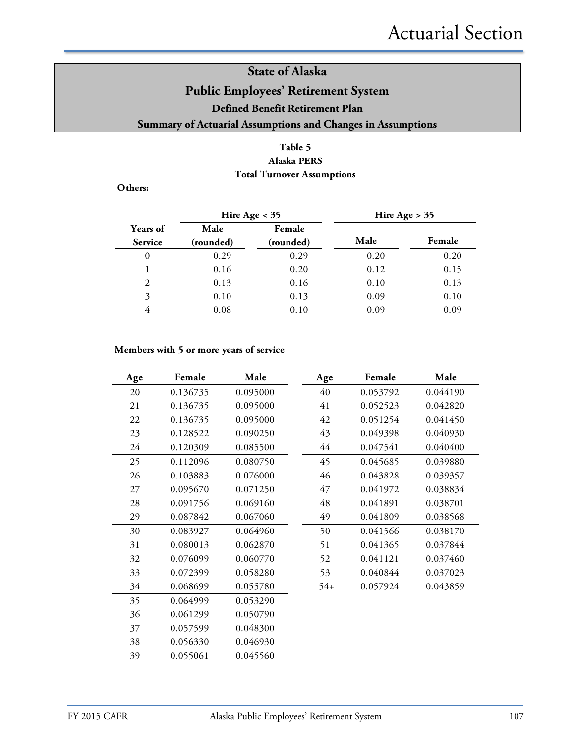## State of Alaska
## Public Employees' Retirement System
### Defined Benefit Retirement Plan
### Summary of Actuarial Assumptions and Changes in Assumptions

**Table 5**
**Alaska PERS**
**Total Turnover Assumptions**

**Others:**

| Years of Service | Hire Age < 35 | | Hire Age > 35 | |
|---|---|---|---|---|
| | Male (rounded) | Female (rounded) | Male | Female |
| 0 | 0.29 | 0.29 | 0.20 | 0.20 |
| 1 | 0.16 | 0.20 | 0.12 | 0.15 |
| 2 | 0.13 | 0.16 | 0.10 | 0.13 |
| 3 | 0.10 | 0.13 | 0.09 | 0.10 |
| 4 | 0.08 | 0.10 | 0.09 | 0.09 |

**Members with 5 or more years of service**

| Age | Female | Male |
|---|---|---|
| 20 | 0.136735 | 0.095000 |
| 21 | 0.136735 | 0.095000 |
| 22 | 0.136735 | 0.095000 |
| 23 | 0.128522 | 0.090250 |
| 24 | 0.120309 | 0.085500 |
| 25 | 0.112096 | 0.080750 |
| 26 | 0.103883 | 0.076000 |
| 27 | 0.095670 | 0.071250 |
| 28 | 0.091756 | 0.069160 |
| 29 | 0.087842 | 0.067060 |
| 30 | 0.083927 | 0.064960 |
| 31 | 0.080013 | 0.062870 |
| 32 | 0.076099 | 0.060770 |
| 33 | 0.072399 | 0.058280 |
| 34 | 0.068699 | 0.055780 |
| 35 | 0.064999 | 0.053290 |
| 36 | 0.061299 | 0.050790 |
| 37 | 0.057599 | 0.048300 |
| 38 | 0.056330 | 0.046930 |
| 39 | 0.055061 | 0.045560 |
| 40 | 0.053792 | 0.044190 |
| 41 | 0.052523 | 0.042820 |
| 42 | 0.051254 | 0.041450 |
| 43 | 0.049398 | 0.040930 |
| 44 | 0.047541 | 0.040400 |
| 45 | 0.045685 | 0.039880 |
| 46 | 0.043828 | 0.039357 |
| 47 | 0.041972 | 0.038834 |
| 48 | 0.041891 | 0.038701 |
| 49 | 0.041809 | 0.038568 |
| 50 | 0.041566 | 0.038170 |
| 51 | 0.041365 | 0.037844 |
| 52 | 0.041121 | 0.037460 |
| 53 | 0.040844 | 0.037023 |
| 54+ | 0.057924 | 0.043859 |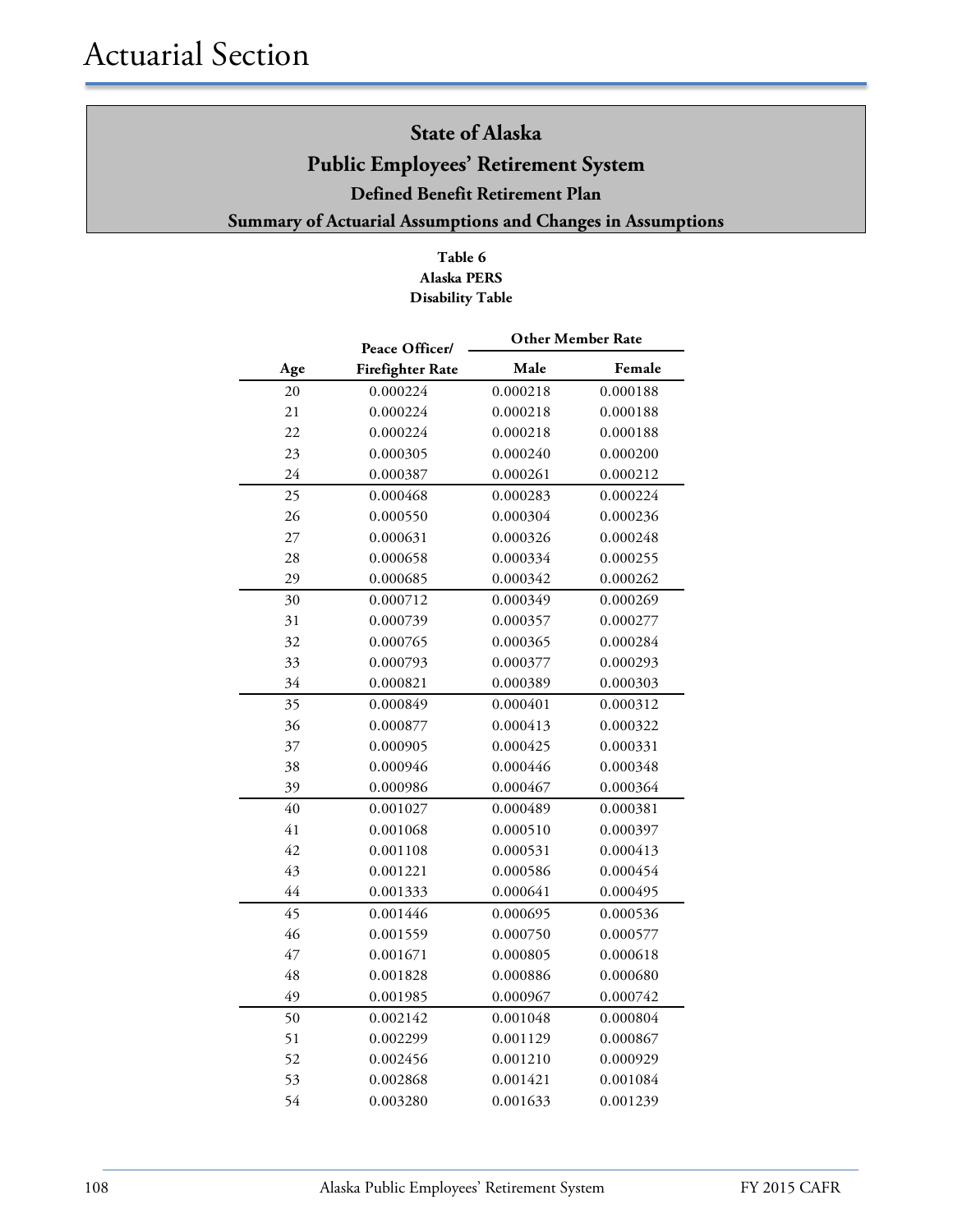# Actuarial Section

## State of Alaska

## Public Employees' Retirement System

### Defined Benefit Retirement Plan

### Summary of Actuarial Assumptions and Changes in Assumptions

**Table 6**
**Alaska PERS**
**Disability Table**

| Age | Peace Officer/ Firefighter Rate | Other Member Rate | |
|---|---|---|---|
| | | Male | Female |
| 20 | 0.000224 | 0.000218 | 0.000188 |
| 21 | 0.000224 | 0.000218 | 0.000188 |
| 22 | 0.000224 | 0.000218 | 0.000188 |
| 23 | 0.000305 | 0.000240 | 0.000200 |
| 24 | 0.000387 | 0.000261 | 0.000212 |
| 25 | 0.000468 | 0.000283 | 0.000224 |
| 26 | 0.000550 | 0.000304 | 0.000236 |
| 27 | 0.000631 | 0.000326 | 0.000248 |
| 28 | 0.000658 | 0.000334 | 0.000255 |
| 29 | 0.000685 | 0.000342 | 0.000262 |
| 30 | 0.000712 | 0.000349 | 0.000269 |
| 31 | 0.000739 | 0.000357 | 0.000277 |
| 32 | 0.000765 | 0.000365 | 0.000284 |
| 33 | 0.000793 | 0.000377 | 0.000293 |
| 34 | 0.000821 | 0.000389 | 0.000303 |
| 35 | 0.000849 | 0.000401 | 0.000312 |
| 36 | 0.000877 | 0.000413 | 0.000322 |
| 37 | 0.000905 | 0.000425 | 0.000331 |
| 38 | 0.000946 | 0.000446 | 0.000348 |
| 39 | 0.000986 | 0.000467 | 0.000364 |
| 40 | 0.001027 | 0.000489 | 0.000381 |
| 41 | 0.001068 | 0.000510 | 0.000397 |
| 42 | 0.001108 | 0.000531 | 0.000413 |
| 43 | 0.001221 | 0.000586 | 0.000454 |
| 44 | 0.001333 | 0.000641 | 0.000495 |
| 45 | 0.001446 | 0.000695 | 0.000536 |
| 46 | 0.001559 | 0.000750 | 0.000577 |
| 47 | 0.001671 | 0.000805 | 0.000618 |
| 48 | 0.001828 | 0.000886 | 0.000680 |
| 49 | 0.001985 | 0.000967 | 0.000742 |
| 50 | 0.002142 | 0.001048 | 0.000804 |
| 51 | 0.002299 | 0.001129 | 0.000867 |
| 52 | 0.002456 | 0.001210 | 0.000929 |
| 53 | 0.002868 | 0.001421 | 0.001084 |
| 54 | 0.003280 | 0.001633 | 0.001239 |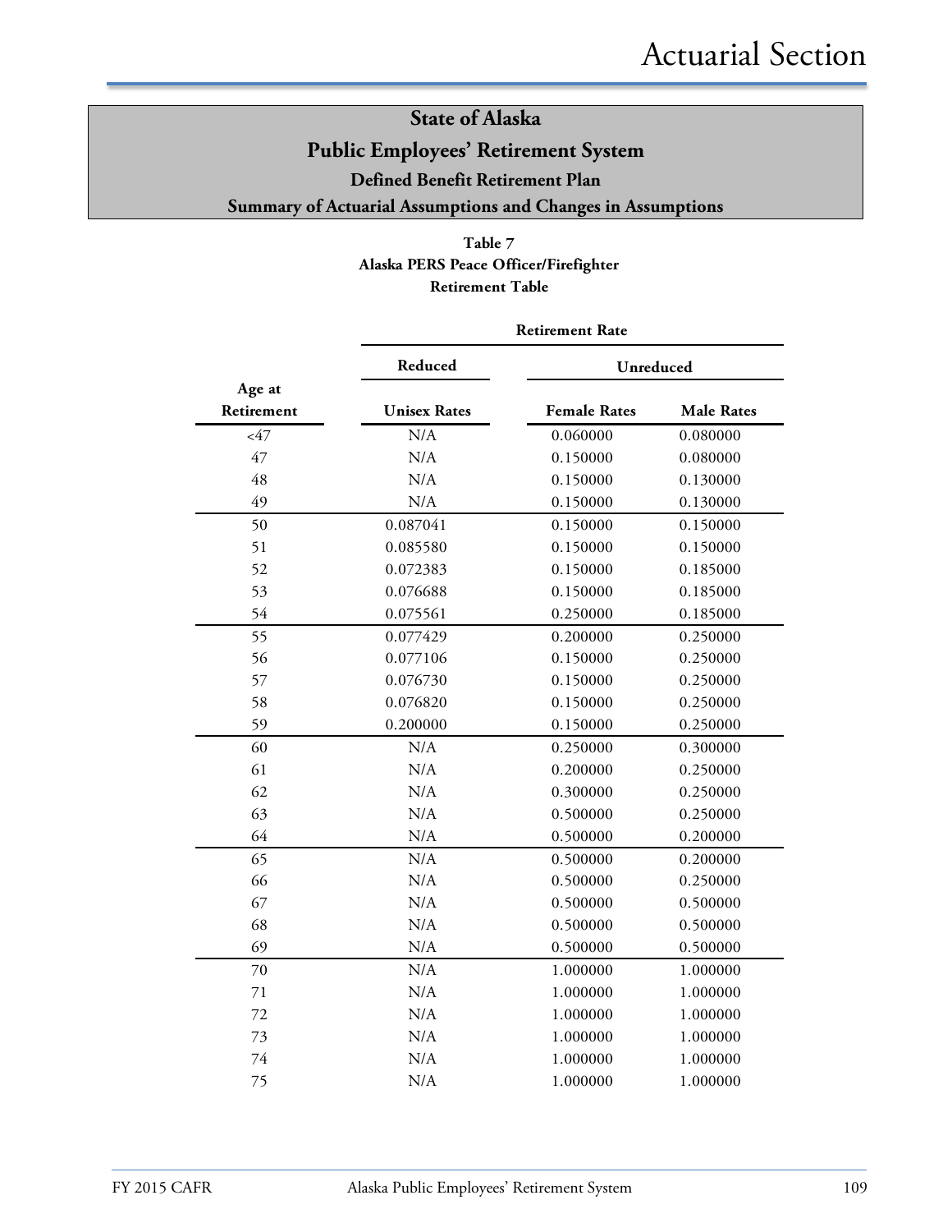# State of Alaska
## Public Employees' Retirement System
### Defined Benefit Retirement Plan
### Summary of Actuarial Assumptions and Changes in Assumptions

**Table 7**
**Alaska PERS Peace Officer/Firefighter**
**Retirement Table**

| | Retirement Rate | | |
|---|---|---|---|
| | Reduced | Unreduced | |
| Age at Retirement | Unisex Rates | Female Rates | Male Rates |
| <47 | N/A | 0.060000 | 0.080000 |
| 47 | N/A | 0.150000 | 0.080000 |
| 48 | N/A | 0.150000 | 0.130000 |
| 49 | N/A | 0.150000 | 0.130000 |
| 50 | 0.087041 | 0.150000 | 0.150000 |
| 51 | 0.085580 | 0.150000 | 0.150000 |
| 52 | 0.072383 | 0.150000 | 0.185000 |
| 53 | 0.076688 | 0.150000 | 0.185000 |
| 54 | 0.075561 | 0.250000 | 0.185000 |
| 55 | 0.077429 | 0.200000 | 0.250000 |
| 56 | 0.077106 | 0.150000 | 0.250000 |
| 57 | 0.076730 | 0.150000 | 0.250000 |
| 58 | 0.076820 | 0.150000 | 0.250000 |
| 59 | 0.200000 | 0.150000 | 0.250000 |
| 60 | N/A | 0.250000 | 0.300000 |
| 61 | N/A | 0.200000 | 0.250000 |
| 62 | N/A | 0.300000 | 0.250000 |
| 63 | N/A | 0.500000 | 0.250000 |
| 64 | N/A | 0.500000 | 0.200000 |
| 65 | N/A | 0.500000 | 0.200000 |
| 66 | N/A | 0.500000 | 0.250000 |
| 67 | N/A | 0.500000 | 0.500000 |
| 68 | N/A | 0.500000 | 0.500000 |
| 69 | N/A | 0.500000 | 0.500000 |
| 70 | N/A | 1.000000 | 1.000000 |
| 71 | N/A | 1.000000 | 1.000000 |
| 72 | N/A | 1.000000 | 1.000000 |
| 73 | N/A | 1.000000 | 1.000000 |
| 74 | N/A | 1.000000 | 1.000000 |
| 75 | N/A | 1.000000 | 1.000000 |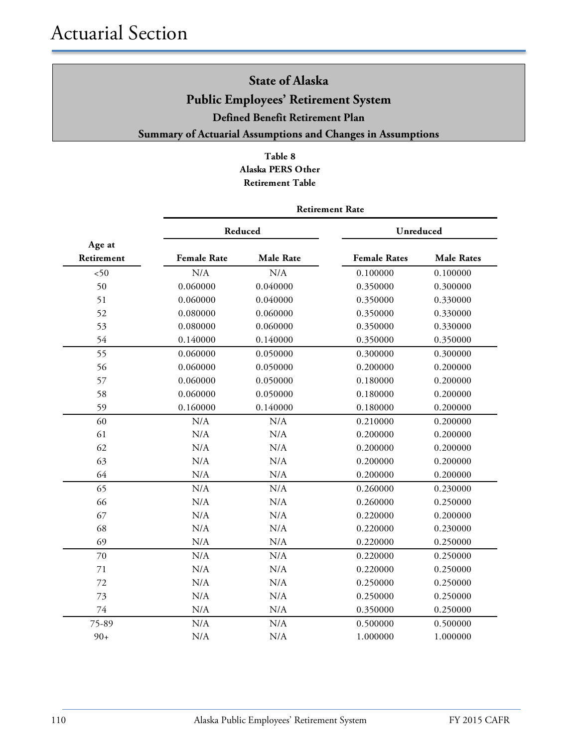# State of Alaska
## Public Employees' Retirement System
### Defined Benefit Retirement Plan
### Summary of Actuarial Assumptions and Changes in Assumptions

**Table 8**
**Alaska PERS Other**
**Retirement Table**

| Age at Retirement | Retirement Rate | | | |
|---|---|---|---|---|
| | Reduced | | Unreduced | |
| | Female Rate | Male Rate | Female Rates | Male Rates |
| <50 | N/A | N/A | 0.100000 | 0.100000 |
| 50 | 0.060000 | 0.040000 | 0.350000 | 0.300000 |
| 51 | 0.060000 | 0.040000 | 0.350000 | 0.330000 |
| 52 | 0.080000 | 0.060000 | 0.350000 | 0.330000 |
| 53 | 0.080000 | 0.060000 | 0.350000 | 0.330000 |
| 54 | 0.140000 | 0.140000 | 0.350000 | 0.350000 |
| 55 | 0.060000 | 0.050000 | 0.300000 | 0.300000 |
| 56 | 0.060000 | 0.050000 | 0.200000 | 0.200000 |
| 57 | 0.060000 | 0.050000 | 0.180000 | 0.200000 |
| 58 | 0.060000 | 0.050000 | 0.180000 | 0.200000 |
| 59 | 0.160000 | 0.140000 | 0.180000 | 0.200000 |
| 60 | N/A | N/A | 0.210000 | 0.200000 |
| 61 | N/A | N/A | 0.200000 | 0.200000 |
| 62 | N/A | N/A | 0.200000 | 0.200000 |
| 63 | N/A | N/A | 0.200000 | 0.200000 |
| 64 | N/A | N/A | 0.200000 | 0.200000 |
| 65 | N/A | N/A | 0.260000 | 0.230000 |
| 66 | N/A | N/A | 0.260000 | 0.250000 |
| 67 | N/A | N/A | 0.220000 | 0.200000 |
| 68 | N/A | N/A | 0.220000 | 0.230000 |
| 69 | N/A | N/A | 0.220000 | 0.250000 |
| 70 | N/A | N/A | 0.220000 | 0.250000 |
| 71 | N/A | N/A | 0.220000 | 0.250000 |
| 72 | N/A | N/A | 0.250000 | 0.250000 |
| 73 | N/A | N/A | 0.250000 | 0.250000 |
| 74 | N/A | N/A | 0.350000 | 0.250000 |
| 75-89 | N/A | N/A | 0.500000 | 0.500000 |
| 90+ | N/A | N/A | 1.000000 | 1.000000 |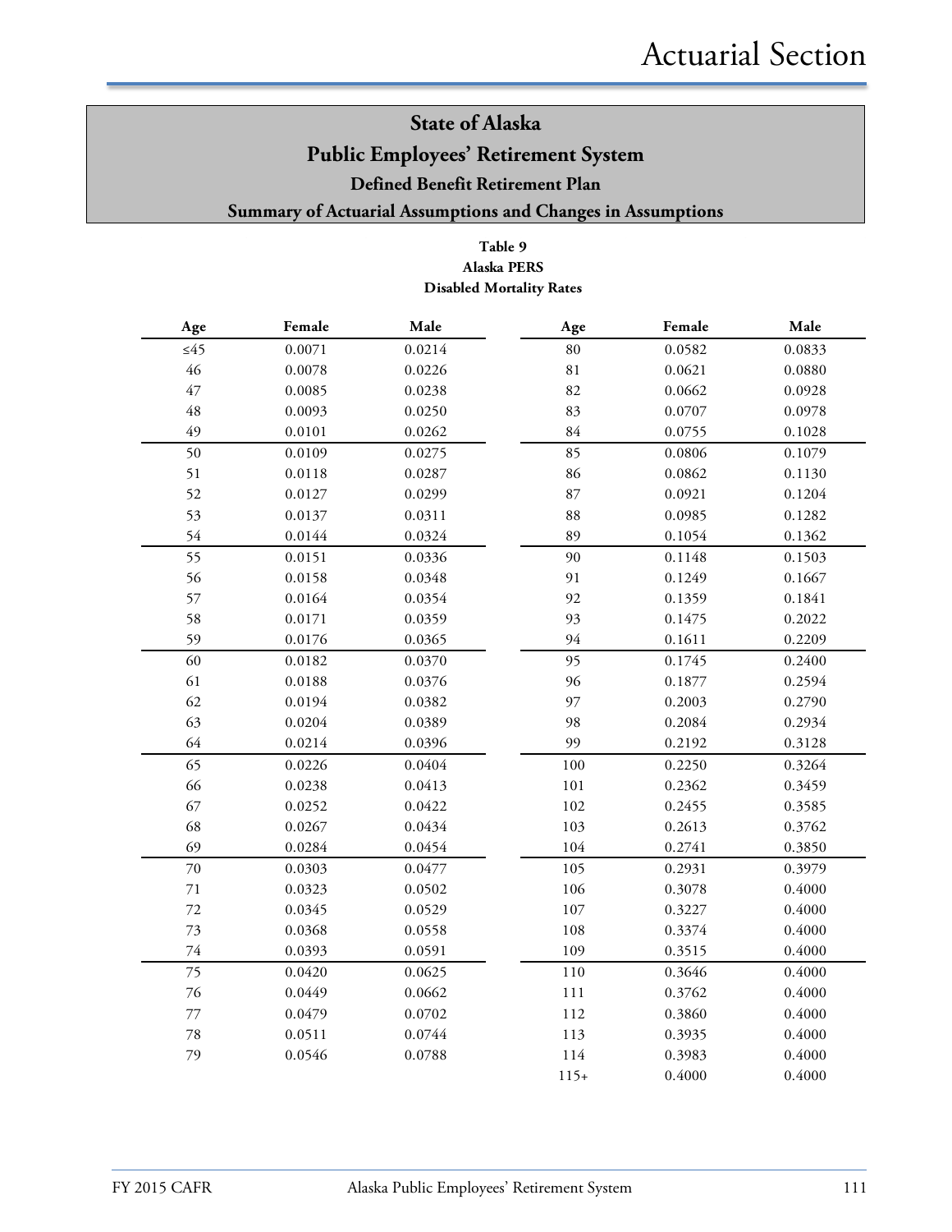# State of Alaska

## Public Employees' Retirement System

### Defined Benefit Retirement Plan

### Summary of Actuarial Assumptions and Changes in Assumptions

**Table 9**
**Alaska PERS**
**Disabled Mortality Rates**

| Age | Female | Male | Age | Female | Male |
|---|---|---|---|---|---|
| ≤45 | 0.0071 | 0.0214 | 80 | 0.0582 | 0.0833 |
| 46 | 0.0078 | 0.0226 | 81 | 0.0621 | 0.0880 |
| 47 | 0.0085 | 0.0238 | 82 | 0.0662 | 0.0928 |
| 48 | 0.0093 | 0.0250 | 83 | 0.0707 | 0.0978 |
| 49 | 0.0101 | 0.0262 | 84 | 0.0755 | 0.1028 |
| 50 | 0.0109 | 0.0275 | 85 | 0.0806 | 0.1079 |
| 51 | 0.0118 | 0.0287 | 86 | 0.0862 | 0.1130 |
| 52 | 0.0127 | 0.0299 | 87 | 0.0921 | 0.1204 |
| 53 | 0.0137 | 0.0311 | 88 | 0.0985 | 0.1282 |
| 54 | 0.0144 | 0.0324 | 89 | 0.1054 | 0.1362 |
| 55 | 0.0151 | 0.0336 | 90 | 0.1148 | 0.1503 |
| 56 | 0.0158 | 0.0348 | 91 | 0.1249 | 0.1667 |
| 57 | 0.0164 | 0.0354 | 92 | 0.1359 | 0.1841 |
| 58 | 0.0171 | 0.0359 | 93 | 0.1475 | 0.2022 |
| 59 | 0.0176 | 0.0365 | 94 | 0.1611 | 0.2209 |
| 60 | 0.0182 | 0.0370 | 95 | 0.1745 | 0.2400 |
| 61 | 0.0188 | 0.0376 | 96 | 0.1877 | 0.2594 |
| 62 | 0.0194 | 0.0382 | 97 | 0.2003 | 0.2790 |
| 63 | 0.0204 | 0.0389 | 98 | 0.2084 | 0.2934 |
| 64 | 0.0214 | 0.0396 | 99 | 0.2192 | 0.3128 |
| 65 | 0.0226 | 0.0404 | 100 | 0.2250 | 0.3264 |
| 66 | 0.0238 | 0.0413 | 101 | 0.2362 | 0.3459 |
| 67 | 0.0252 | 0.0422 | 102 | 0.2455 | 0.3585 |
| 68 | 0.0267 | 0.0434 | 103 | 0.2613 | 0.3762 |
| 69 | 0.0284 | 0.0454 | 104 | 0.2741 | 0.3850 |
| 70 | 0.0303 | 0.0477 | 105 | 0.2931 | 0.3979 |
| 71 | 0.0323 | 0.0502 | 106 | 0.3078 | 0.4000 |
| 72 | 0.0345 | 0.0529 | 107 | 0.3227 | 0.4000 |
| 73 | 0.0368 | 0.0558 | 108 | 0.3374 | 0.4000 |
| 74 | 0.0393 | 0.0591 | 109 | 0.3515 | 0.4000 |
| 75 | 0.0420 | 0.0625 | 110 | 0.3646 | 0.4000 |
| 76 | 0.0449 | 0.0662 | 111 | 0.3762 | 0.4000 |
| 77 | 0.0479 | 0.0702 | 112 | 0.3860 | 0.4000 |
| 78 | 0.0511 | 0.0744 | 113 | 0.3935 | 0.4000 |
| 79 | 0.0546 | 0.0788 | 114 | 0.3983 | 0.4000 |
| | | | 115+ | 0.4000 | 0.4000 |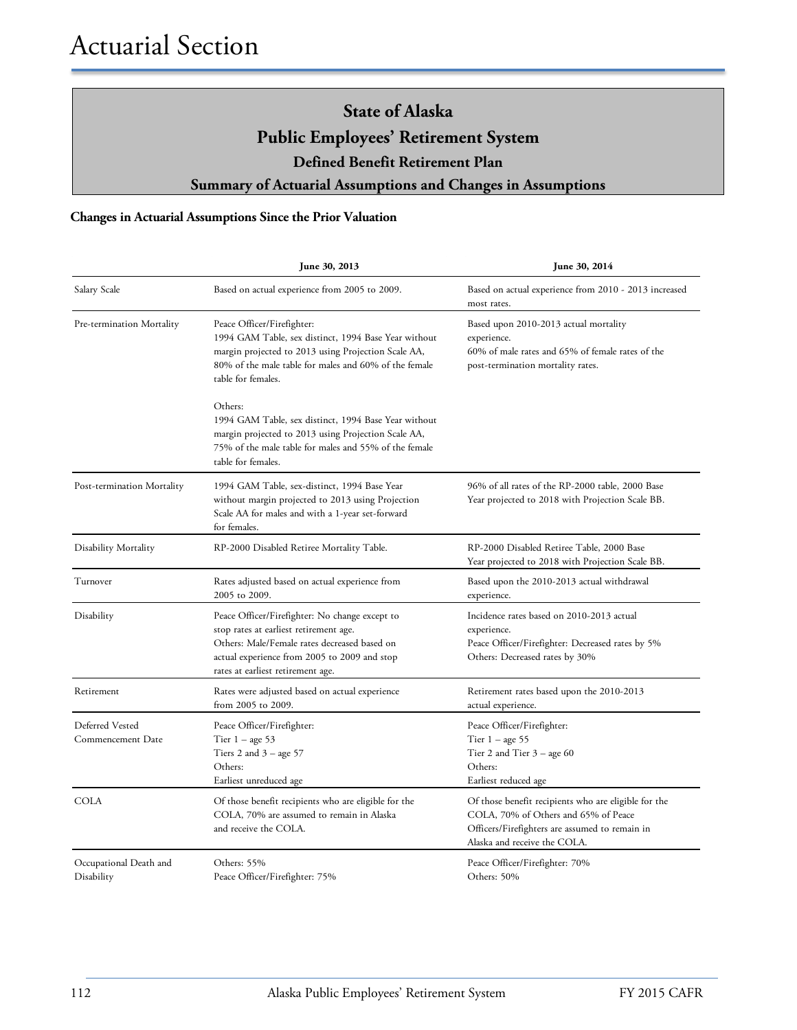# Actuarial Section

## State of Alaska
## Public Employees' Retirement System
### Defined Benefit Retirement Plan
### Summary of Actuarial Assumptions and Changes in Assumptions

**Changes in Actuarial Assumptions Since the Prior Valuation**

| | June 30, 2013 | June 30, 2014 |
|---|---|---|
| Salary Scale | Based on actual experience from 2005 to 2009. | Based on actual experience from 2010 - 2013 increased most rates. |
| Pre-termination Mortality | Peace Officer/Firefighter: 1994 GAM Table, sex distinct, 1994 Base Year without margin projected to 2013 using Projection Scale AA, 80% of the male table for males and 60% of the female table for females.<br><br>Others: 1994 GAM Table, sex distinct, 1994 Base Year without margin projected to 2013 using Projection Scale AA, 75% of the male table for males and 55% of the female table for females. | Based upon 2010-2013 actual mortality experience. 60% of male rates and 65% of female rates of the post-termination mortality rates. |
| Post-termination Mortality | 1994 GAM Table, sex-distinct, 1994 Base Year without margin projected to 2013 using Projection Scale AA for males and with a 1-year set-forward for females. | 96% of all rates of the RP-2000 table, 2000 Base Year projected to 2018 with Projection Scale BB. |
| Disability Mortality | RP-2000 Disabled Retiree Mortality Table. | RP-2000 Disabled Retiree Table, 2000 Base Year projected to 2018 with Projection Scale BB. |
| Turnover | Rates adjusted based on actual experience from 2005 to 2009. | Based upon the 2010-2013 actual withdrawal experience. |
| Disability | Peace Officer/Firefighter: No change except to stop rates at earliest retirement age. Others: Male/Female rates decreased based on actual experience from 2005 to 2009 and stop rates at earliest retirement age. | Incidence rates based on 2010-2013 actual experience. Peace Officer/Firefighter: Decreased rates by 5% Others: Decreased rates by 30% |
| Retirement | Rates were adjusted based on actual experience from 2005 to 2009. | Retirement rates based upon the 2010-2013 actual experience. |
| Deferred Vested Commencement Date | Peace Officer/Firefighter:<br>Tier 1 – age 53<br>Tiers 2 and 3 – age 57<br>Others:<br>Earliest unreduced age | Peace Officer/Firefighter:<br>Tier 1 – age 55<br>Tier 2 and Tier 3 – age 60<br>Others:<br>Earliest reduced age |
| COLA | Of those benefit recipients who are eligible for the COLA, 70% are assumed to remain in Alaska and receive the COLA. | Of those benefit recipients who are eligible for the COLA, 70% of Others and 65% of Peace Officers/Firefighters are assumed to remain in Alaska and receive the COLA. |
| Occupational Death and Disability | Others: 55%<br>Peace Officer/Firefighter: 75% | Peace Officer/Firefighter: 70%<br>Others: 50% |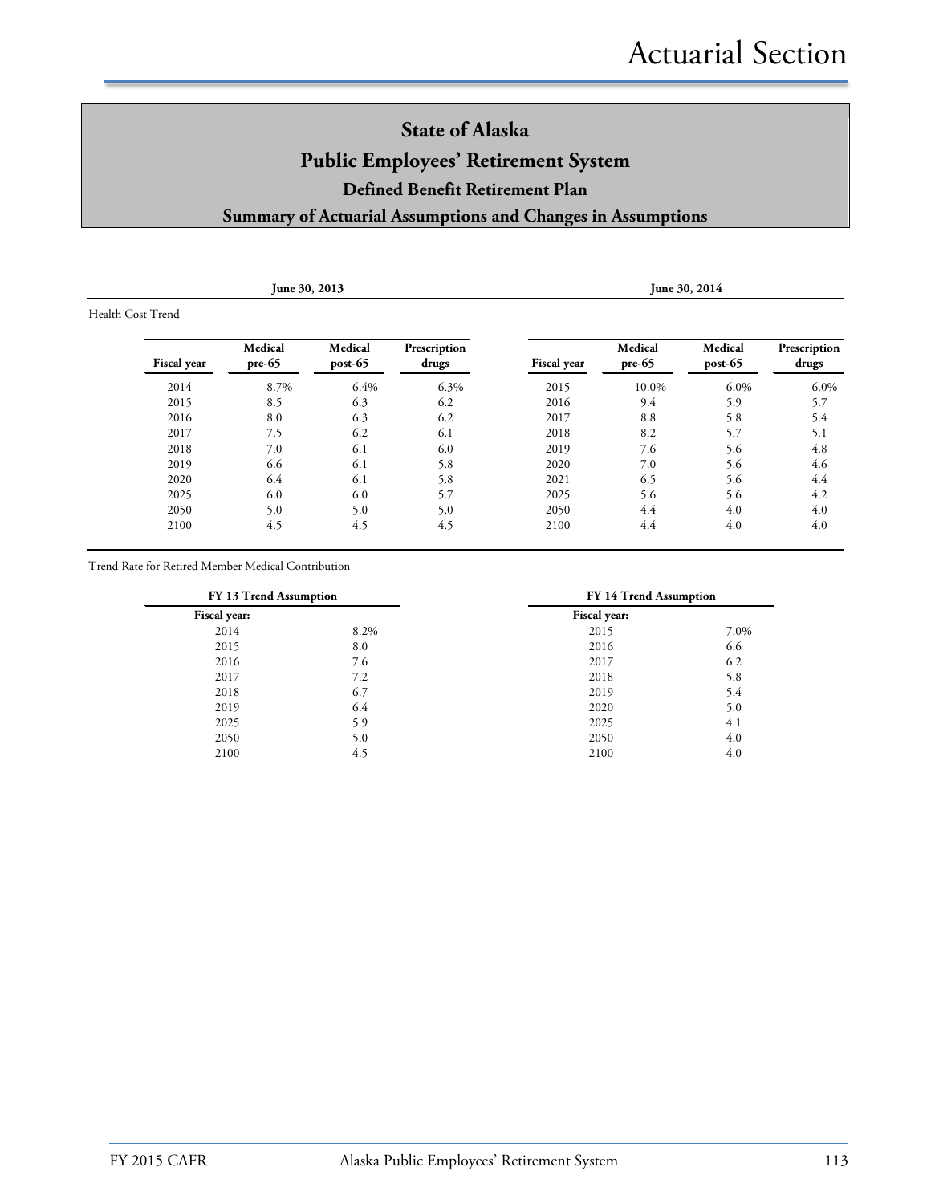# State of Alaska
# Public Employees' Retirement System
## Defined Benefit Retirement Plan
### Summary of Actuarial Assumptions and Changes in Assumptions

| | June 30, 2013 | | | | June 30, 2014 | | |
|---|---|---|---|---|---|---|---|

Health Cost Trend

| Fiscal year | Medical pre-65 | Medical post-65 | Prescription drugs | Fiscal year | Medical pre-65 | Medical post-65 | Prescription drugs |
|---|---|---|---|---|---|---|---|
| 2014 | 8.7% | 6.4% | 6.3% | 2015 | 10.0% | 6.0% | 6.0% |
| 2015 | 8.5 | 6.3 | 6.2 | 2016 | 9.4 | 5.9 | 5.7 |
| 2016 | 8.0 | 6.3 | 6.2 | 2017 | 8.8 | 5.8 | 5.4 |
| 2017 | 7.5 | 6.2 | 6.1 | 2018 | 8.2 | 5.7 | 5.1 |
| 2018 | 7.0 | 6.1 | 6.0 | 2019 | 7.6 | 5.6 | 4.8 |
| 2019 | 6.6 | 6.1 | 5.8 | 2020 | 7.0 | 5.6 | 4.6 |
| 2020 | 6.4 | 6.1 | 5.8 | 2021 | 6.5 | 5.6 | 4.4 |
| 2025 | 6.0 | 6.0 | 5.7 | 2025 | 5.6 | 5.6 | 4.2 |
| 2050 | 5.0 | 5.0 | 5.0 | 2050 | 4.4 | 4.0 | 4.0 |
| 2100 | 4.5 | 4.5 | 4.5 | 2100 | 4.4 | 4.0 | 4.0 |

Trend Rate for Retired Member Medical Contribution

| FY 13 Trend Assumption | | FY 14 Trend Assumption | |
|---|---|---|---|
| **Fiscal year:** | | **Fiscal year:** | |
| 2014 | 8.2% | 2015 | 7.0% |
| 2015 | 8.0 | 2016 | 6.6 |
| 2016 | 7.6 | 2017 | 6.2 |
| 2017 | 7.2 | 2018 | 5.8 |
| 2018 | 6.7 | 2019 | 5.4 |
| 2019 | 6.4 | 2020 | 5.0 |
| 2025 | 5.9 | 2025 | 4.1 |
| 2050 | 5.0 | 2050 | 4.0 |
| 2100 | 4.5 | 2100 | 4.0 |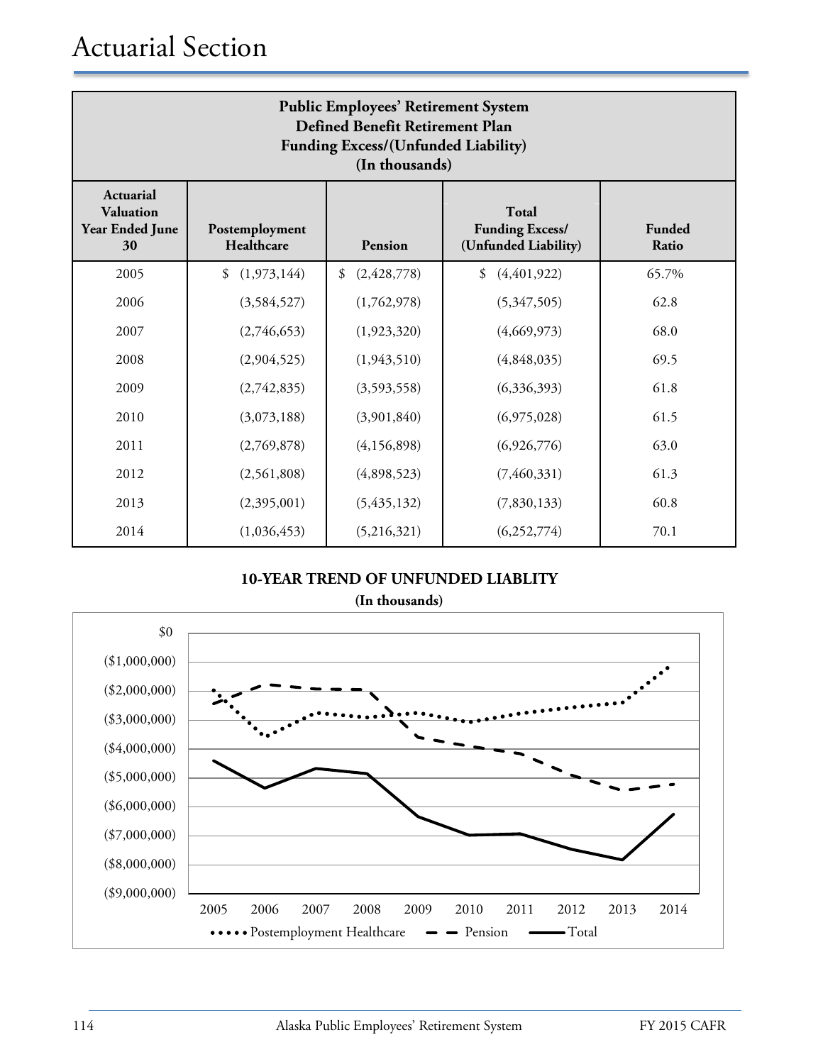# Actuarial Section

**Public Employees' Retirement System**
**Defined Benefit Retirement Plan**
**Funding Excess/(Unfunded Liability)**
**(In thousands)**

| Actuarial Valuation Year Ended June 30 | Postemployment Healthcare | Pension | Total Funding Excess/ (Unfunded Liability) | Funded Ratio |
|---|---|---|---|---|
| 2005 | $ (1,973,144) | $ (2,428,778) | $ (4,401,922) | 65.7% |
| 2006 | (3,584,527) | (1,762,978) | (5,347,505) | 62.8 |
| 2007 | (2,746,653) | (1,923,320) | (4,669,973) | 68.0 |
| 2008 | (2,904,525) | (1,943,510) | (4,848,035) | 69.5 |
| 2009 | (2,742,835) | (3,593,558) | (6,336,393) | 61.8 |
| 2010 | (3,073,188) | (3,901,840) | (6,975,028) | 61.5 |
| 2011 | (2,769,878) | (4,156,898) | (6,926,776) | 63.0 |
| 2012 | (2,561,808) | (4,898,523) | (7,460,331) | 61.3 |
| 2013 | (2,395,001) | (5,435,132) | (7,830,133) | 60.8 |
| 2014 | (1,036,453) | (5,216,321) | (6,252,774) | 70.1 |

**10-YEAR TREND OF UNFUNDED LIABLITY**
**(In thousands)**

$0
($1,000,000)
($2,000,000)
($3,000,000)
($4,000,000)
($5,000,000)
($6,000,000)
($7,000,000)
($8,000,000)
($9,000,000)

2005 2006 2007 2008 2009 2010 2011 2012 2013 2014

Postemployment Healthcare — Pension — Total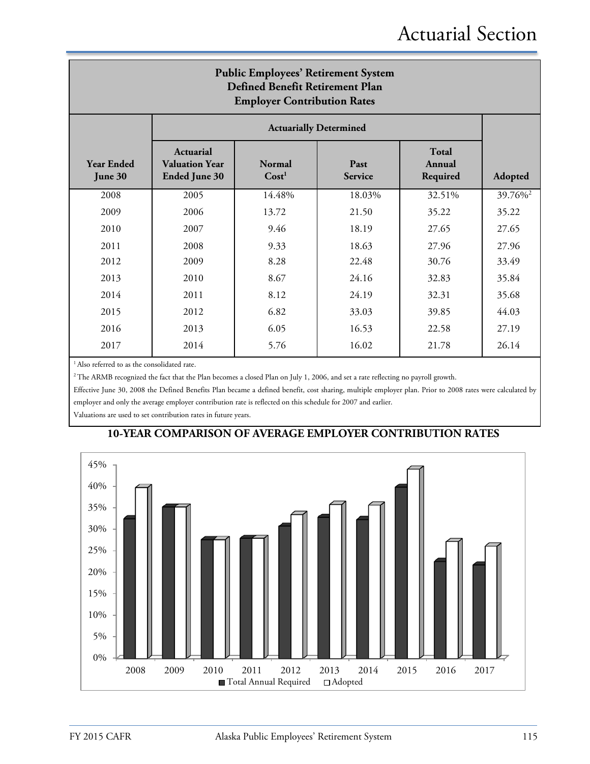## Public Employees' Retirement System Defined Benefit Retirement Plan Employer Contribution Rates

| | Actuarially Determined | | | | |
|---|---|---|---|---|---|
| Year Ended June 30 | Actuarial Valuation Year Ended June 30 | Normal Cost[1] | Past Service | Total Annual Required | Adopted |
| 2008 | 2005 | 14.48% | 18.03% | 32.51% | 39.76%[2] |
| 2009 | 2006 | 13.72 | 21.50 | 35.22 | 35.22 |
| 2010 | 2007 | 9.46 | 18.19 | 27.65 | 27.65 |
| 2011 | 2008 | 9.33 | 18.63 | 27.96 | 27.96 |
| 2012 | 2009 | 8.28 | 22.48 | 30.76 | 33.49 |
| 2013 | 2010 | 8.67 | 24.16 | 32.83 | 35.84 |
| 2014 | 2011 | 8.12 | 24.19 | 32.31 | 35.68 |
| 2015 | 2012 | 6.82 | 33.03 | 39.85 | 44.03 |
| 2016 | 2013 | 6.05 | 16.53 | 22.58 | 27.19 |
| 2017 | 2014 | 5.76 | 16.02 | 21.78 | 26.14 |

[1] Also referred to as the consolidated rate.

[2] The ARMB recognized the fact that the Plan becomes a closed Plan on July 1, 2006, and set a rate reflecting no payroll growth.

Effective June 30, 2008 the Defined Benefits Plan became a defined benefit, cost sharing, multiple employer plan. Prior to 2008 rates were calculated by employer and only the average employer contribution rate is reflected on this schedule for 2007 and earlier.

Valuations are used to set contribution rates in future years.

## 10-YEAR COMPARISON OF AVERAGE EMPLOYER CONTRIBUTION RATES

| Year | Total Annual Required | Adopted |
|---|---|---|
| 2008 | 32.51% | 39.76% |
| 2009 | 35.22% | 35.22% |
| 2010 | 27.65% | 27.65% |
| 2011 | 27.96% | 27.96% |
| 2012 | 30.76% | 33.49% |
| 2013 | 32.83% | 35.84% |
| 2014 | 32.31% | 35.68% |
| 2015 | 39.85% | 44.03% |
| 2016 | 22.58% | 27.19% |
| 2017 | 21.78% | 26.14% |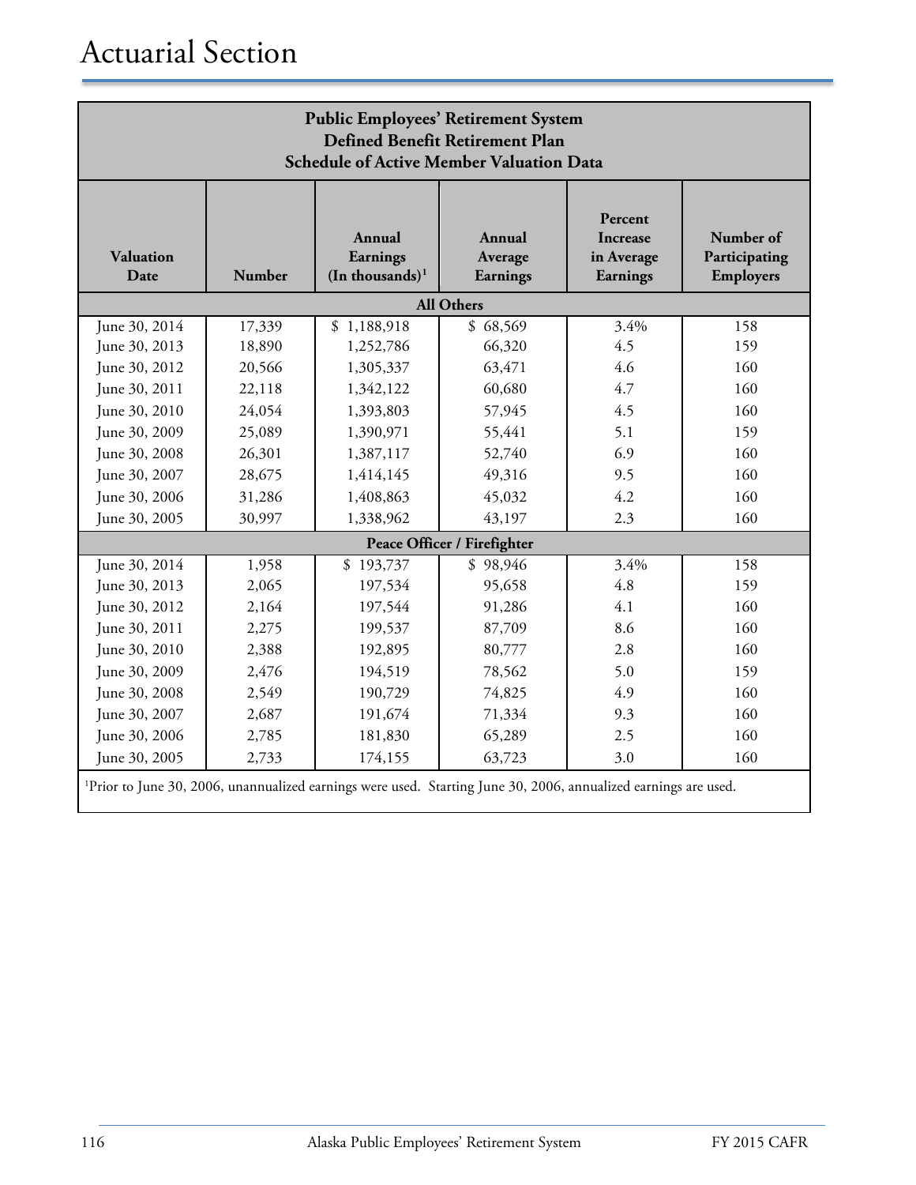# Actuarial Section

**Public Employees' Retirement System**
**Defined Benefit Retirement Plan**
**Schedule of Active Member Valuation Data**

| Valuation Date | Number | Annual Earnings (In thousands)[1] | Annual Average Earnings | Percent Increase in Average Earnings | Number of Participating Employers |
|---|---|---|---|---|---|
| **All Others** | | | | | |
| June 30, 2014 | 17,339 | $ 1,188,918 | $ 68,569 | 3.4% | 158 |
| June 30, 2013 | 18,890 | 1,252,786 | 66,320 | 4.5 | 159 |
| June 30, 2012 | 20,566 | 1,305,337 | 63,471 | 4.6 | 160 |
| June 30, 2011 | 22,118 | 1,342,122 | 60,680 | 4.7 | 160 |
| June 30, 2010 | 24,054 | 1,393,803 | 57,945 | 4.5 | 160 |
| June 30, 2009 | 25,089 | 1,390,971 | 55,441 | 5.1 | 159 |
| June 30, 2008 | 26,301 | 1,387,117 | 52,740 | 6.9 | 160 |
| June 30, 2007 | 28,675 | 1,414,145 | 49,316 | 9.5 | 160 |
| June 30, 2006 | 31,286 | 1,408,863 | 45,032 | 4.2 | 160 |
| June 30, 2005 | 30,997 | 1,338,962 | 43,197 | 2.3 | 160 |
| **Peace Officer / Firefighter** | | | | | |
| June 30, 2014 | 1,958 | $ 193,737 | $ 98,946 | 3.4% | 158 |
| June 30, 2013 | 2,065 | 197,534 | 95,658 | 4.8 | 159 |
| June 30, 2012 | 2,164 | 197,544 | 91,286 | 4.1 | 160 |
| June 30, 2011 | 2,275 | 199,537 | 87,709 | 8.6 | 160 |
| June 30, 2010 | 2,388 | 192,895 | 80,777 | 2.8 | 160 |
| June 30, 2009 | 2,476 | 194,519 | 78,562 | 5.0 | 159 |
| June 30, 2008 | 2,549 | 190,729 | 74,825 | 4.9 | 160 |
| June 30, 2007 | 2,687 | 191,674 | 71,334 | 9.3 | 160 |
| June 30, 2006 | 2,785 | 181,830 | 65,289 | 2.5 | 160 |
| June 30, 2005 | 2,733 | 174,155 | 63,723 | 3.0 | 160 |

[1]Prior to June 30, 2006, unannualized earnings were used. Starting June 30, 2006, annualized earnings are used.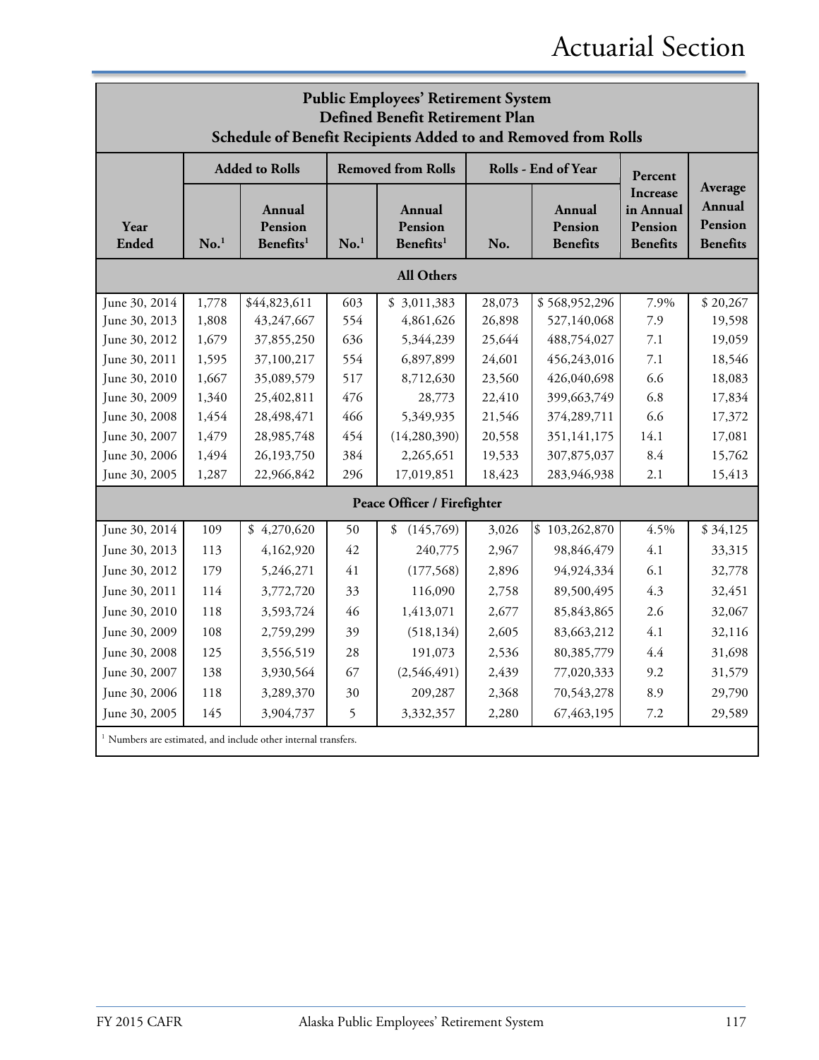# Actuarial Section

| Public Employees' Retirement System<br>Defined Benefit Retirement Plan<br>Schedule of Benefit Recipients Added to and Removed from Rolls | | | | | | | | |
|---|---|---|---|---|---|---|---|---|
| | Added to Rolls | | Removed from Rolls | | Rolls - End of Year | | Percent Increase in Annual Pension Benefits | Average Annual Pension Benefits |
| Year Ended | No.[1] | Annual Pension Benefits[1] | No.[1] | Annual Pension Benefits[1] | No. | Annual Pension Benefits | | |
| **All Others** | | | | | | | | |
| June 30, 2014 | 1,778 | $44,823,611 | 603 | $ 3,011,383 | 28,073 | $ 568,952,296 | 7.9% | $ 20,267 |
| June 30, 2013 | 1,808 | 43,247,667 | 554 | 4,861,626 | 26,898 | 527,140,068 | 7.9 | 19,598 |
| June 30, 2012 | 1,679 | 37,855,250 | 636 | 5,344,239 | 25,644 | 488,754,027 | 7.1 | 19,059 |
| June 30, 2011 | 1,595 | 37,100,217 | 554 | 6,897,899 | 24,601 | 456,243,016 | 7.1 | 18,546 |
| June 30, 2010 | 1,667 | 35,089,579 | 517 | 8,712,630 | 23,560 | 426,040,698 | 6.6 | 18,083 |
| June 30, 2009 | 1,340 | 25,402,811 | 476 | 28,773 | 22,410 | 399,663,749 | 6.8 | 17,834 |
| June 30, 2008 | 1,454 | 28,498,471 | 466 | 5,349,935 | 21,546 | 374,289,711 | 6.6 | 17,372 |
| June 30, 2007 | 1,479 | 28,985,748 | 454 | (14,280,390) | 20,558 | 351,141,175 | 14.1 | 17,081 |
| June 30, 2006 | 1,494 | 26,193,750 | 384 | 2,265,651 | 19,533 | 307,875,037 | 8.4 | 15,762 |
| June 30, 2005 | 1,287 | 22,966,842 | 296 | 17,019,851 | 18,423 | 283,946,938 | 2.1 | 15,413 |
| **Peace Officer / Firefighter** | | | | | | | | |
| June 30, 2014 | 109 | $ 4,270,620 | 50 | $ (145,769) | 3,026 | $ 103,262,870 | 4.5% | $ 34,125 |
| June 30, 2013 | 113 | 4,162,920 | 42 | 240,775 | 2,967 | 98,846,479 | 4.1 | 33,315 |
| June 30, 2012 | 179 | 5,246,271 | 41 | (177,568) | 2,896 | 94,924,334 | 6.1 | 32,778 |
| June 30, 2011 | 114 | 3,772,720 | 33 | 116,090 | 2,758 | 89,500,495 | 4.3 | 32,451 |
| June 30, 2010 | 118 | 3,593,724 | 46 | 1,413,071 | 2,677 | 85,843,865 | 2.6 | 32,067 |
| June 30, 2009 | 108 | 2,759,299 | 39 | (518,134) | 2,605 | 83,663,212 | 4.1 | 32,116 |
| June 30, 2008 | 125 | 3,556,519 | 28 | 191,073 | 2,536 | 80,385,779 | 4.4 | 31,698 |
| June 30, 2007 | 138 | 3,930,564 | 67 | (2,546,491) | 2,439 | 77,020,333 | 9.2 | 31,579 |
| June 30, 2006 | 118 | 3,289,370 | 30 | 209,287 | 2,368 | 70,543,278 | 8.9 | 29,790 |
| June 30, 2005 | 145 | 3,904,737 | 5 | 3,332,357 | 2,280 | 67,463,195 | 7.2 | 29,589 |

[1] Numbers are estimated, and include other internal transfers.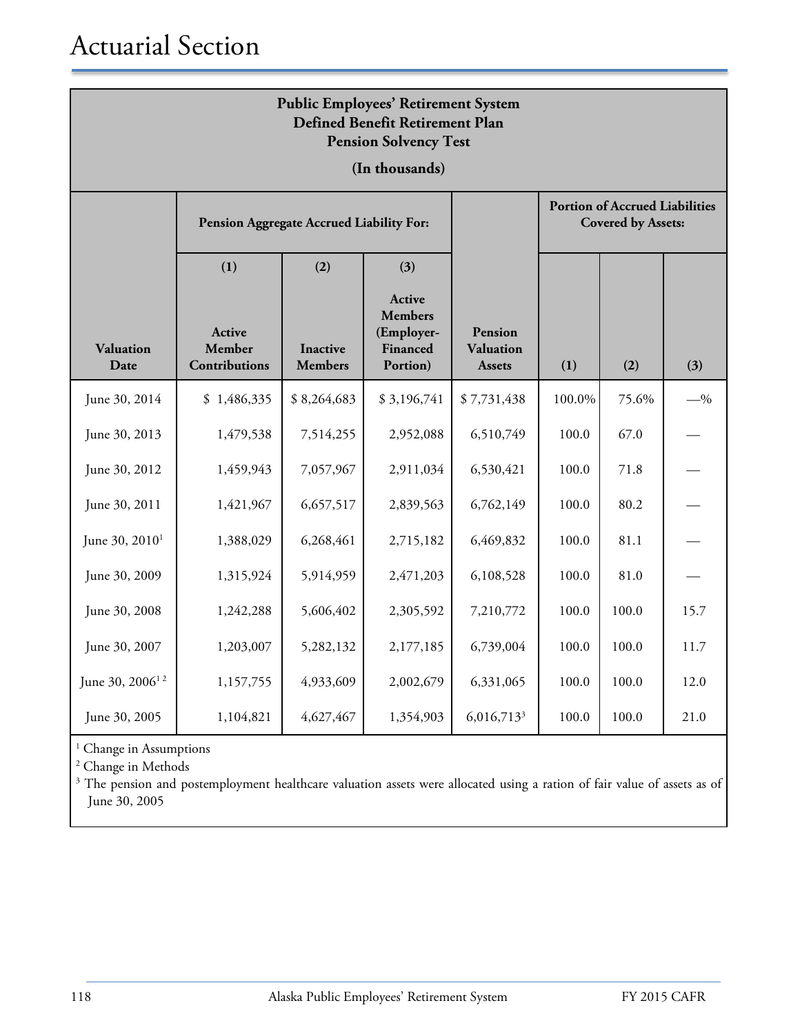# Actuarial Section

**Public Employees' Retirement System**
**Defined Benefit Retirement Plan**
**Pension Solvency Test**
**(In thousands)**

| | Pension Aggregate Accrued Liability For: | | | | Portion of Accrued Liabilities Covered by Assets: | | |
|---|---|---|---|---|---|---|---|
| | (1) | (2) | (3) | | | | |
| Valuation Date | Active Member Contributions | Inactive Members | Active Members (Employer-Financed Portion) | Pension Valuation Assets | (1) | (2) | (3) |
| June 30, 2014 | $ 1,486,335 | $ 8,264,683 | $ 3,196,741 | $ 7,731,438 | 100.0% | 75.6% | —% |
| June 30, 2013 | 1,479,538 | 7,514,255 | 2,952,088 | 6,510,749 | 100.0 | 67.0 | — |
| June 30, 2012 | 1,459,943 | 7,057,967 | 2,911,034 | 6,530,421 | 100.0 | 71.8 | — |
| June 30, 2011 | 1,421,967 | 6,657,517 | 2,839,563 | 6,762,149 | 100.0 | 80.2 | — |
| June 30, 2010[1] | 1,388,029 | 6,268,461 | 2,715,182 | 6,469,832 | 100.0 | 81.1 | — |
| June 30, 2009 | 1,315,924 | 5,914,959 | 2,471,203 | 6,108,528 | 100.0 | 81.0 | — |
| June 30, 2008 | 1,242,288 | 5,606,402 | 2,305,592 | 7,210,772 | 100.0 | 100.0 | 15.7 |
| June 30, 2007 | 1,203,007 | 5,282,132 | 2,177,185 | 6,739,004 | 100.0 | 100.0 | 11.7 |
| June 30, 2006[1 2] | 1,157,755 | 4,933,609 | 2,002,679 | 6,331,065 | 100.0 | 100.0 | 12.0 |
| June 30, 2005 | 1,104,821 | 4,627,467 | 1,354,903 | 6,016,713[3] | 100.0 | 100.0 | 21.0 |

[1] Change in Assumptions

[2] Change in Methods

[3] The pension and postemployment healthcare valuation assets were allocated using a ration of fair value of assets as of June 30, 2005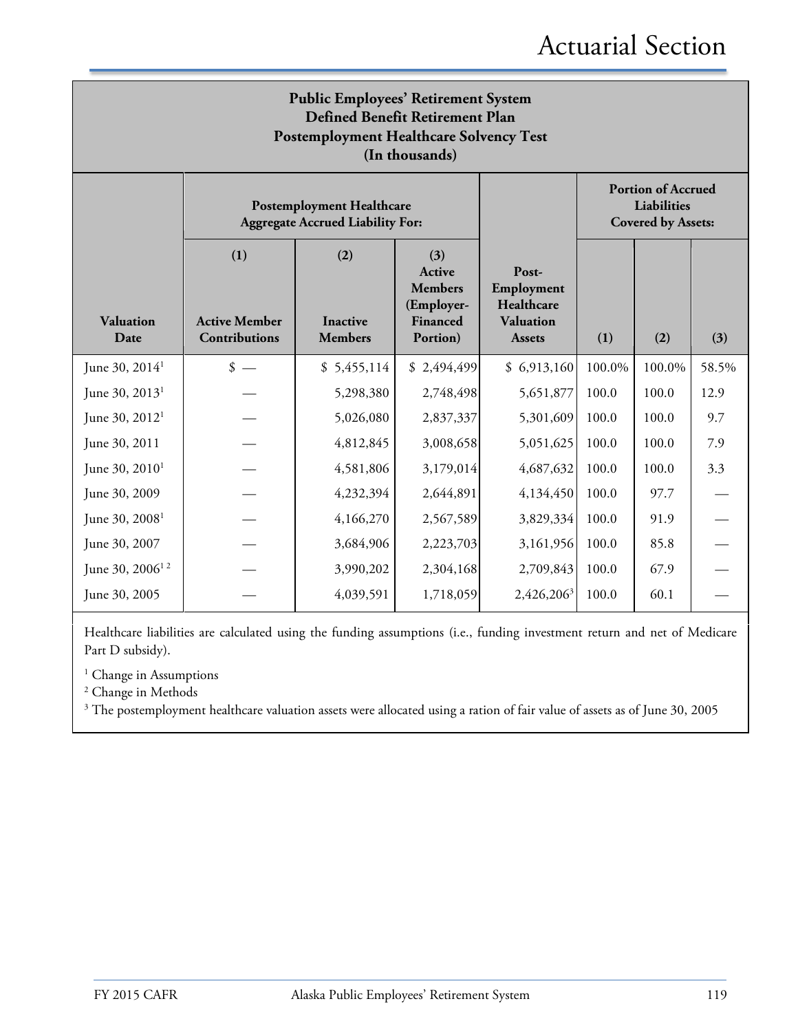# Actuarial Section

**Public Employees' Retirement System**
**Defined Benefit Retirement Plan**
**Postemployment Healthcare Solvency Test**
**(In thousands)**

| | Postemployment Healthcare Aggregate Accrued Liability For: | | | | Portion of Accrued Liabilities Covered by Assets: | | |
|---|---|---|---|---|---|---|---|
| **Valuation Date** | **(1) Active Member Contributions** | **(2) Inactive Members** | **(3) Active Members (Employer-Financed Portion)** | **Post-Employment Healthcare Valuation Assets** | **(1)** | **(2)** | **(3)** |
| June 30, 2014[1] | $ — | $ 5,455,114 | $ 2,494,499 | $ 6,913,160 | 100.0% | 100.0% | 58.5% |
| June 30, 2013[1] | — | 5,298,380 | 2,748,498 | 5,651,877 | 100.0 | 100.0 | 12.9 |
| June 30, 2012[1] | — | 5,026,080 | 2,837,337 | 5,301,609 | 100.0 | 100.0 | 9.7 |
| June 30, 2011 | — | 4,812,845 | 3,008,658 | 5,051,625 | 100.0 | 100.0 | 7.9 |
| June 30, 2010[1] | — | 4,581,806 | 3,179,014 | 4,687,632 | 100.0 | 100.0 | 3.3 |
| June 30, 2009 | — | 4,232,394 | 2,644,891 | 4,134,450 | 100.0 | 97.7 | — |
| June 30, 2008[1] | — | 4,166,270 | 2,567,589 | 3,829,334 | 100.0 | 91.9 | — |
| June 30, 2007 | — | 3,684,906 | 2,223,703 | 3,161,956 | 100.0 | 85.8 | — |
| June 30, 2006[1 2] | — | 3,990,202 | 2,304,168 | 2,709,843 | 100.0 | 67.9 | — |
| June 30, 2005 | — | 4,039,591 | 1,718,059 | 2,426,206[3] | 100.0 | 60.1 | — |

Healthcare liabilities are calculated using the funding assumptions (i.e., funding investment return and net of Medicare Part D subsidy).

[1] Change in Assumptions

[2] Change in Methods

[3] The postemployment healthcare valuation assets were allocated using a ration of fair value of assets as of June 30, 2005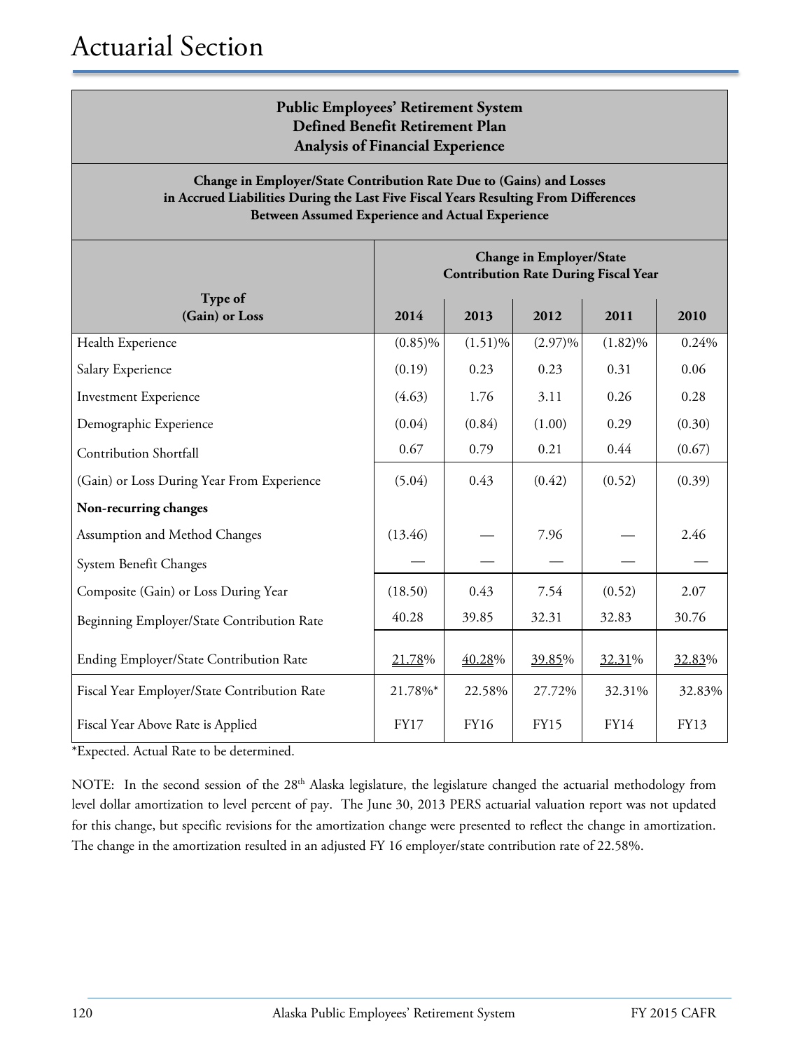# Actuarial Section

**Public Employees' Retirement System**
**Defined Benefit Retirement Plan**
**Analysis of Financial Experience**

**Change in Employer/State Contribution Rate Due to (Gains) and Losses in Accrued Liabilities During the Last Five Fiscal Years Resulting From Differences Between Assumed Experience and Actual Experience**

| Type of (Gain) or Loss | Change in Employer/State Contribution Rate During Fiscal Year | | | | |
|---|---|---|---|---|---|
| | 2014 | 2013 | 2012 | 2011 | 2010 |
| Health Experience | (0.85)% | (1.51)% | (2.97)% | (1.82)% | 0.24% |
| Salary Experience | (0.19) | 0.23 | 0.23 | 0.31 | 0.06 |
| Investment Experience | (4.63) | 1.76 | 3.11 | 0.26 | 0.28 |
| Demographic Experience | (0.04) | (0.84) | (1.00) | 0.29 | (0.30) |
| Contribution Shortfall | 0.67 | 0.79 | 0.21 | 0.44 | (0.67) |
| (Gain) or Loss During Year From Experience | (5.04) | 0.43 | (0.42) | (0.52) | (0.39) |
| **Non-recurring changes** | | | | | |
| Assumption and Method Changes | (13.46) | — | 7.96 | — | 2.46 |
| System Benefit Changes | — | — | — | — | — |
| Composite (Gain) or Loss During Year | (18.50) | 0.43 | 7.54 | (0.52) | 2.07 |
| Beginning Employer/State Contribution Rate | 40.28 | 39.85 | 32.31 | 32.83 | 30.76 |
| Ending Employer/State Contribution Rate | 21.78% | 40.28% | 39.85% | 32.31% | 32.83% |
| Fiscal Year Employer/State Contribution Rate | 21.78%* | 22.58% | 27.72% | 32.31% | 32.83% |
| Fiscal Year Above Rate is Applied | FY17 | FY16 | FY15 | FY14 | FY13 |

*Expected. Actual Rate to be determined.

NOTE: In the second session of the 28th Alaska legislature, the legislature changed the actuarial methodology from level dollar amortization to level percent of pay. The June 30, 2013 PERS actuarial valuation report was not updated for this change, but specific revisions for the amortization change were presented to reflect the change in amortization. The change in the amortization resulted in an adjusted FY 16 employer/state contribution rate of 22.58%.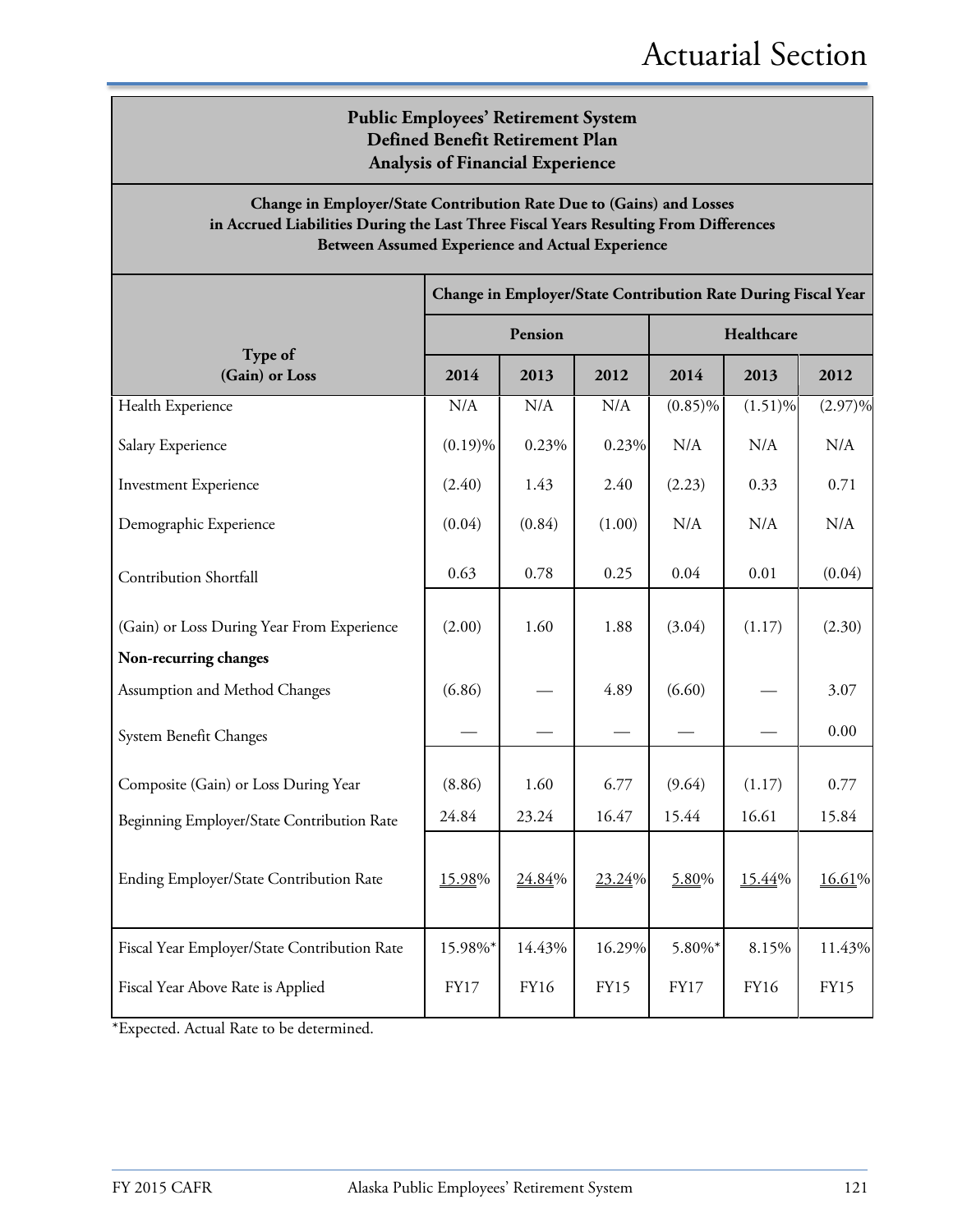## Public Employees' Retirement System
## Defined Benefit Retirement Plan
## Analysis of Financial Experience

**Change in Employer/State Contribution Rate Due to (Gains) and Losses in Accrued Liabilities During the Last Three Fiscal Years Resulting From Differences Between Assumed Experience and Actual Experience**

| Type of (Gain) or Loss | Change in Employer/State Contribution Rate During Fiscal Year | | | | | |
|---|---|---|---|---|---|---|
| | Pension | | | Healthcare | | |
| | 2014 | 2013 | 2012 | 2014 | 2013 | 2012 |
| Health Experience | N/A | N/A | N/A | (0.85)% | (1.51)% | (2.97)% |
| Salary Experience | (0.19)% | 0.23% | 0.23% | N/A | N/A | N/A |
| Investment Experience | (2.40) | 1.43 | 2.40 | (2.23) | 0.33 | 0.71 |
| Demographic Experience | (0.04) | (0.84) | (1.00) | N/A | N/A | N/A |
| Contribution Shortfall | 0.63 | 0.78 | 0.25 | 0.04 | 0.01 | (0.04) |
| (Gain) or Loss During Year From Experience | (2.00) | 1.60 | 1.88 | (3.04) | (1.17) | (2.30) |
| **Non-recurring changes** | | | | | | |
| Assumption and Method Changes | (6.86) | — | 4.89 | (6.60) | — | 3.07 |
| System Benefit Changes | — | — | — | — | — | 0.00 |
| Composite (Gain) or Loss During Year | (8.86) | 1.60 | 6.77 | (9.64) | (1.17) | 0.77 |
| Beginning Employer/State Contribution Rate | 24.84 | 23.24 | 16.47 | 15.44 | 16.61 | 15.84 |
| Ending Employer/State Contribution Rate | 15.98% | 24.84% | 23.24% | 5.80% | 15.44% | 16.61% |
| Fiscal Year Employer/State Contribution Rate | 15.98%* | 14.43% | 16.29% | 5.80%* | 8.15% | 11.43% |
| Fiscal Year Above Rate is Applied | FY17 | FY16 | FY15 | FY17 | FY16 | FY15 |

*Expected. Actual Rate to be determined.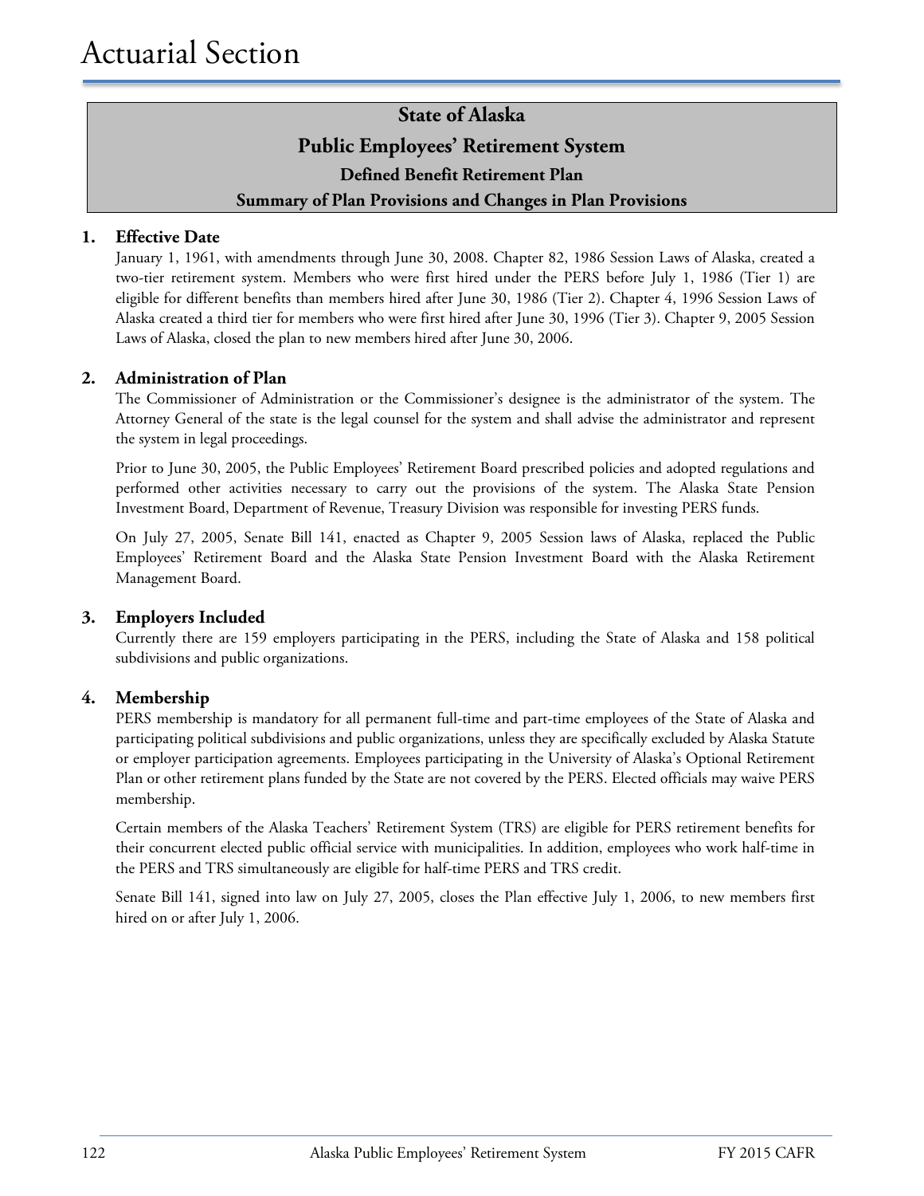# Actuarial Section

## State of Alaska
## Public Employees' Retirement System
### Defined Benefit Retirement Plan
### Summary of Plan Provisions and Changes in Plan Provisions

1. **Effective Date**

   January 1, 1961, with amendments through June 30, 2008. Chapter 82, 1986 Session Laws of Alaska, created a two-tier retirement system. Members who were first hired under the PERS before July 1, 1986 (Tier 1) are eligible for different benefits than members hired after June 30, 1986 (Tier 2). Chapter 4, 1996 Session Laws of Alaska created a third tier for members who were first hired after June 30, 1996 (Tier 3). Chapter 9, 2005 Session Laws of Alaska, closed the plan to new members hired after June 30, 2006.

2. **Administration of Plan**

   The Commissioner of Administration or the Commissioner's designee is the administrator of the system. The Attorney General of the state is the legal counsel for the system and shall advise the administrator and represent the system in legal proceedings.

   Prior to June 30, 2005, the Public Employees' Retirement Board prescribed policies and adopted regulations and performed other activities necessary to carry out the provisions of the system. The Alaska State Pension Investment Board, Department of Revenue, Treasury Division was responsible for investing PERS funds.

   On July 27, 2005, Senate Bill 141, enacted as Chapter 9, 2005 Session laws of Alaska, replaced the Public Employees' Retirement Board and the Alaska State Pension Investment Board with the Alaska Retirement Management Board.

3. **Employers Included**

   Currently there are 159 employers participating in the PERS, including the State of Alaska and 158 political subdivisions and public organizations.

4. **Membership**

   PERS membership is mandatory for all permanent full-time and part-time employees of the State of Alaska and participating political subdivisions and public organizations, unless they are specifically excluded by Alaska Statute or employer participation agreements. Employees participating in the University of Alaska's Optional Retirement Plan or other retirement plans funded by the State are not covered by the PERS. Elected officials may waive PERS membership.

   Certain members of the Alaska Teachers' Retirement System (TRS) are eligible for PERS retirement benefits for their concurrent elected public official service with municipalities. In addition, employees who work half-time in the PERS and TRS simultaneously are eligible for half-time PERS and TRS credit.

   Senate Bill 141, signed into law on July 27, 2005, closes the Plan effective July 1, 2006, to new members first hired on or after July 1, 2006.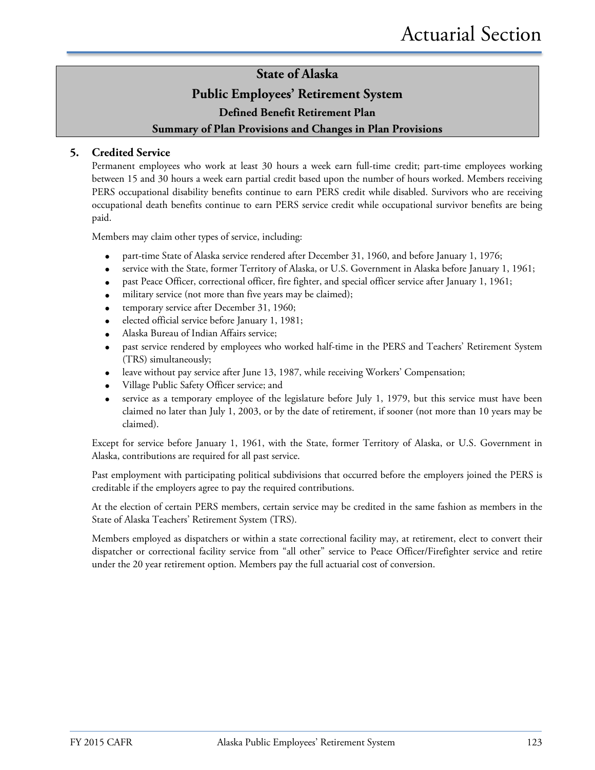## State of Alaska
## Public Employees' Retirement System
### Defined Benefit Retirement Plan
### Summary of Plan Provisions and Changes in Plan Provisions

**5. Credited Service**

Permanent employees who work at least 30 hours a week earn full-time credit; part-time employees working between 15 and 30 hours a week earn partial credit based upon the number of hours worked. Members receiving PERS occupational disability benefits continue to earn PERS credit while disabled. Survivors who are receiving occupational death benefits continue to earn PERS service credit while occupational survivor benefits are being paid.

Members may claim other types of service, including:

- part-time State of Alaska service rendered after December 31, 1960, and before January 1, 1976;
- service with the State, former Territory of Alaska, or U.S. Government in Alaska before January 1, 1961;
- past Peace Officer, correctional officer, fire fighter, and special officer service after January 1, 1961;
- military service (not more than five years may be claimed);
- temporary service after December 31, 1960;
- elected official service before January 1, 1981;
- Alaska Bureau of Indian Affairs service;
- past service rendered by employees who worked half-time in the PERS and Teachers' Retirement System (TRS) simultaneously;
- leave without pay service after June 13, 1987, while receiving Workers' Compensation;
- Village Public Safety Officer service; and
- service as a temporary employee of the legislature before July 1, 1979, but this service must have been claimed no later than July 1, 2003, or by the date of retirement, if sooner (not more than 10 years may be claimed).

Except for service before January 1, 1961, with the State, former Territory of Alaska, or U.S. Government in Alaska, contributions are required for all past service.

Past employment with participating political subdivisions that occurred before the employers joined the PERS is creditable if the employers agree to pay the required contributions.

At the election of certain PERS members, certain service may be credited in the same fashion as members in the State of Alaska Teachers' Retirement System (TRS).

Members employed as dispatchers or within a state correctional facility may, at retirement, elect to convert their dispatcher or correctional facility service from "all other" service to Peace Officer/Firefighter service and retire under the 20 year retirement option. Members pay the full actuarial cost of conversion.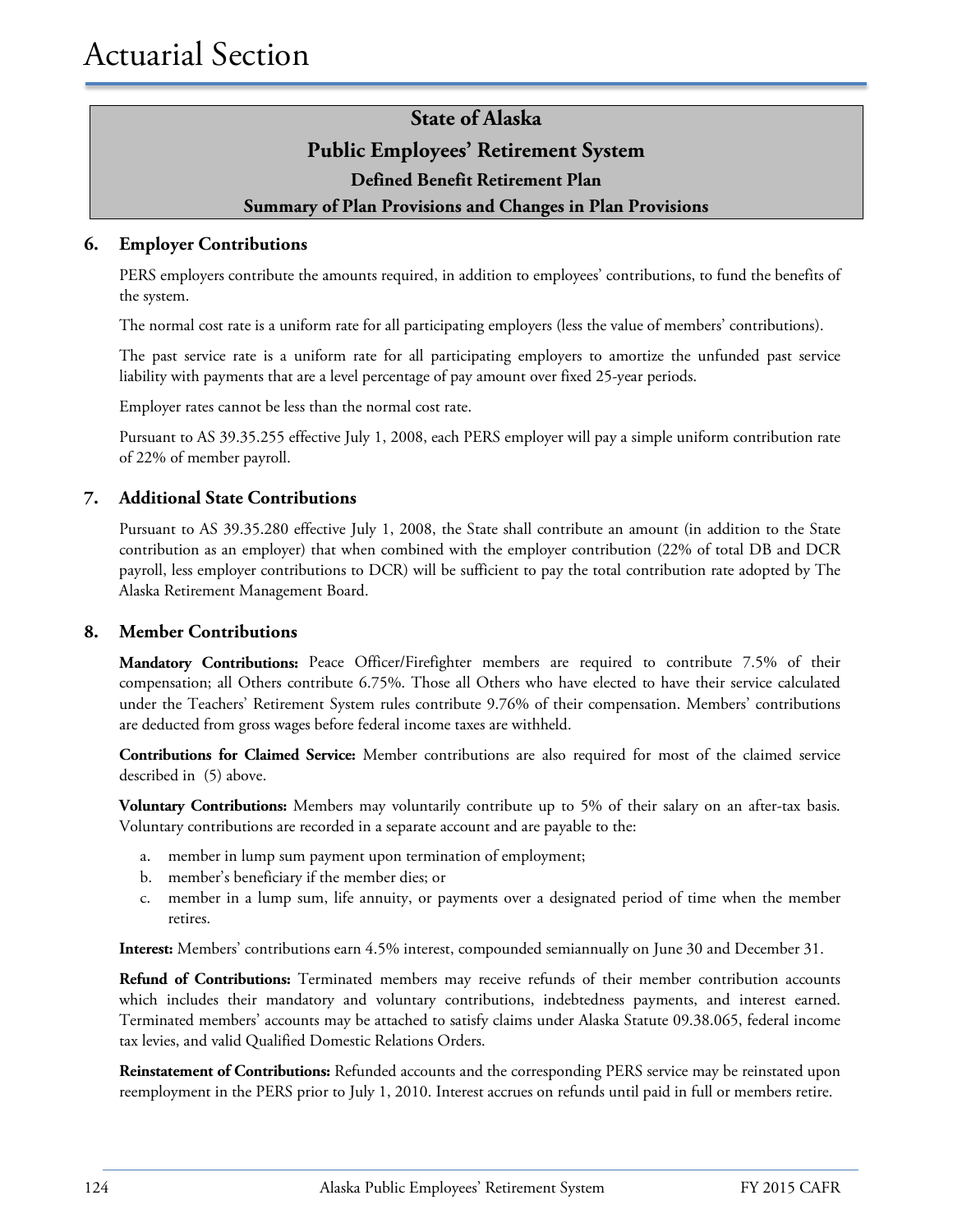## State of Alaska
## Public Employees' Retirement System
### Defined Benefit Retirement Plan
### Summary of Plan Provisions and Changes in Plan Provisions

### 6. Employer Contributions

PERS employers contribute the amounts required, in addition to employees' contributions, to fund the benefits of the system.

The normal cost rate is a uniform rate for all participating employers (less the value of members' contributions).

The past service rate is a uniform rate for all participating employers to amortize the unfunded past service liability with payments that are a level percentage of pay amount over fixed 25-year periods.

Employer rates cannot be less than the normal cost rate.

Pursuant to AS 39.35.255 effective July 1, 2008, each PERS employer will pay a simple uniform contribution rate of 22% of member payroll.

### 7. Additional State Contributions

Pursuant to AS 39.35.280 effective July 1, 2008, the State shall contribute an amount (in addition to the State contribution as an employer) that when combined with the employer contribution (22% of total DB and DCR payroll, less employer contributions to DCR) will be sufficient to pay the total contribution rate adopted by The Alaska Retirement Management Board.

### 8. Member Contributions

**Mandatory Contributions:** Peace Officer/Firefighter members are required to contribute 7.5% of their compensation; all Others contribute 6.75%. Those all Others who have elected to have their service calculated under the Teachers' Retirement System rules contribute 9.76% of their compensation. Members' contributions are deducted from gross wages before federal income taxes are withheld.

**Contributions for Claimed Service:** Member contributions are also required for most of the claimed service described in (5) above.

**Voluntary Contributions:** Members may voluntarily contribute up to 5% of their salary on an after-tax basis. Voluntary contributions are recorded in a separate account and are payable to the:

a. member in lump sum payment upon termination of employment;
b. member's beneficiary if the member dies; or
c. member in a lump sum, life annuity, or payments over a designated period of time when the member retires.

**Interest:** Members' contributions earn 4.5% interest, compounded semiannually on June 30 and December 31.

**Refund of Contributions:** Terminated members may receive refunds of their member contribution accounts which includes their mandatory and voluntary contributions, indebtedness payments, and interest earned. Terminated members' accounts may be attached to satisfy claims under Alaska Statute 09.38.065, federal income tax levies, and valid Qualified Domestic Relations Orders.

**Reinstatement of Contributions:** Refunded accounts and the corresponding PERS service may be reinstated upon reemployment in the PERS prior to July 1, 2010. Interest accrues on refunds until paid in full or members retire.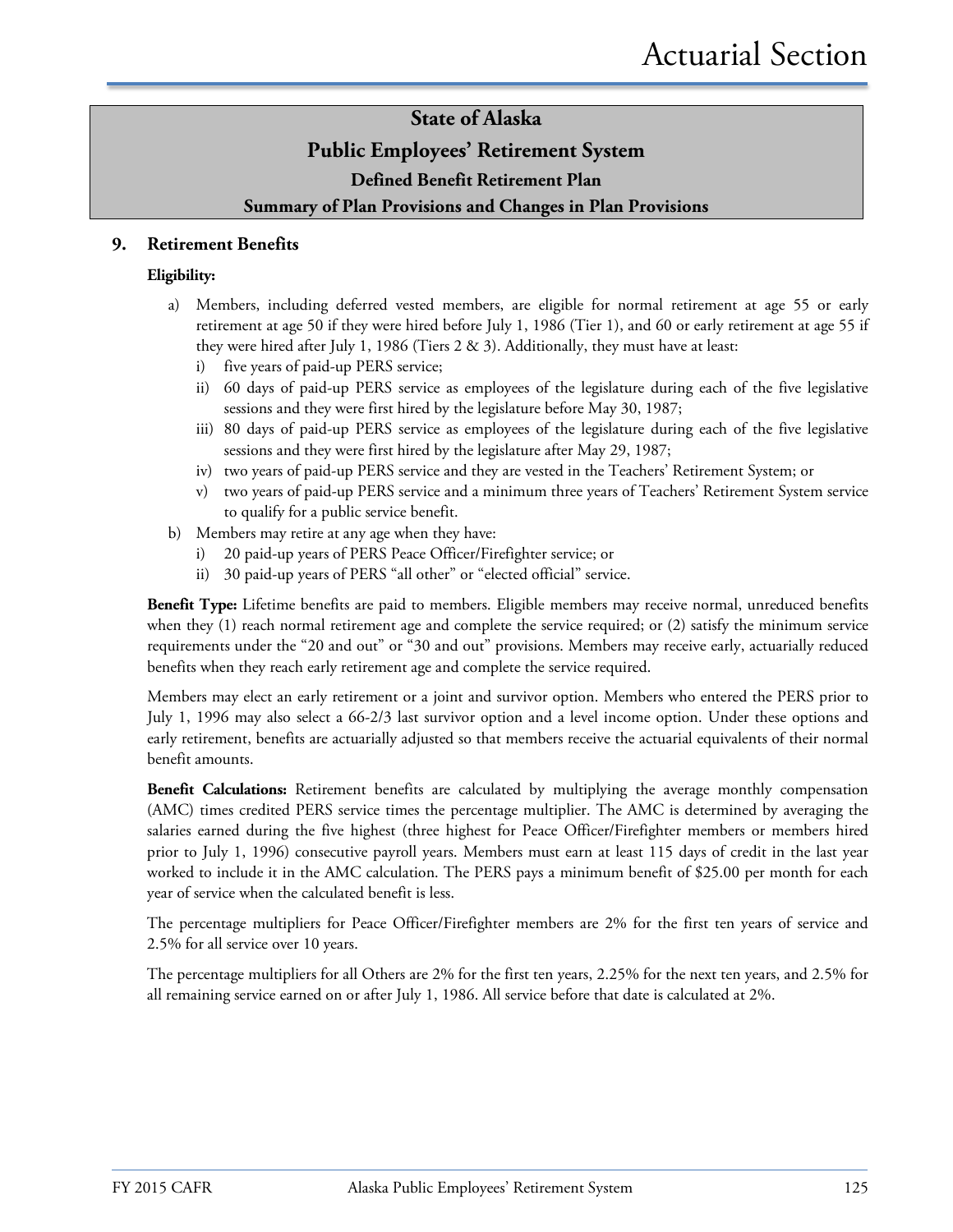# State of Alaska
## Public Employees' Retirement System
### Defined Benefit Retirement Plan
### Summary of Plan Provisions and Changes in Plan Provisions

## 9. Retirement Benefits

**Eligibility:**

a) Members, including deferred vested members, are eligible for normal retirement at age 55 or early retirement at age 50 if they were hired before July 1, 1986 (Tier 1), and 60 or early retirement at age 55 if they were hired after July 1, 1986 (Tiers 2 & 3). Additionally, they must have at least:
   i) five years of paid-up PERS service;
   ii) 60 days of paid-up PERS service as employees of the legislature during each of the five legislative sessions and they were first hired by the legislature before May 30, 1987;
   iii) 80 days of paid-up PERS service as employees of the legislature during each of the five legislative sessions and they were first hired by the legislature after May 29, 1987;
   iv) two years of paid-up PERS service and they are vested in the Teachers' Retirement System; or
   v) two years of paid-up PERS service and a minimum three years of Teachers' Retirement System service to qualify for a public service benefit.

b) Members may retire at any age when they have:
   i) 20 paid-up years of PERS Peace Officer/Firefighter service; or
   ii) 30 paid-up years of PERS "all other" or "elected official" service.

**Benefit Type:** Lifetime benefits are paid to members. Eligible members may receive normal, unreduced benefits when they (1) reach normal retirement age and complete the service required; or (2) satisfy the minimum service requirements under the "20 and out" or "30 and out" provisions. Members may receive early, actuarially reduced benefits when they reach early retirement age and complete the service required.

Members may elect an early retirement or a joint and survivor option. Members who entered the PERS prior to July 1, 1996 may also select a 66-2/3 last survivor option and a level income option. Under these options and early retirement, benefits are actuarially adjusted so that members receive the actuarial equivalents of their normal benefit amounts.

**Benefit Calculations:** Retirement benefits are calculated by multiplying the average monthly compensation (AMC) times credited PERS service times the percentage multiplier. The AMC is determined by averaging the salaries earned during the five highest (three highest for Peace Officer/Firefighter members or members hired prior to July 1, 1996) consecutive payroll years. Members must earn at least 115 days of credit in the last year worked to include it in the AMC calculation. The PERS pays a minimum benefit of $25.00 per month for each year of service when the calculated benefit is less.

The percentage multipliers for Peace Officer/Firefighter members are 2% for the first ten years of service and 2.5% for all service over 10 years.

The percentage multipliers for all Others are 2% for the first ten years, 2.25% for the next ten years, and 2.5% for all remaining service earned on or after July 1, 1986. All service before that date is calculated at 2%.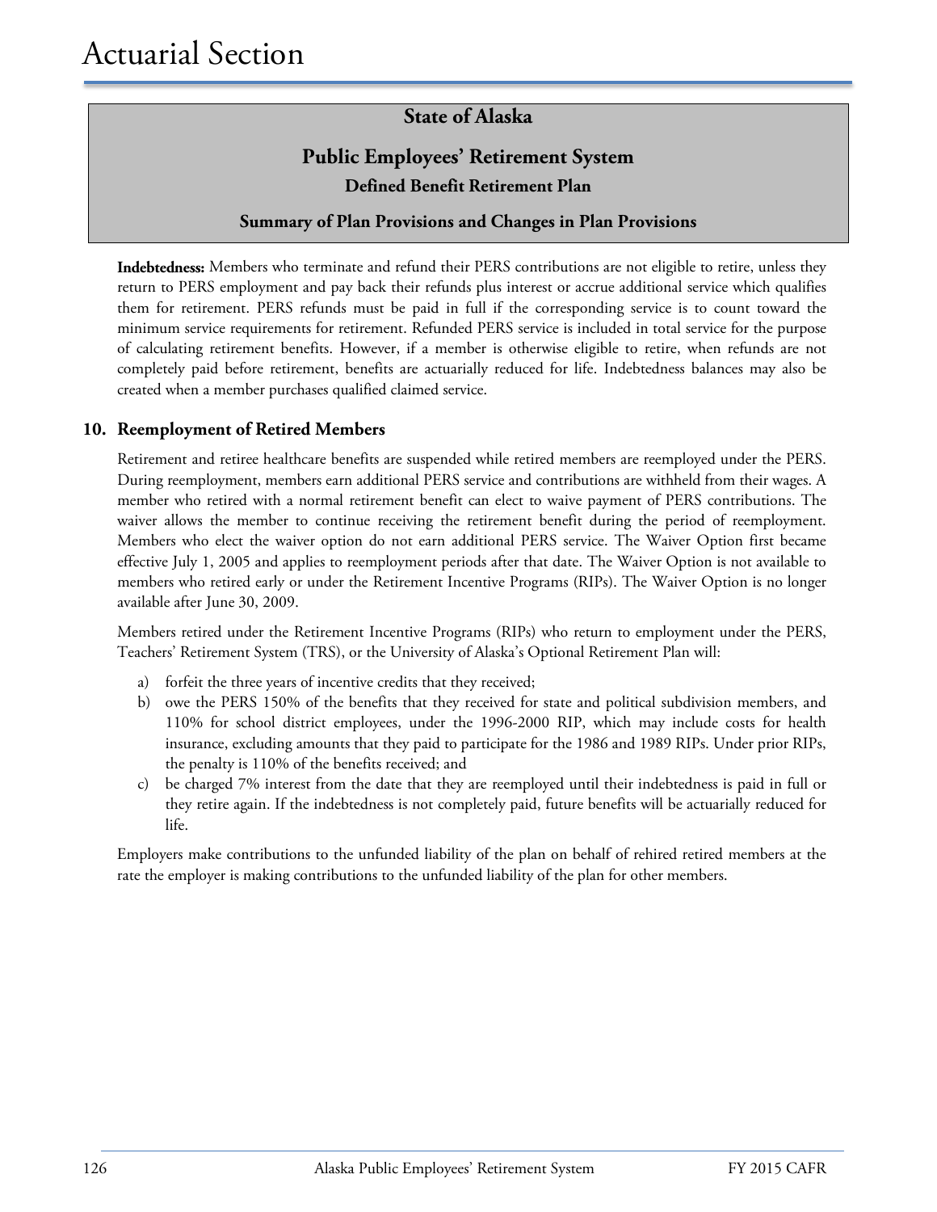## State of Alaska

## Public Employees' Retirement System

### Defined Benefit Retirement Plan

### Summary of Plan Provisions and Changes in Plan Provisions

**Indebtedness:** Members who terminate and refund their PERS contributions are not eligible to retire, unless they return to PERS employment and pay back their refunds plus interest or accrue additional service which qualifies them for retirement. PERS refunds must be paid in full if the corresponding service is to count toward the minimum service requirements for retirement. Refunded PERS service is included in total service for the purpose of calculating retirement benefits. However, if a member is otherwise eligible to retire, when refunds are not completely paid before retirement, benefits are actuarially reduced for life. Indebtedness balances may also be created when a member purchases qualified claimed service.

### 10. Reemployment of Retired Members

Retirement and retiree healthcare benefits are suspended while retired members are reemployed under the PERS. During reemployment, members earn additional PERS service and contributions are withheld from their wages. A member who retired with a normal retirement benefit can elect to waive payment of PERS contributions. The waiver allows the member to continue receiving the retirement benefit during the period of reemployment. Members who elect the waiver option do not earn additional PERS service. The Waiver Option first became effective July 1, 2005 and applies to reemployment periods after that date. The Waiver Option is not available to members who retired early or under the Retirement Incentive Programs (RIPs). The Waiver Option is no longer available after June 30, 2009.

Members retired under the Retirement Incentive Programs (RIPs) who return to employment under the PERS, Teachers' Retirement System (TRS), or the University of Alaska's Optional Retirement Plan will:

a) forfeit the three years of incentive credits that they received;
b) owe the PERS 150% of the benefits that they received for state and political subdivision members, and 110% for school district employees, under the 1996-2000 RIP, which may include costs for health insurance, excluding amounts that they paid to participate for the 1986 and 1989 RIPs. Under prior RIPs, the penalty is 110% of the benefits received; and
c) be charged 7% interest from the date that they are reemployed until their indebtedness is paid in full or they retire again. If the indebtedness is not completely paid, future benefits will be actuarially reduced for life.

Employers make contributions to the unfunded liability of the plan on behalf of rehired retired members at the rate the employer is making contributions to the unfunded liability of the plan for other members.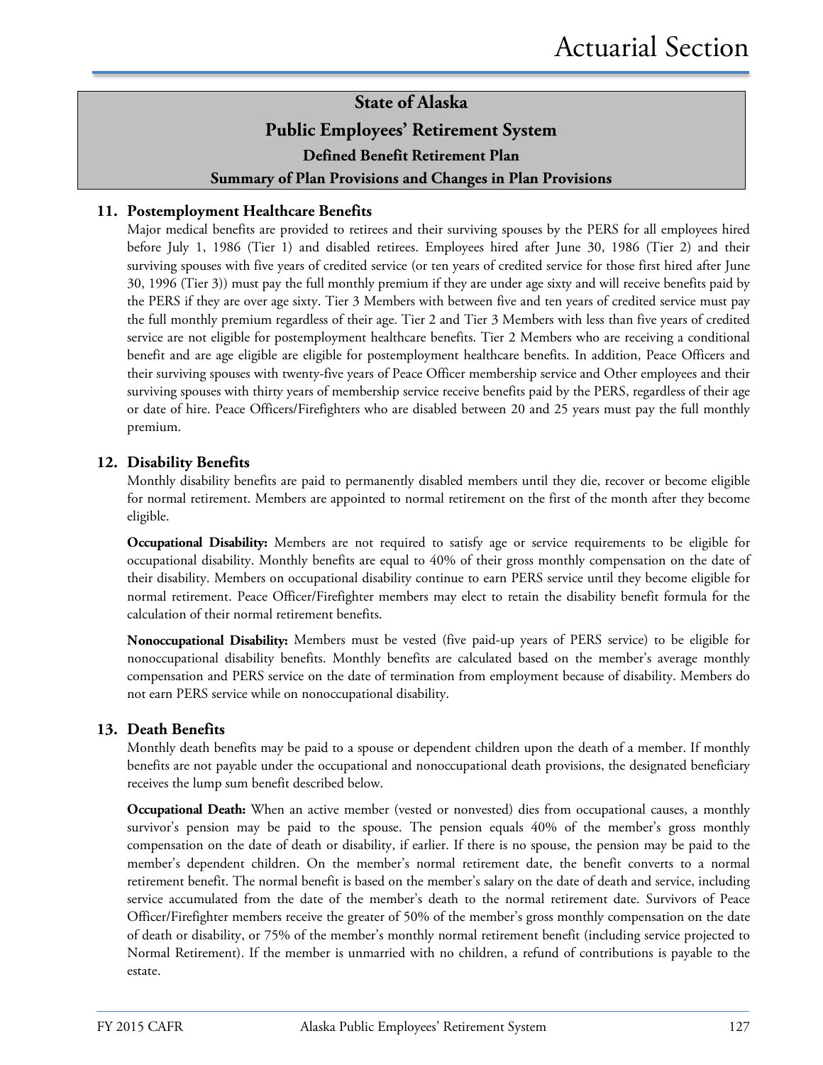## State of Alaska
## Public Employees' Retirement System
### Defined Benefit Retirement Plan
### Summary of Plan Provisions and Changes in Plan Provisions

### 11. Postemployment Healthcare Benefits

Major medical benefits are provided to retirees and their surviving spouses by the PERS for all employees hired before July 1, 1986 (Tier 1) and disabled retirees. Employees hired after June 30, 1986 (Tier 2) and their surviving spouses with five years of credited service (or ten years of credited service for those first hired after June 30, 1996 (Tier 3)) must pay the full monthly premium if they are under age sixty and will receive benefits paid by the PERS if they are over age sixty. Tier 3 Members with between five and ten years of credited service must pay the full monthly premium regardless of their age. Tier 2 and Tier 3 Members with less than five years of credited service are not eligible for postemployment healthcare benefits. Tier 2 Members who are receiving a conditional benefit and are age eligible are eligible for postemployment healthcare benefits. In addition, Peace Officers and their surviving spouses with twenty-five years of Peace Officer membership service and Other employees and their surviving spouses with thirty years of membership service receive benefits paid by the PERS, regardless of their age or date of hire. Peace Officers/Firefighters who are disabled between 20 and 25 years must pay the full monthly premium.

### 12. Disability Benefits

Monthly disability benefits are paid to permanently disabled members until they die, recover or become eligible for normal retirement. Members are appointed to normal retirement on the first of the month after they become eligible.

**Occupational Disability:** Members are not required to satisfy age or service requirements to be eligible for occupational disability. Monthly benefits are equal to 40% of their gross monthly compensation on the date of their disability. Members on occupational disability continue to earn PERS service until they become eligible for normal retirement. Peace Officer/Firefighter members may elect to retain the disability benefit formula for the calculation of their normal retirement benefits.

**Nonoccupational Disability:** Members must be vested (five paid-up years of PERS service) to be eligible for nonoccupational disability benefits. Monthly benefits are calculated based on the member's average monthly compensation and PERS service on the date of termination from employment because of disability. Members do not earn PERS service while on nonoccupational disability.

### 13. Death Benefits

Monthly death benefits may be paid to a spouse or dependent children upon the death of a member. If monthly benefits are not payable under the occupational and nonoccupational death provisions, the designated beneficiary receives the lump sum benefit described below.

**Occupational Death:** When an active member (vested or nonvested) dies from occupational causes, a monthly survivor's pension may be paid to the spouse. The pension equals 40% of the member's gross monthly compensation on the date of death or disability, if earlier. If there is no spouse, the pension may be paid to the member's dependent children. On the member's normal retirement date, the benefit converts to a normal retirement benefit. The normal benefit is based on the member's salary on the date of death and service, including service accumulated from the date of the member's death to the normal retirement date. Survivors of Peace Officer/Firefighter members receive the greater of 50% of the member's gross monthly compensation on the date of death or disability, or 75% of the member's monthly normal retirement benefit (including service projected to Normal Retirement). If the member is unmarried with no children, a refund of contributions is payable to the estate.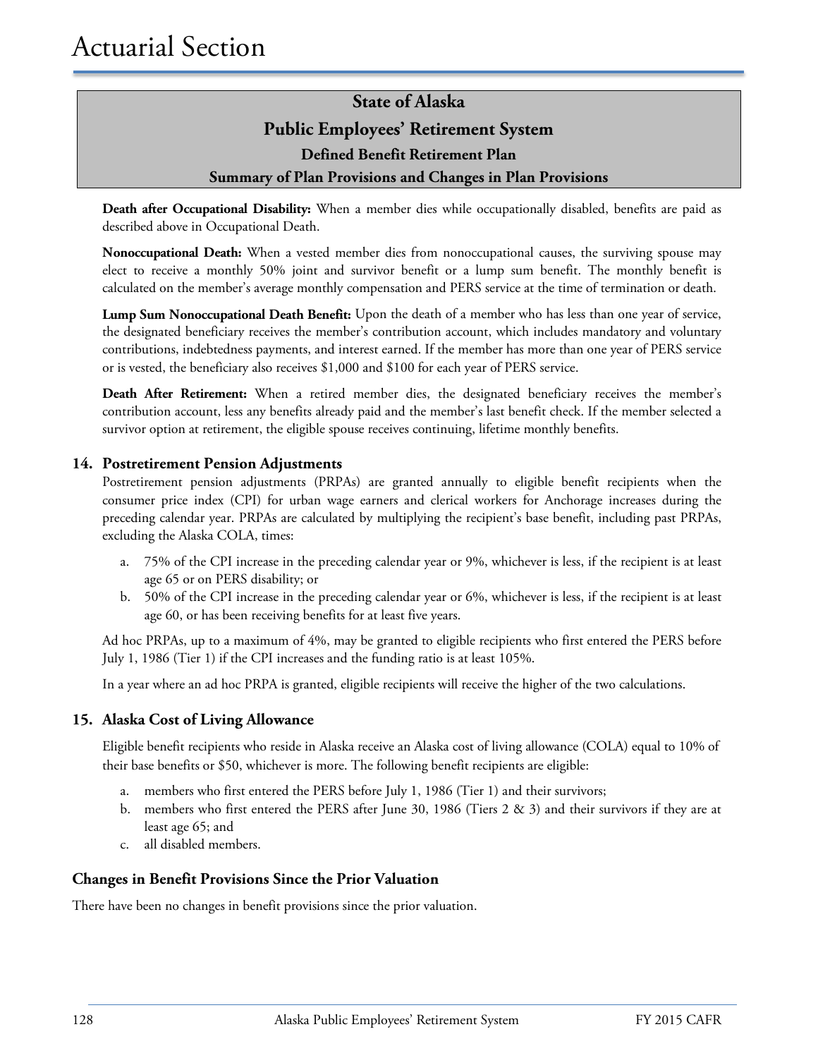# Actuarial Section

## State of Alaska
## Public Employees' Retirement System
### Defined Benefit Retirement Plan
### Summary of Plan Provisions and Changes in Plan Provisions

**Death after Occupational Disability:** When a member dies while occupationally disabled, benefits are paid as described above in Occupational Death.

**Nonoccupational Death:** When a vested member dies from nonoccupational causes, the surviving spouse may elect to receive a monthly 50% joint and survivor benefit or a lump sum benefit. The monthly benefit is calculated on the member's average monthly compensation and PERS service at the time of termination or death.

**Lump Sum Nonoccupational Death Benefit:** Upon the death of a member who has less than one year of service, the designated beneficiary receives the member's contribution account, which includes mandatory and voluntary contributions, indebtedness payments, and interest earned. If the member has more than one year of PERS service or is vested, the beneficiary also receives $1,000 and $100 for each year of PERS service.

**Death After Retirement:** When a retired member dies, the designated beneficiary receives the member's contribution account, less any benefits already paid and the member's last benefit check. If the member selected a survivor option at retirement, the eligible spouse receives continuing, lifetime monthly benefits.

### 14. Postretirement Pension Adjustments

Postretirement pension adjustments (PRPAs) are granted annually to eligible benefit recipients when the consumer price index (CPI) for urban wage earners and clerical workers for Anchorage increases during the preceding calendar year. PRPAs are calculated by multiplying the recipient's base benefit, including past PRPAs, excluding the Alaska COLA, times:

a. 75% of the CPI increase in the preceding calendar year or 9%, whichever is less, if the recipient is at least age 65 or on PERS disability; or
b. 50% of the CPI increase in the preceding calendar year or 6%, whichever is less, if the recipient is at least age 60, or has been receiving benefits for at least five years.

Ad hoc PRPAs, up to a maximum of 4%, may be granted to eligible recipients who first entered the PERS before July 1, 1986 (Tier 1) if the CPI increases and the funding ratio is at least 105%.

In a year where an ad hoc PRPA is granted, eligible recipients will receive the higher of the two calculations.

### 15. Alaska Cost of Living Allowance

Eligible benefit recipients who reside in Alaska receive an Alaska cost of living allowance (COLA) equal to 10% of their base benefits or $50, whichever is more. The following benefit recipients are eligible:

a. members who first entered the PERS before July 1, 1986 (Tier 1) and their survivors;
b. members who first entered the PERS after June 30, 1986 (Tiers 2 & 3) and their survivors if they are at least age 65; and
c. all disabled members.

### Changes in Benefit Provisions Since the Prior Valuation

There have been no changes in benefit provisions since the prior valuation.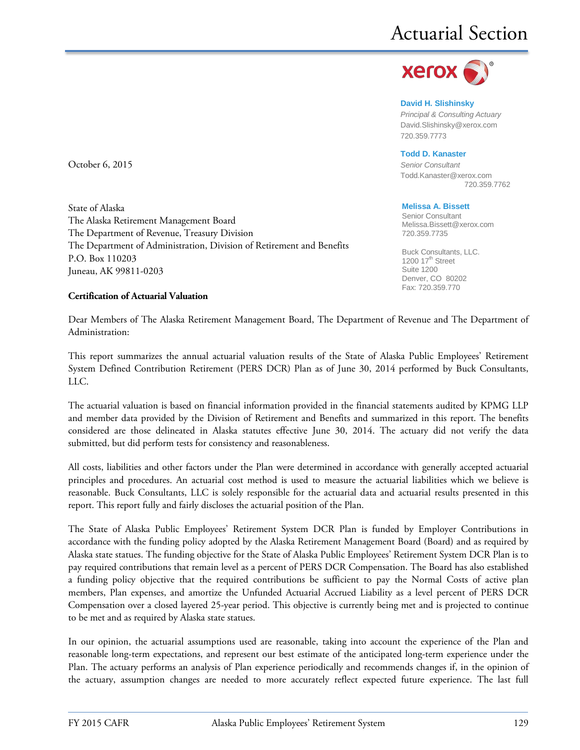# Actuarial Section

xerox

**David H. Slishinsky**
*Principal & Consulting Actuary*
David.Slishinsky@xerox.com
720.359.7773

**Todd D. Kanaster**
*Senior Consultant*
Todd.Kanaster@xerox.com
720.359.7762

**Melissa A. Bissett**
Senior Consultant
Melissa.Bissett@xerox.com
720.359.7735

Buck Consultants, LLC.
1200 17th Street
Suite 1200
Denver, CO 80202
Fax: 720.359.770

October 6, 2015

State of Alaska
The Alaska Retirement Management Board
The Department of Revenue, Treasury Division
The Department of Administration, Division of Retirement and Benefits
P.O. Box 110203
Juneau, AK 99811-0203

**Certification of Actuarial Valuation**

Dear Members of The Alaska Retirement Management Board, The Department of Revenue and The Department of Administration:

This report summarizes the annual actuarial valuation results of the State of Alaska Public Employees' Retirement System Defined Contribution Retirement (PERS DCR) Plan as of June 30, 2014 performed by Buck Consultants, LLC.

The actuarial valuation is based on financial information provided in the financial statements audited by KPMG LLP and member data provided by the Division of Retirement and Benefits and summarized in this report. The benefits considered are those delineated in Alaska statutes effective June 30, 2014. The actuary did not verify the data submitted, but did perform tests for consistency and reasonableness.

All costs, liabilities and other factors under the Plan were determined in accordance with generally accepted actuarial principles and procedures. An actuarial cost method is used to measure the actuarial liabilities which we believe is reasonable. Buck Consultants, LLC is solely responsible for the actuarial data and actuarial results presented in this report. This report fully and fairly discloses the actuarial position of the Plan.

The State of Alaska Public Employees' Retirement System DCR Plan is funded by Employer Contributions in accordance with the funding policy adopted by the Alaska Retirement Management Board (Board) and as required by Alaska state statues. The funding objective for the State of Alaska Public Employees' Retirement System DCR Plan is to pay required contributions that remain level as a percent of PERS DCR Compensation. The Board has also established a funding policy objective that the required contributions be sufficient to pay the Normal Costs of active plan members, Plan expenses, and amortize the Unfunded Actuarial Accrued Liability as a level percent of PERS DCR Compensation over a closed layered 25-year period. This objective is currently being met and is projected to continue to be met and as required by Alaska state statues.

In our opinion, the actuarial assumptions used are reasonable, taking into account the experience of the Plan and reasonable long-term expectations, and represent our best estimate of the anticipated long-term experience under the Plan. The actuary performs an analysis of Plan experience periodically and recommends changes if, in the opinion of the actuary, assumption changes are needed to more accurately reflect expected future experience. The last full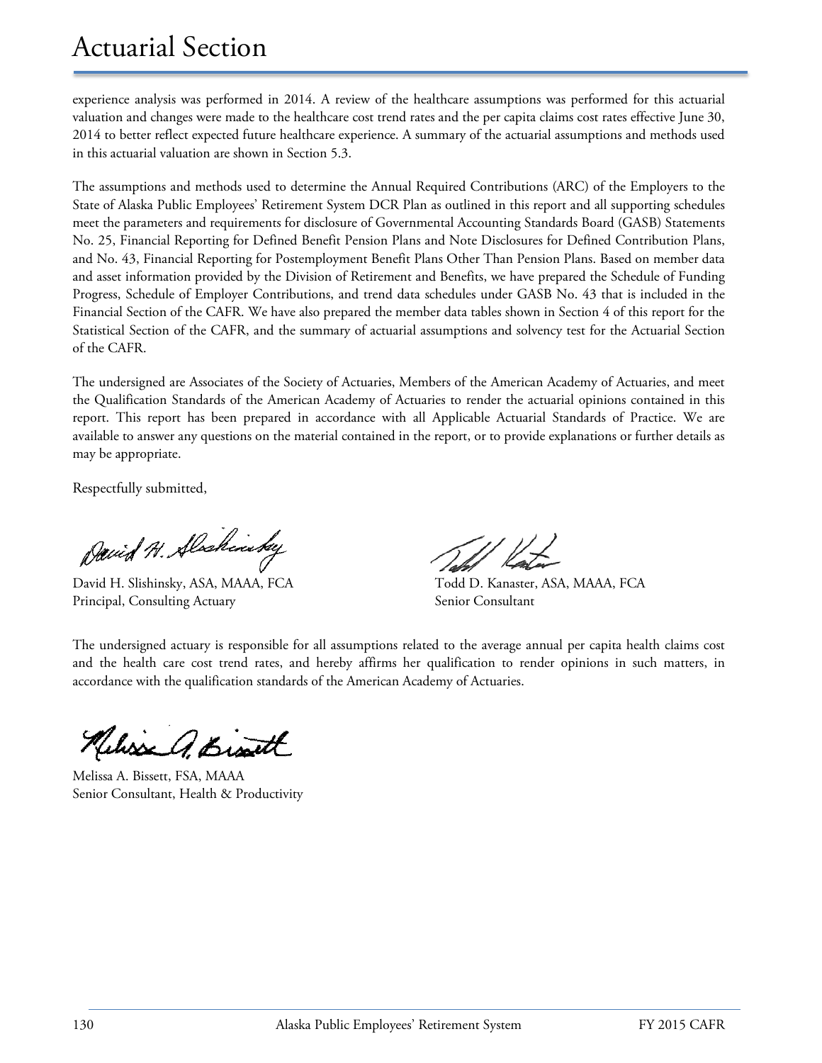# Actuarial Section

experience analysis was performed in 2014. A review of the healthcare assumptions was performed for this actuarial valuation and changes were made to the healthcare cost trend rates and the per capita claims cost rates effective June 30, 2014 to better reflect expected future healthcare experience. A summary of the actuarial assumptions and methods used in this actuarial valuation are shown in Section 5.3.

The assumptions and methods used to determine the Annual Required Contributions (ARC) of the Employers to the State of Alaska Public Employees' Retirement System DCR Plan as outlined in this report and all supporting schedules meet the parameters and requirements for disclosure of Governmental Accounting Standards Board (GASB) Statements No. 25, Financial Reporting for Defined Benefit Pension Plans and Note Disclosures for Defined Contribution Plans, and No. 43, Financial Reporting for Postemployment Benefit Plans Other Than Pension Plans. Based on member data and asset information provided by the Division of Retirement and Benefits, we have prepared the Schedule of Funding Progress, Schedule of Employer Contributions, and trend data schedules under GASB No. 43 that is included in the Financial Section of the CAFR. We have also prepared the member data tables shown in Section 4 of this report for the Statistical Section of the CAFR, and the summary of actuarial assumptions and solvency test for the Actuarial Section of the CAFR.

The undersigned are Associates of the Society of Actuaries, Members of the American Academy of Actuaries, and meet the Qualification Standards of the American Academy of Actuaries to render the actuarial opinions contained in this report. This report has been prepared in accordance with all Applicable Actuarial Standards of Practice. We are available to answer any questions on the material contained in the report, or to provide explanations or further details as may be appropriate.

Respectfully submitted,

David H. Slishinsky, ASA, MAAA, FCA
Principal, Consulting Actuary

Todd D. Kanaster, ASA, MAAA, FCA
Senior Consultant

The undersigned actuary is responsible for all assumptions related to the average annual per capita health claims cost and the health care cost trend rates, and hereby affirms her qualification to render opinions in such matters, in accordance with the qualification standards of the American Academy of Actuaries.

Melissa A. Bissett, FSA, MAAA
Senior Consultant, Health & Productivity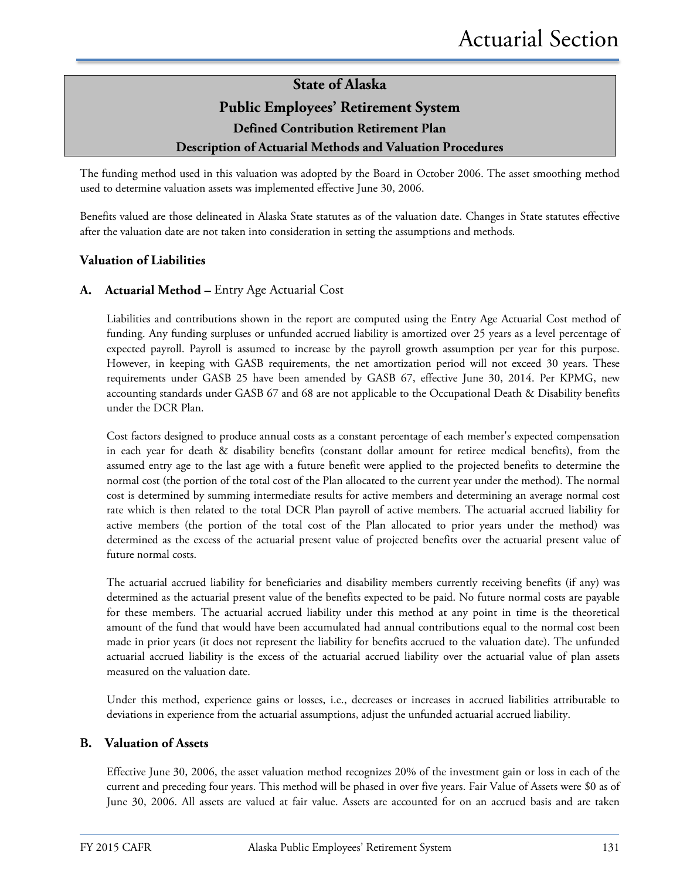# State of Alaska
## Public Employees' Retirement System
### Defined Contribution Retirement Plan
### Description of Actuarial Methods and Valuation Procedures

The funding method used in this valuation was adopted by the Board in October 2006. The asset smoothing method used to determine valuation assets was implemented effective June 30, 2006.

Benefits valued are those delineated in Alaska State statutes as of the valuation date. Changes in State statutes effective after the valuation date are not taken into consideration in setting the assumptions and methods.

### Valuation of Liabilities

**A. Actuarial Method –** Entry Age Actuarial Cost

Liabilities and contributions shown in the report are computed using the Entry Age Actuarial Cost method of funding. Any funding surpluses or unfunded accrued liability is amortized over 25 years as a level percentage of expected payroll. Payroll is assumed to increase by the payroll growth assumption per year for this purpose. However, in keeping with GASB requirements, the net amortization period will not exceed 30 years. These requirements under GASB 25 have been amended by GASB 67, effective June 30, 2014. Per KPMG, new accounting standards under GASB 67 and 68 are not applicable to the Occupational Death & Disability benefits under the DCR Plan.

Cost factors designed to produce annual costs as a constant percentage of each member's expected compensation in each year for death & disability benefits (constant dollar amount for retiree medical benefits), from the assumed entry age to the last age with a future benefit were applied to the projected benefits to determine the normal cost (the portion of the total cost of the Plan allocated to the current year under the method). The normal cost is determined by summing intermediate results for active members and determining an average normal cost rate which is then related to the total DCR Plan payroll of active members. The actuarial accrued liability for active members (the portion of the total cost of the Plan allocated to prior years under the method) was determined as the excess of the actuarial present value of projected benefits over the actuarial present value of future normal costs.

The actuarial accrued liability for beneficiaries and disability members currently receiving benefits (if any) was determined as the actuarial present value of the benefits expected to be paid. No future normal costs are payable for these members. The actuarial accrued liability under this method at any point in time is the theoretical amount of the fund that would have been accumulated had annual contributions equal to the normal cost been made in prior years (it does not represent the liability for benefits accrued to the valuation date). The unfunded actuarial accrued liability is the excess of the actuarial accrued liability over the actuarial value of plan assets measured on the valuation date.

Under this method, experience gains or losses, i.e., decreases or increases in accrued liabilities attributable to deviations in experience from the actuarial assumptions, adjust the unfunded actuarial accrued liability.

### B. Valuation of Assets

Effective June 30, 2006, the asset valuation method recognizes 20% of the investment gain or loss in each of the current and preceding four years. This method will be phased in over five years. Fair Value of Assets were $0 as of June 30, 2006. All assets are valued at fair value. Assets are accounted for on an accrued basis and are taken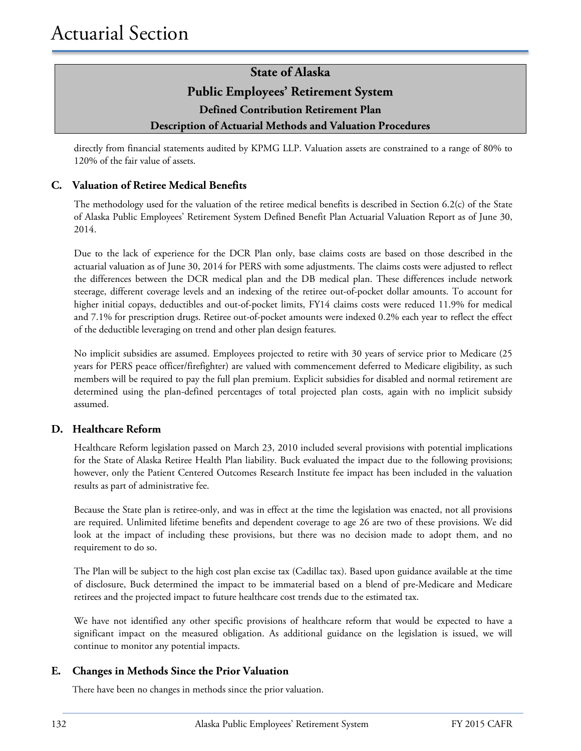## State of Alaska
## Public Employees' Retirement System
### Defined Contribution Retirement Plan
### Description of Actuarial Methods and Valuation Procedures

directly from financial statements audited by KPMG LLP. Valuation assets are constrained to a range of 80% to 120% of the fair value of assets.

### C. Valuation of Retiree Medical Benefits

The methodology used for the valuation of the retiree medical benefits is described in Section 6.2(c) of the State of Alaska Public Employees' Retirement System Defined Benefit Plan Actuarial Valuation Report as of June 30, 2014.

Due to the lack of experience for the DCR Plan only, base claims costs are based on those described in the actuarial valuation as of June 30, 2014 for PERS with some adjustments. The claims costs were adjusted to reflect the differences between the DCR medical plan and the DB medical plan. These differences include network steerage, different coverage levels and an indexing of the retiree out-of-pocket dollar amounts. To account for higher initial copays, deductibles and out-of-pocket limits, FY14 claims costs were reduced 11.9% for medical and 7.1% for prescription drugs. Retiree out-of-pocket amounts were indexed 0.2% each year to reflect the effect of the deductible leveraging on trend and other plan design features.

No implicit subsidies are assumed. Employees projected to retire with 30 years of service prior to Medicare (25 years for PERS peace officer/firefighter) are valued with commencement deferred to Medicare eligibility, as such members will be required to pay the full plan premium. Explicit subsidies for disabled and normal retirement are determined using the plan-defined percentages of total projected plan costs, again with no implicit subsidy assumed.

### D. Healthcare Reform

Healthcare Reform legislation passed on March 23, 2010 included several provisions with potential implications for the State of Alaska Retiree Health Plan liability. Buck evaluated the impact due to the following provisions; however, only the Patient Centered Outcomes Research Institute fee impact has been included in the valuation results as part of administrative fee.

Because the State plan is retiree-only, and was in effect at the time the legislation was enacted, not all provisions are required. Unlimited lifetime benefits and dependent coverage to age 26 are two of these provisions. We did look at the impact of including these provisions, but there was no decision made to adopt them, and no requirement to do so.

The Plan will be subject to the high cost plan excise tax (Cadillac tax). Based upon guidance available at the time of disclosure, Buck determined the impact to be immaterial based on a blend of pre-Medicare and Medicare retirees and the projected impact to future healthcare cost trends due to the estimated tax.

We have not identified any other specific provisions of healthcare reform that would be expected to have a significant impact on the measured obligation. As additional guidance on the legislation is issued, we will continue to monitor any potential impacts.

### E. Changes in Methods Since the Prior Valuation

There have been no changes in methods since the prior valuation.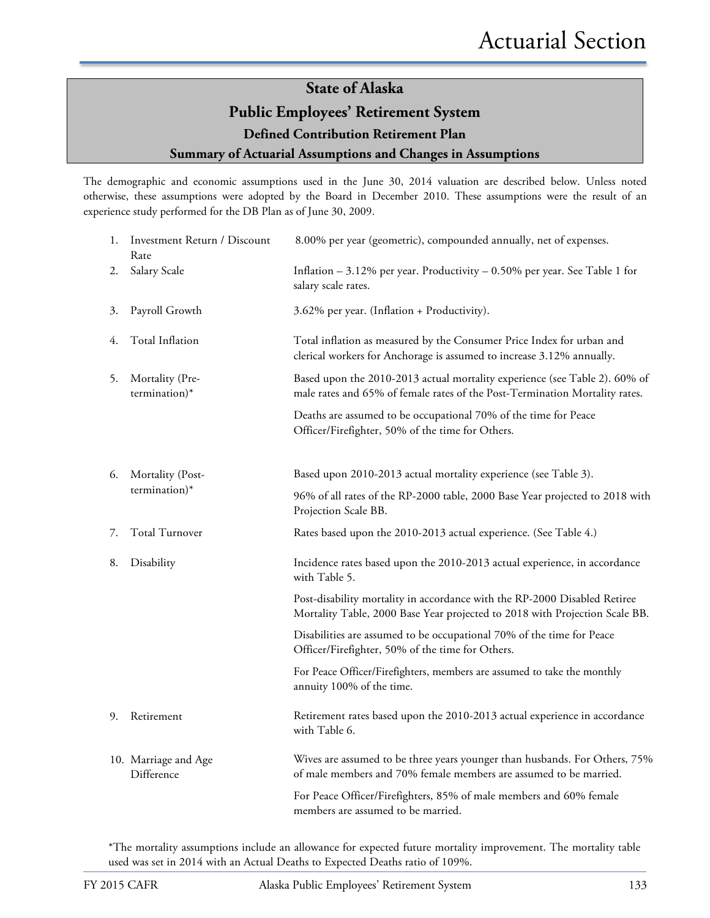## State of Alaska

## Public Employees' Retirement System

### Defined Contribution Retirement Plan

### Summary of Actuarial Assumptions and Changes in Assumptions

The demographic and economic assumptions used in the June 30, 2014 valuation are described below. Unless noted otherwise, these assumptions were adopted by the Board in December 2010. These assumptions were the result of an experience study performed for the DB Plan as of June 30, 2009.

| | |
|---|---|
| 1. Investment Return / Discount Rate | 8.00% per year (geometric), compounded annually, net of expenses. |
| 2. Salary Scale | Inflation – 3.12% per year. Productivity – 0.50% per year. See Table 1 for salary scale rates. |
| 3. Payroll Growth | 3.62% per year. (Inflation + Productivity). |
| 4. Total Inflation | Total inflation as measured by the Consumer Price Index for urban and clerical workers for Anchorage is assumed to increase 3.12% annually. |
| 5. Mortality (Pre-termination)* | Based upon the 2010-2013 actual mortality experience (see Table 2). 60% of male rates and 65% of female rates of the Post-Termination Mortality rates.<br><br>Deaths are assumed to be occupational 70% of the time for Peace Officer/Firefighter, 50% of the time for Others. |
| 6. Mortality (Post-termination)* | Based upon 2010-2013 actual mortality experience (see Table 3).<br><br>96% of all rates of the RP-2000 table, 2000 Base Year projected to 2018 with Projection Scale BB. |
| 7. Total Turnover | Rates based upon the 2010-2013 actual experience. (See Table 4.) |
| 8. Disability | Incidence rates based upon the 2010-2013 actual experience, in accordance with Table 5.<br><br>Post-disability mortality in accordance with the RP-2000 Disabled Retiree Mortality Table, 2000 Base Year projected to 2018 with Projection Scale BB.<br><br>Disabilities are assumed to be occupational 70% of the time for Peace Officer/Firefighter, 50% of the time for Others.<br><br>For Peace Officer/Firefighters, members are assumed to take the monthly annuity 100% of the time. |
| 9. Retirement | Retirement rates based upon the 2010-2013 actual experience in accordance with Table 6. |
| 10. Marriage and Age Difference | Wives are assumed to be three years younger than husbands. For Others, 75% of male members and 70% female members are assumed to be married.<br><br>For Peace Officer/Firefighters, 85% of male members and 60% female members are assumed to be married. |

*The mortality assumptions include an allowance for expected future mortality improvement. The mortality table used was set in 2014 with an Actual Deaths to Expected Deaths ratio of 109%.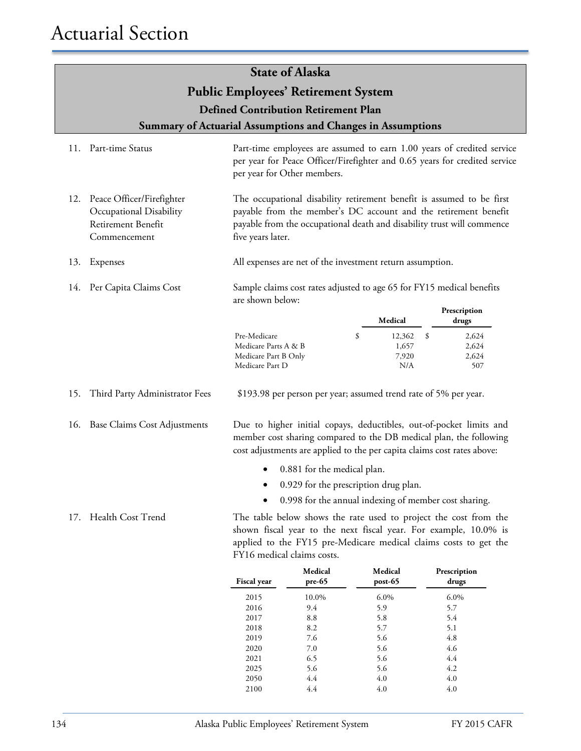# State of Alaska

## Public Employees' Retirement System

### Defined Contribution Retirement Plan

### Summary of Actuarial Assumptions and Changes in Assumptions

11. Part-time Status

Part-time employees are assumed to earn 1.00 years of credited service per year for Peace Officer/Firefighter and 0.65 years for credited service per year for Other members.

12. Peace Officer/Firefighter Occupational Disability Retirement Benefit Commencement

The occupational disability retirement benefit is assumed to be first payable from the member's DC account and the retirement benefit payable from the occupational death and disability trust will commence five years later.

13. Expenses

All expenses are net of the investment return assumption.

14. Per Capita Claims Cost

Sample claims cost rates adjusted to age 65 for FY15 medical benefits are shown below:

| | Medical | Prescription drugs |
|---|---|---|
| Pre-Medicare | $ 12,362 | $ 2,624 |
| Medicare Parts A & B | 1,657 | 2,624 |
| Medicare Part B Only | 7,920 | 2,624 |
| Medicare Part D | N/A | 507 |

15. Third Party Administrator Fees

$193.98 per person per year; assumed trend rate of 5% per year.

16. Base Claims Cost Adjustments

Due to higher initial copays, deductibles, out-of-pocket limits and member cost sharing compared to the DB medical plan, the following cost adjustments are applied to the per capita claims cost rates above:

- 0.881 for the medical plan.
- 0.929 for the prescription drug plan.
- 0.998 for the annual indexing of member cost sharing.

17. Health Cost Trend

The table below shows the rate used to project the cost from the shown fiscal year to the next fiscal year. For example, 10.0% is applied to the FY15 pre-Medicare medical claims costs to get the FY16 medical claims costs.

| Fiscal year | Medical pre-65 | Medical post-65 | Prescription drugs |
|---|---|---|---|
| 2015 | 10.0% | 6.0% | 6.0% |
| 2016 | 9.4 | 5.9 | 5.7 |
| 2017 | 8.8 | 5.8 | 5.4 |
| 2018 | 8.2 | 5.7 | 5.1 |
| 2019 | 7.6 | 5.6 | 4.8 |
| 2020 | 7.0 | 5.6 | 4.6 |
| 2021 | 6.5 | 5.6 | 4.4 |
| 2025 | 5.6 | 5.6 | 4.2 |
| 2050 | 4.4 | 4.0 | 4.0 |
| 2100 | 4.4 | 4.0 | 4.0 |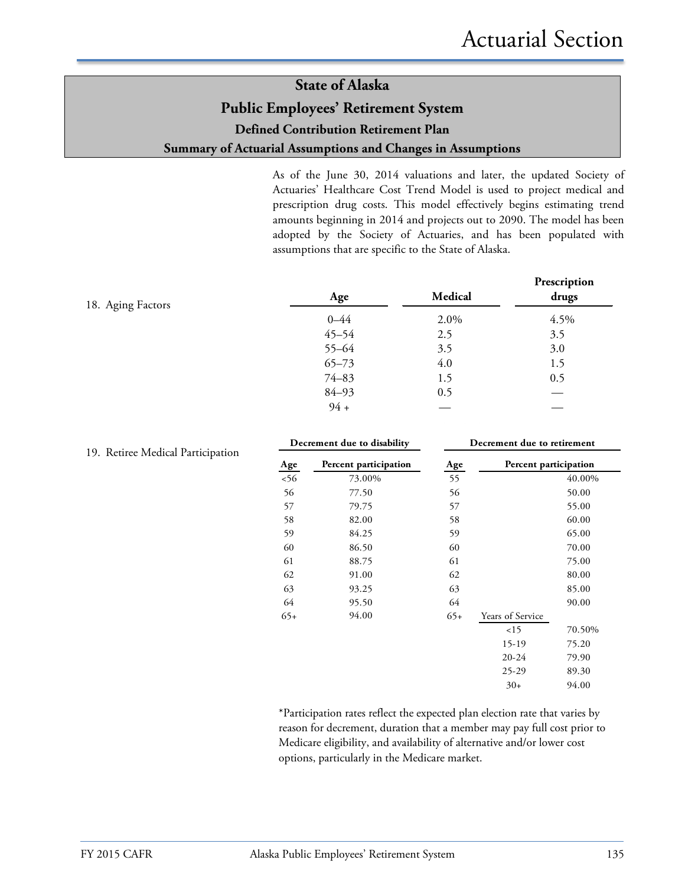## State of Alaska
## Public Employees' Retirement System
### Defined Contribution Retirement Plan
### Summary of Actuarial Assumptions and Changes in Assumptions

As of the June 30, 2014 valuations and later, the updated Society of Actuaries' Healthcare Cost Trend Model is used to project medical and prescription drug costs. This model effectively begins estimating trend amounts beginning in 2014 and projects out to 2090. The model has been adopted by the Society of Actuaries, and has been populated with assumptions that are specific to the State of Alaska.

18. Aging Factors

| Age | Medical | Prescription drugs |
|---|---|---|
| 0–44 | 2.0% | 4.5% |
| 45–54 | 2.5 | 3.5 |
| 55–64 | 3.5 | 3.0 |
| 65–73 | 4.0 | 1.5 |
| 74–83 | 1.5 | 0.5 |
| 84–93 | 0.5 | — |
| 94 + | — | — |

19. Retiree Medical Participation

| Decrement due to disability | | Decrement due to retirement | | |
|---|---|---|---|---|
| Age | Percent participation | Age | Percent participation | |
| <56 | 73.00% | 55 | | 40.00% |
| 56 | 77.50 | 56 | | 50.00 |
| 57 | 79.75 | 57 | | 55.00 |
| 58 | 82.00 | 58 | | 60.00 |
| 59 | 84.25 | 59 | | 65.00 |
| 60 | 86.50 | 60 | | 70.00 |
| 61 | 88.75 | 61 | | 75.00 |
| 62 | 91.00 | 62 | | 80.00 |
| 63 | 93.25 | 63 | | 85.00 |
| 64 | 95.50 | 64 | | 90.00 |
| 65+ | 94.00 | 65+ | Years of Service | |
| | | | <15 | 70.50% |
| | | | 15-19 | 75.20 |
| | | | 20-24 | 79.90 |
| | | | 25-29 | 89.30 |
| | | | 30+ | 94.00 |

*Participation rates reflect the expected plan election rate that varies by reason for decrement, duration that a member may pay full cost prior to Medicare eligibility, and availability of alternative and/or lower cost options, particularly in the Medicare market.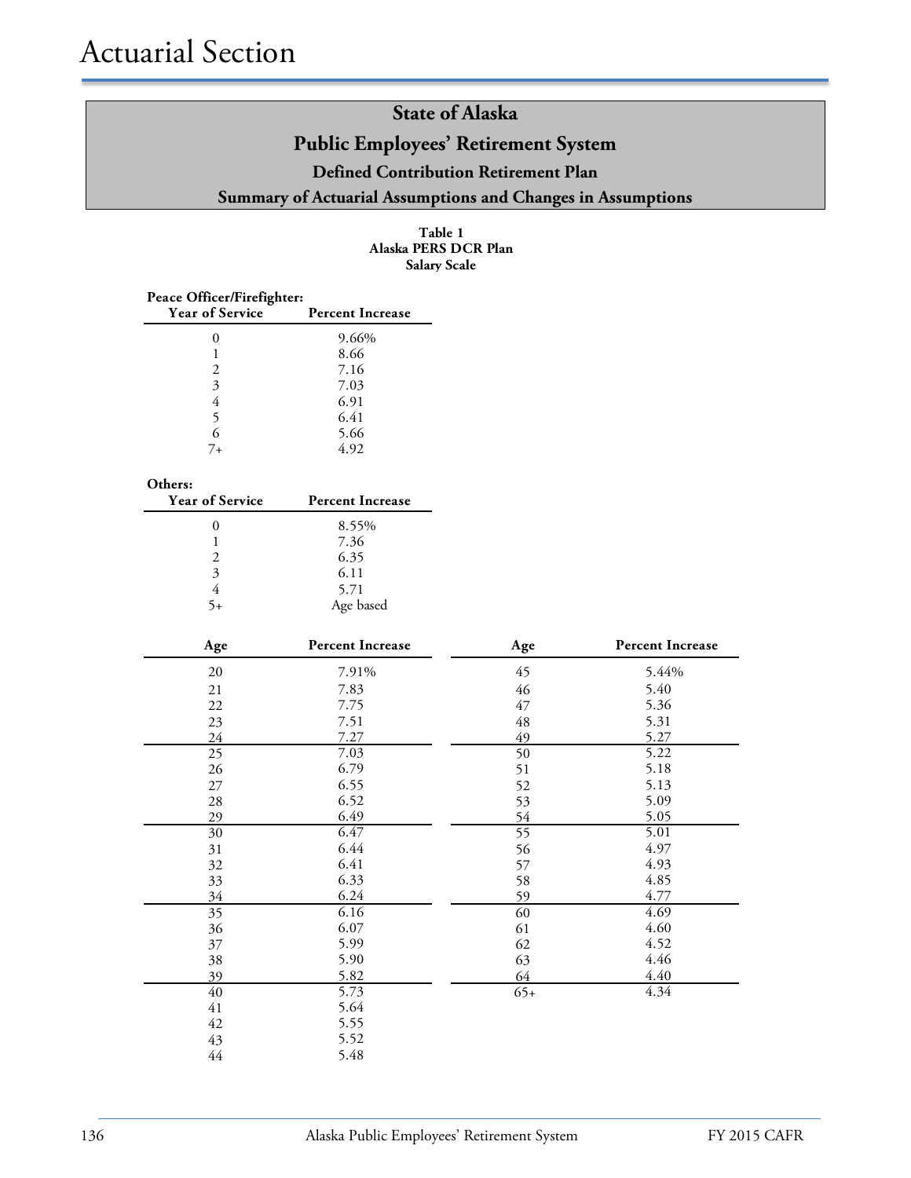# Actuarial Section

## State of Alaska
## Public Employees' Retirement System
### Defined Contribution Retirement Plan
### Summary of Actuarial Assumptions and Changes in Assumptions

**Table 1**
**Alaska PERS DCR Plan**
**Salary Scale**

**Peace Officer/Firefighter:**

| Year of Service | Percent Increase |
|---|---|
| 0 | 9.66% |
| 1 | 8.66 |
| 2 | 7.16 |
| 3 | 7.03 |
| 4 | 6.91 |
| 5 | 6.41 |
| 6 | 5.66 |
| 7+ | 4.92 |

**Others:**

| Year of Service | Percent Increase |
|---|---|
| 0 | 8.55% |
| 1 | 7.36 |
| 2 | 6.35 |
| 3 | 6.11 |
| 4 | 5.71 |
| 5+ | Age based |

| Age | Percent Increase | Age | Percent Increase |
|---|---|---|---|
| 20 | 7.91% | 45 | 5.44% |
| 21 | 7.83 | 46 | 5.40 |
| 22 | 7.75 | 47 | 5.36 |
| 23 | 7.51 | 48 | 5.31 |
| 24 | 7.27 | 49 | 5.27 |
| 25 | 7.03 | 50 | 5.22 |
| 26 | 6.79 | 51 | 5.18 |
| 27 | 6.55 | 52 | 5.13 |
| 28 | 6.52 | 53 | 5.09 |
| 29 | 6.49 | 54 | 5.05 |
| 30 | 6.47 | 55 | 5.01 |
| 31 | 6.44 | 56 | 4.97 |
| 32 | 6.41 | 57 | 4.93 |
| 33 | 6.33 | 58 | 4.85 |
| 34 | 6.24 | 59 | 4.77 |
| 35 | 6.16 | 60 | 4.69 |
| 36 | 6.07 | 61 | 4.60 |
| 37 | 5.99 | 62 | 4.52 |
| 38 | 5.90 | 63 | 4.46 |
| 39 | 5.82 | 64 | 4.40 |
| 40 | 5.73 | 65+ | 4.34 |
| 41 | 5.64 | | |
| 42 | 5.55 | | |
| 43 | 5.52 | | |
| 44 | 5.48 | | |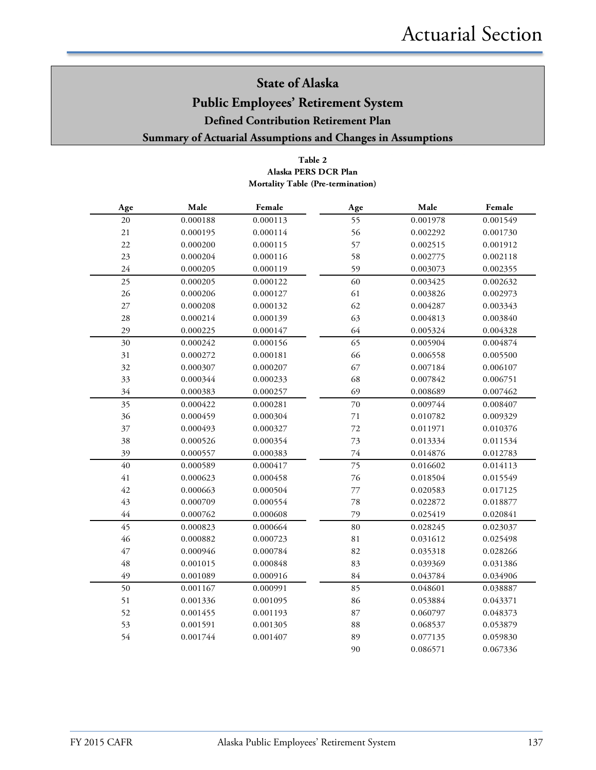# State of Alaska

## Public Employees' Retirement System

### Defined Contribution Retirement Plan

### Summary of Actuarial Assumptions and Changes in Assumptions

**Table 2**
**Alaska PERS DCR Plan**
**Mortality Table (Pre-termination)**

| Age | Male | Female | Age | Male | Female |
|---|---|---|---|---|---|
| 20 | 0.000188 | 0.000113 | 55 | 0.001978 | 0.001549 |
| 21 | 0.000195 | 0.000114 | 56 | 0.002292 | 0.001730 |
| 22 | 0.000200 | 0.000115 | 57 | 0.002515 | 0.001912 |
| 23 | 0.000204 | 0.000116 | 58 | 0.002775 | 0.002118 |
| 24 | 0.000205 | 0.000119 | 59 | 0.003073 | 0.002355 |
| 25 | 0.000205 | 0.000122 | 60 | 0.003425 | 0.002632 |
| 26 | 0.000206 | 0.000127 | 61 | 0.003826 | 0.002973 |
| 27 | 0.000208 | 0.000132 | 62 | 0.004287 | 0.003343 |
| 28 | 0.000214 | 0.000139 | 63 | 0.004813 | 0.003840 |
| 29 | 0.000225 | 0.000147 | 64 | 0.005324 | 0.004328 |
| 30 | 0.000242 | 0.000156 | 65 | 0.005904 | 0.004874 |
| 31 | 0.000272 | 0.000181 | 66 | 0.006558 | 0.005500 |
| 32 | 0.000307 | 0.000207 | 67 | 0.007184 | 0.006107 |
| 33 | 0.000344 | 0.000233 | 68 | 0.007842 | 0.006751 |
| 34 | 0.000383 | 0.000257 | 69 | 0.008689 | 0.007462 |
| 35 | 0.000422 | 0.000281 | 70 | 0.009744 | 0.008407 |
| 36 | 0.000459 | 0.000304 | 71 | 0.010782 | 0.009329 |
| 37 | 0.000493 | 0.000327 | 72 | 0.011971 | 0.010376 |
| 38 | 0.000526 | 0.000354 | 73 | 0.013334 | 0.011534 |
| 39 | 0.000557 | 0.000383 | 74 | 0.014876 | 0.012783 |
| 40 | 0.000589 | 0.000417 | 75 | 0.016602 | 0.014113 |
| 41 | 0.000623 | 0.000458 | 76 | 0.018504 | 0.015549 |
| 42 | 0.000663 | 0.000504 | 77 | 0.020583 | 0.017125 |
| 43 | 0.000709 | 0.000554 | 78 | 0.022872 | 0.018877 |
| 44 | 0.000762 | 0.000608 | 79 | 0.025419 | 0.020841 |
| 45 | 0.000823 | 0.000664 | 80 | 0.028245 | 0.023037 |
| 46 | 0.000882 | 0.000723 | 81 | 0.031612 | 0.025498 |
| 47 | 0.000946 | 0.000784 | 82 | 0.035318 | 0.028266 |
| 48 | 0.001015 | 0.000848 | 83 | 0.039369 | 0.031386 |
| 49 | 0.001089 | 0.000916 | 84 | 0.043784 | 0.034906 |
| 50 | 0.001167 | 0.000991 | 85 | 0.048601 | 0.038887 |
| 51 | 0.001336 | 0.001095 | 86 | 0.053884 | 0.043371 |
| 52 | 0.001455 | 0.001193 | 87 | 0.060797 | 0.048373 |
| 53 | 0.001591 | 0.001305 | 88 | 0.068537 | 0.053879 |
| 54 | 0.001744 | 0.001407 | 89 | 0.077135 | 0.059830 |
| | | | 90 | 0.086571 | 0.067336 |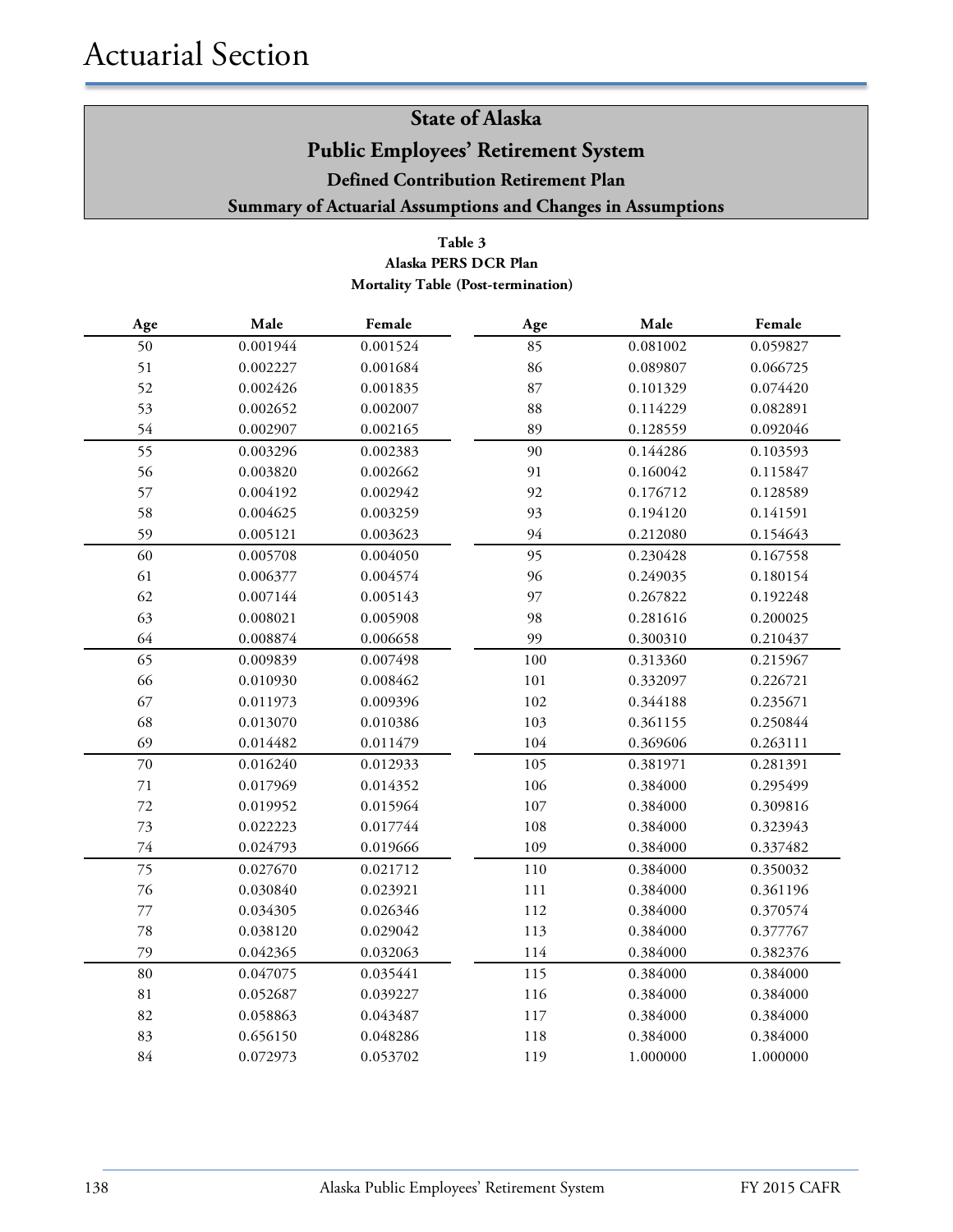# Actuarial Section

## State of Alaska
## Public Employees' Retirement System
### Defined Contribution Retirement Plan
### Summary of Actuarial Assumptions and Changes in Assumptions

**Table 3**
**Alaska PERS DCR Plan**
**Mortality Table (Post-termination)**

| Age | Male | Female | Age | Male | Female |
|---|---|---|---|---|---|
| 50 | 0.001944 | 0.001524 | 85 | 0.081002 | 0.059827 |
| 51 | 0.002227 | 0.001684 | 86 | 0.089807 | 0.066725 |
| 52 | 0.002426 | 0.001835 | 87 | 0.101329 | 0.074420 |
| 53 | 0.002652 | 0.002007 | 88 | 0.114229 | 0.082891 |
| 54 | 0.002907 | 0.002165 | 89 | 0.128559 | 0.092046 |
| 55 | 0.003296 | 0.002383 | 90 | 0.144286 | 0.103593 |
| 56 | 0.003820 | 0.002662 | 91 | 0.160042 | 0.115847 |
| 57 | 0.004192 | 0.002942 | 92 | 0.176712 | 0.128589 |
| 58 | 0.004625 | 0.003259 | 93 | 0.194120 | 0.141591 |
| 59 | 0.005121 | 0.003623 | 94 | 0.212080 | 0.154643 |
| 60 | 0.005708 | 0.004050 | 95 | 0.230428 | 0.167558 |
| 61 | 0.006377 | 0.004574 | 96 | 0.249035 | 0.180154 |
| 62 | 0.007144 | 0.005143 | 97 | 0.267822 | 0.192248 |
| 63 | 0.008021 | 0.005908 | 98 | 0.281616 | 0.200025 |
| 64 | 0.008874 | 0.006658 | 99 | 0.300310 | 0.210437 |
| 65 | 0.009839 | 0.007498 | 100 | 0.313360 | 0.215967 |
| 66 | 0.010930 | 0.008462 | 101 | 0.332097 | 0.226721 |
| 67 | 0.011973 | 0.009396 | 102 | 0.344188 | 0.235671 |
| 68 | 0.013070 | 0.010386 | 103 | 0.361155 | 0.250844 |
| 69 | 0.014482 | 0.011479 | 104 | 0.369606 | 0.263111 |
| 70 | 0.016240 | 0.012933 | 105 | 0.381971 | 0.281391 |
| 71 | 0.017969 | 0.014352 | 106 | 0.384000 | 0.295499 |
| 72 | 0.019952 | 0.015964 | 107 | 0.384000 | 0.309816 |
| 73 | 0.022223 | 0.017744 | 108 | 0.384000 | 0.323943 |
| 74 | 0.024793 | 0.019666 | 109 | 0.384000 | 0.337482 |
| 75 | 0.027670 | 0.021712 | 110 | 0.384000 | 0.350032 |
| 76 | 0.030840 | 0.023921 | 111 | 0.384000 | 0.361196 |
| 77 | 0.034305 | 0.026346 | 112 | 0.384000 | 0.370574 |
| 78 | 0.038120 | 0.029042 | 113 | 0.384000 | 0.377767 |
| 79 | 0.042365 | 0.032063 | 114 | 0.384000 | 0.382376 |
| 80 | 0.047075 | 0.035441 | 115 | 0.384000 | 0.384000 |
| 81 | 0.052687 | 0.039227 | 116 | 0.384000 | 0.384000 |
| 82 | 0.058863 | 0.043487 | 117 | 0.384000 | 0.384000 |
| 83 | 0.656150 | 0.048286 | 118 | 0.384000 | 0.384000 |
| 84 | 0.072973 | 0.053702 | 119 | 1.000000 | 1.000000 |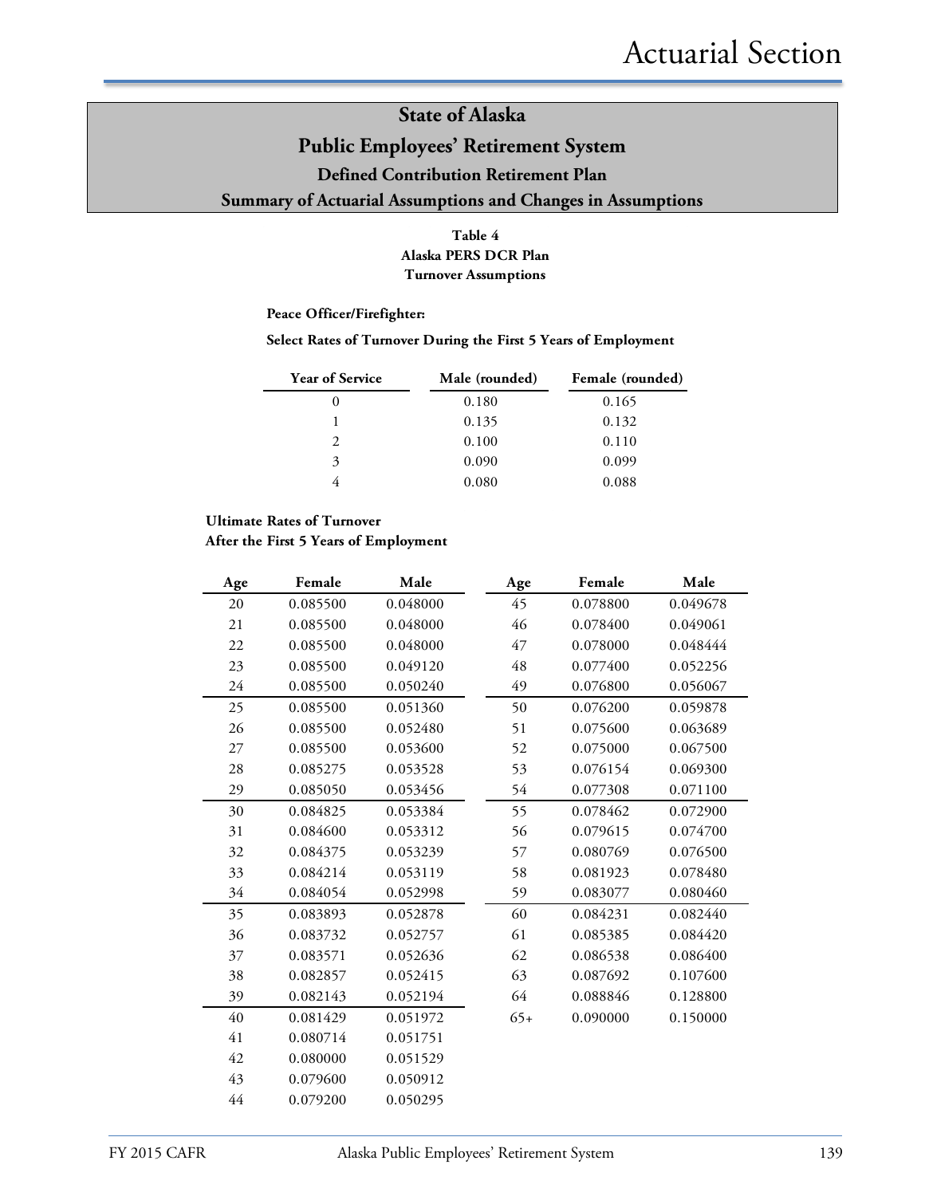# State of Alaska

## Public Employees' Retirement System

### Defined Contribution Retirement Plan

### Summary of Actuarial Assumptions and Changes in Assumptions

**Table 4**
**Alaska PERS DCR Plan**
**Turnover Assumptions**

**Peace Officer/Firefighter:**

**Select Rates of Turnover During the First 5 Years of Employment**

| Year of Service | Male (rounded) | Female (rounded) |
|---|---|---|
| 0 | 0.180 | 0.165 |
| 1 | 0.135 | 0.132 |
| 2 | 0.100 | 0.110 |
| 3 | 0.090 | 0.099 |
| 4 | 0.080 | 0.088 |

**Ultimate Rates of Turnover**
**After the First 5 Years of Employment**

| Age | Female | Male |
|---|---|---|
| 20 | 0.085500 | 0.048000 |
| 21 | 0.085500 | 0.048000 |
| 22 | 0.085500 | 0.048000 |
| 23 | 0.085500 | 0.049120 |
| 24 | 0.085500 | 0.050240 |
| 25 | 0.085500 | 0.051360 |
| 26 | 0.085500 | 0.052480 |
| 27 | 0.085500 | 0.053600 |
| 28 | 0.085275 | 0.053528 |
| 29 | 0.085050 | 0.053456 |
| 30 | 0.084825 | 0.053384 |
| 31 | 0.084600 | 0.053312 |
| 32 | 0.084375 | 0.053239 |
| 33 | 0.084214 | 0.053119 |
| 34 | 0.084054 | 0.052998 |
| 35 | 0.083893 | 0.052878 |
| 36 | 0.083732 | 0.052757 |
| 37 | 0.083571 | 0.052636 |
| 38 | 0.082857 | 0.052415 |
| 39 | 0.082143 | 0.052194 |
| 40 | 0.081429 | 0.051972 |
| 41 | 0.080714 | 0.051751 |
| 42 | 0.080000 | 0.051529 |
| 43 | 0.079600 | 0.050912 |
| 44 | 0.079200 | 0.050295 |
| 45 | 0.078800 | 0.049678 |
| 46 | 0.078400 | 0.049061 |
| 47 | 0.078000 | 0.048444 |
| 48 | 0.077400 | 0.052256 |
| 49 | 0.076800 | 0.056067 |
| 50 | 0.076200 | 0.059878 |
| 51 | 0.075600 | 0.063689 |
| 52 | 0.075000 | 0.067500 |
| 53 | 0.076154 | 0.069300 |
| 54 | 0.077308 | 0.071100 |
| 55 | 0.078462 | 0.072900 |
| 56 | 0.079615 | 0.074700 |
| 57 | 0.080769 | 0.076500 |
| 58 | 0.081923 | 0.078480 |
| 59 | 0.083077 | 0.080460 |
| 60 | 0.084231 | 0.082440 |
| 61 | 0.085385 | 0.084420 |
| 62 | 0.086538 | 0.086400 |
| 63 | 0.087692 | 0.107600 |
| 64 | 0.088846 | 0.128800 |
| 65+ | 0.090000 | 0.150000 |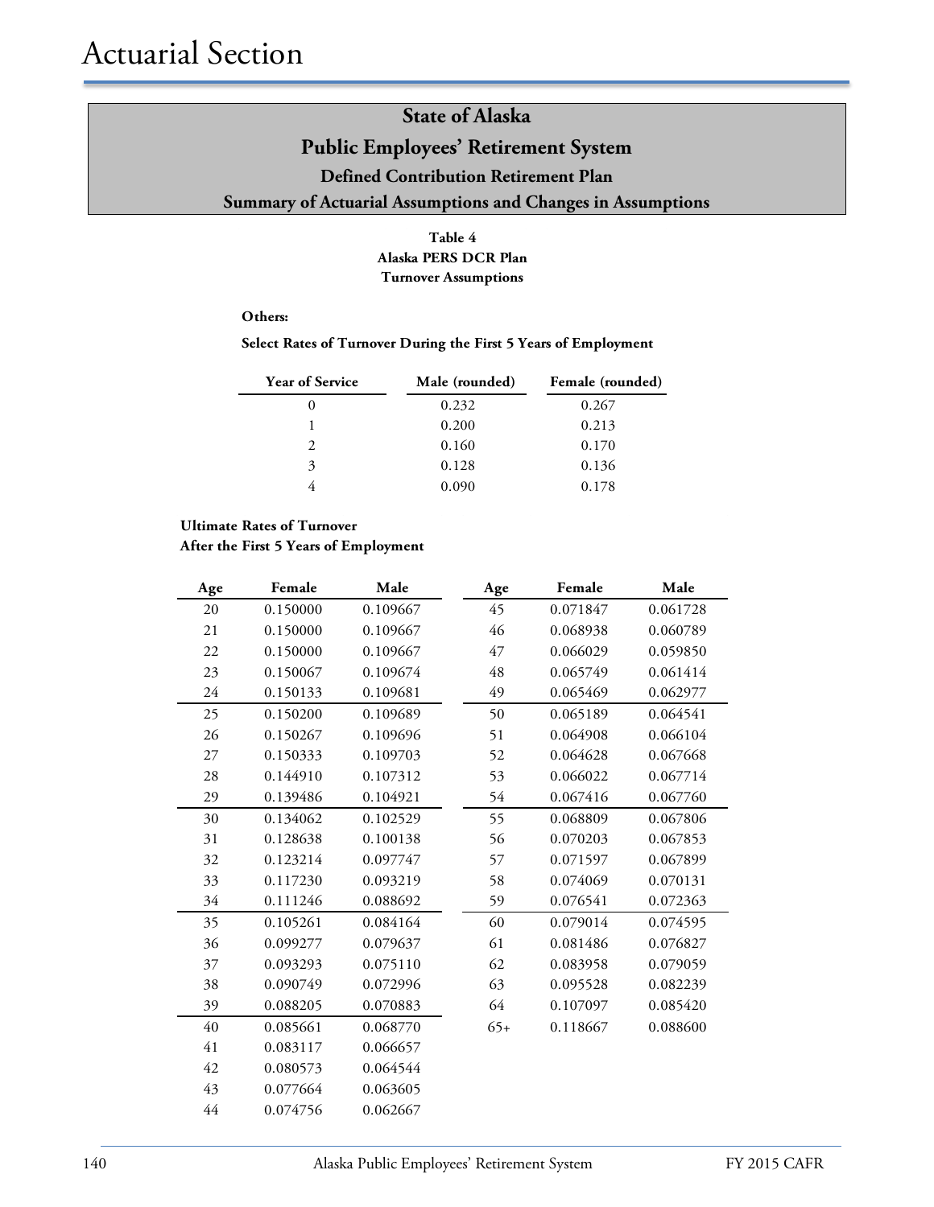# Actuarial Section

## State of Alaska
## Public Employees' Retirement System
### Defined Contribution Retirement Plan
### Summary of Actuarial Assumptions and Changes in Assumptions

**Table 4**
**Alaska PERS DCR Plan**
**Turnover Assumptions**

**Others:**

**Select Rates of Turnover During the First 5 Years of Employment**

| Year of Service | Male (rounded) | Female (rounded) |
|---|---|---|
| 0 | 0.232 | 0.267 |
| 1 | 0.200 | 0.213 |
| 2 | 0.160 | 0.170 |
| 3 | 0.128 | 0.136 |
| 4 | 0.090 | 0.178 |

**Ultimate Rates of Turnover**
**After the First 5 Years of Employment**

| Age | Female | Male | Age | Female | Male |
|---|---|---|---|---|---|
| 20 | 0.150000 | 0.109667 | 45 | 0.071847 | 0.061728 |
| 21 | 0.150000 | 0.109667 | 46 | 0.068938 | 0.060789 |
| 22 | 0.150000 | 0.109667 | 47 | 0.066029 | 0.059850 |
| 23 | 0.150067 | 0.109674 | 48 | 0.065749 | 0.061414 |
| 24 | 0.150133 | 0.109681 | 49 | 0.065469 | 0.062977 |
| 25 | 0.150200 | 0.109689 | 50 | 0.065189 | 0.064541 |
| 26 | 0.150267 | 0.109696 | 51 | 0.064908 | 0.066104 |
| 27 | 0.150333 | 0.109703 | 52 | 0.064628 | 0.067668 |
| 28 | 0.144910 | 0.107312 | 53 | 0.066022 | 0.067714 |
| 29 | 0.139486 | 0.104921 | 54 | 0.067416 | 0.067760 |
| 30 | 0.134062 | 0.102529 | 55 | 0.068809 | 0.067806 |
| 31 | 0.128638 | 0.100138 | 56 | 0.070203 | 0.067853 |
| 32 | 0.123214 | 0.097747 | 57 | 0.071597 | 0.067899 |
| 33 | 0.117230 | 0.093219 | 58 | 0.074069 | 0.070131 |
| 34 | 0.111246 | 0.088692 | 59 | 0.076541 | 0.072363 |
| 35 | 0.105261 | 0.084164 | 60 | 0.079014 | 0.074595 |
| 36 | 0.099277 | 0.079637 | 61 | 0.081486 | 0.076827 |
| 37 | 0.093293 | 0.075110 | 62 | 0.083958 | 0.079059 |
| 38 | 0.090749 | 0.072996 | 63 | 0.095528 | 0.082239 |
| 39 | 0.088205 | 0.070883 | 64 | 0.107097 | 0.085420 |
| 40 | 0.085661 | 0.068770 | 65+ | 0.118667 | 0.088600 |
| 41 | 0.083117 | 0.066657 | | | |
| 42 | 0.080573 | 0.064544 | | | |
| 43 | 0.077664 | 0.063605 | | | |
| 44 | 0.074756 | 0.062667 | | | |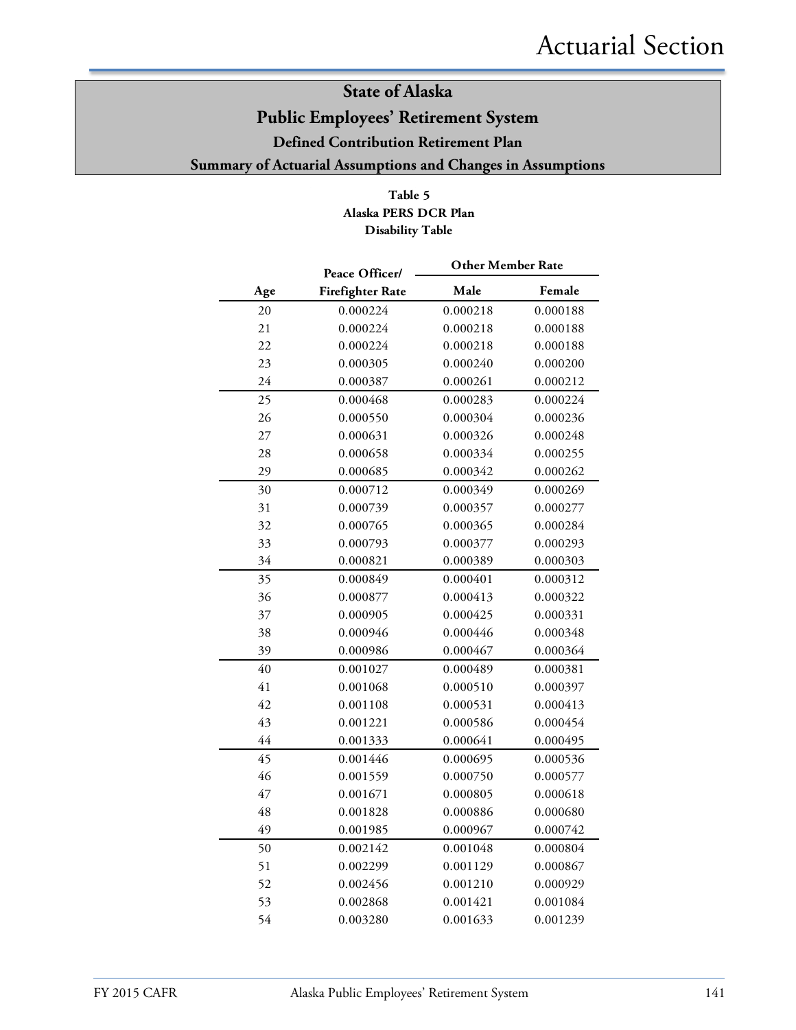# State of Alaska

## Public Employees' Retirement System

### Defined Contribution Retirement Plan

### Summary of Actuarial Assumptions and Changes in Assumptions

**Table 5**
**Alaska PERS DCR Plan**
**Disability Table**

| Age | Peace Officer/ Firefighter Rate | Other Member Rate | |
|---|---|---|---|
| | | Male | Female |
| 20 | 0.000224 | 0.000218 | 0.000188 |
| 21 | 0.000224 | 0.000218 | 0.000188 |
| 22 | 0.000224 | 0.000218 | 0.000188 |
| 23 | 0.000305 | 0.000240 | 0.000200 |
| 24 | 0.000387 | 0.000261 | 0.000212 |
| 25 | 0.000468 | 0.000283 | 0.000224 |
| 26 | 0.000550 | 0.000304 | 0.000236 |
| 27 | 0.000631 | 0.000326 | 0.000248 |
| 28 | 0.000658 | 0.000334 | 0.000255 |
| 29 | 0.000685 | 0.000342 | 0.000262 |
| 30 | 0.000712 | 0.000349 | 0.000269 |
| 31 | 0.000739 | 0.000357 | 0.000277 |
| 32 | 0.000765 | 0.000365 | 0.000284 |
| 33 | 0.000793 | 0.000377 | 0.000293 |
| 34 | 0.000821 | 0.000389 | 0.000303 |
| 35 | 0.000849 | 0.000401 | 0.000312 |
| 36 | 0.000877 | 0.000413 | 0.000322 |
| 37 | 0.000905 | 0.000425 | 0.000331 |
| 38 | 0.000946 | 0.000446 | 0.000348 |
| 39 | 0.000986 | 0.000467 | 0.000364 |
| 40 | 0.001027 | 0.000489 | 0.000381 |
| 41 | 0.001068 | 0.000510 | 0.000397 |
| 42 | 0.001108 | 0.000531 | 0.000413 |
| 43 | 0.001221 | 0.000586 | 0.000454 |
| 44 | 0.001333 | 0.000641 | 0.000495 |
| 45 | 0.001446 | 0.000695 | 0.000536 |
| 46 | 0.001559 | 0.000750 | 0.000577 |
| 47 | 0.001671 | 0.000805 | 0.000618 |
| 48 | 0.001828 | 0.000886 | 0.000680 |
| 49 | 0.001985 | 0.000967 | 0.000742 |
| 50 | 0.002142 | 0.001048 | 0.000804 |
| 51 | 0.002299 | 0.001129 | 0.000867 |
| 52 | 0.002456 | 0.001210 | 0.000929 |
| 53 | 0.002868 | 0.001421 | 0.001084 |
| 54 | 0.003280 | 0.001633 | 0.001239 |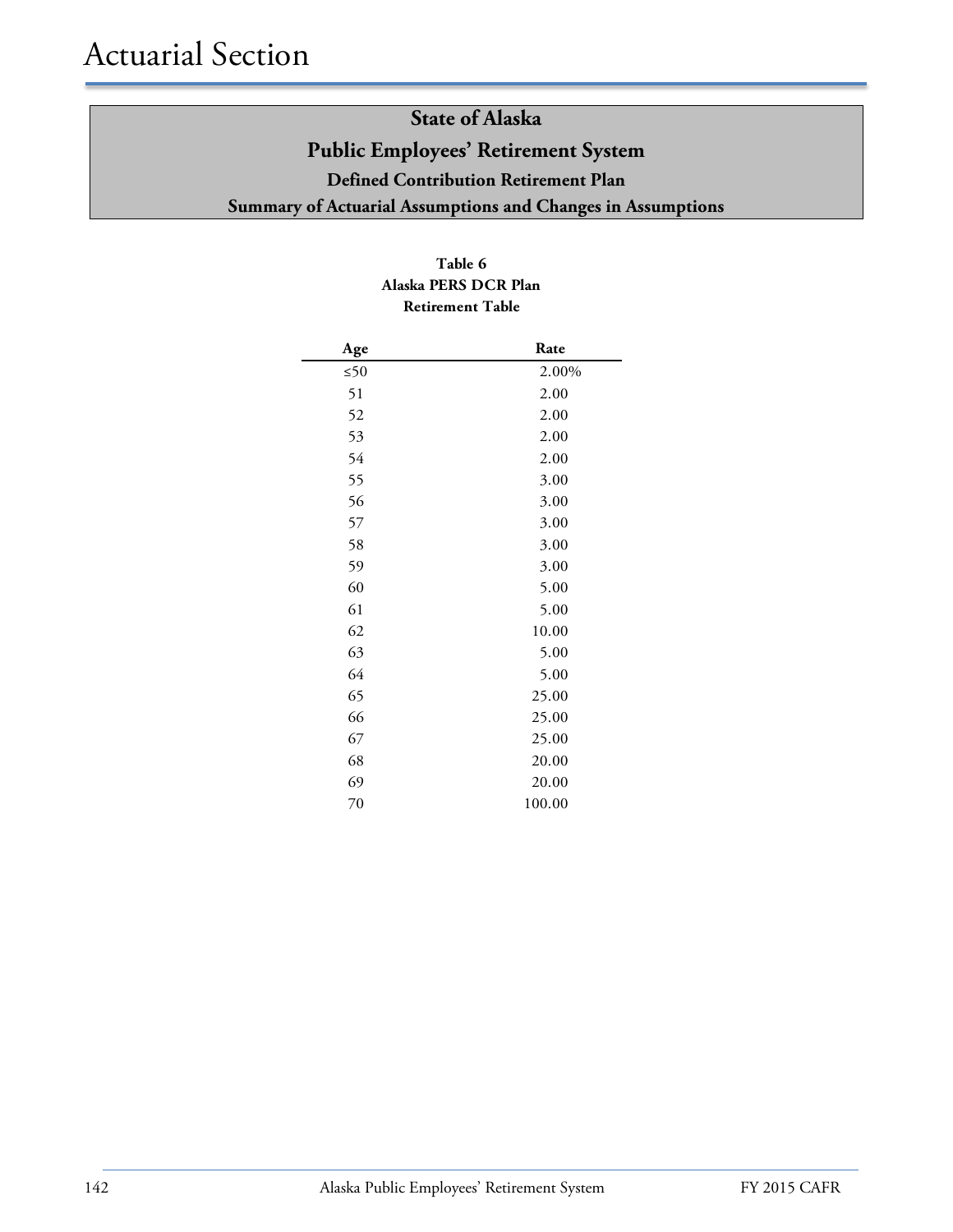# State of Alaska
## Public Employees' Retirement System
### Defined Contribution Retirement Plan
### Summary of Actuarial Assumptions and Changes in Assumptions

**Table 6**
**Alaska PERS DCR Plan**
**Retirement Table**

| Age | Rate |
|---|---|
| ≤50 | 2.00% |
| 51 | 2.00 |
| 52 | 2.00 |
| 53 | 2.00 |
| 54 | 2.00 |
| 55 | 3.00 |
| 56 | 3.00 |
| 57 | 3.00 |
| 58 | 3.00 |
| 59 | 3.00 |
| 60 | 5.00 |
| 61 | 5.00 |
| 62 | 10.00 |
| 63 | 5.00 |
| 64 | 5.00 |
| 65 | 25.00 |
| 66 | 25.00 |
| 67 | 25.00 |
| 68 | 20.00 |
| 69 | 20.00 |
| 70 | 100.00 |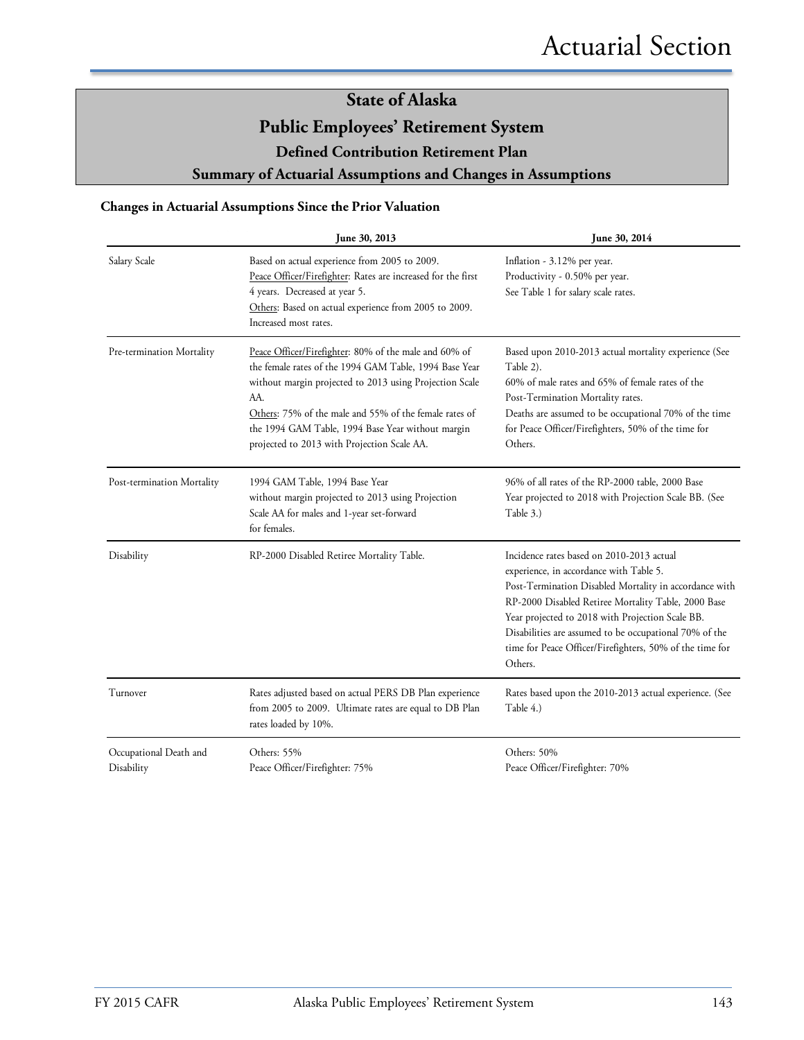# State of Alaska
## Public Employees' Retirement System
### Defined Contribution Retirement Plan
### Summary of Actuarial Assumptions and Changes in Assumptions

**Changes in Actuarial Assumptions Since the Prior Valuation**

| | June 30, 2013 | June 30, 2014 |
|---|---|---|
| Salary Scale | Based on actual experience from 2005 to 2009.<br>Peace Officer/Firefighter: Rates are increased for the first 4 years. Decreased at year 5.<br>Others: Based on actual experience from 2005 to 2009. Increased most rates. | Inflation - 3.12% per year.<br>Productivity - 0.50% per year.<br>See Table 1 for salary scale rates. |
| Pre-termination Mortality | Peace Officer/Firefighter: 80% of the male and 60% of the female rates of the 1994 GAM Table, 1994 Base Year without margin projected to 2013 using Projection Scale AA.<br>Others: 75% of the male and 55% of the female rates of the 1994 GAM Table, 1994 Base Year without margin projected to 2013 with Projection Scale AA. | Based upon 2010-2013 actual mortality experience (See Table 2).<br>60% of male rates and 65% of female rates of the Post-Termination Mortality rates.<br>Deaths are assumed to be occupational 70% of the time for Peace Officer/Firefighters, 50% of the time for Others. |
| Post-termination Mortality | 1994 GAM Table, 1994 Base Year without margin projected to 2013 using Projection Scale AA for males and 1-year set-forward for females. | 96% of all rates of the RP-2000 table, 2000 Base Year projected to 2018 with Projection Scale BB. (See Table 3.) |
| Disability | RP-2000 Disabled Retiree Mortality Table. | Incidence rates based on 2010-2013 actual experience, in accordance with Table 5.<br>Post-Termination Disabled Mortality in accordance with RP-2000 Disabled Retiree Mortality Table, 2000 Base Year projected to 2018 with Projection Scale BB.<br>Disabilities are assumed to be occupational 70% of the time for Peace Officer/Firefighters, 50% of the time for Others. |
| Turnover | Rates adjusted based on actual PERS DB Plan experience from 2005 to 2009. Ultimate rates are equal to DB Plan rates loaded by 10%. | Rates based upon the 2010-2013 actual experience. (See Table 4.) |
| Occupational Death and Disability | Others: 55%<br>Peace Officer/Firefighter: 75% | Others: 50%<br>Peace Officer/Firefighter: 70% |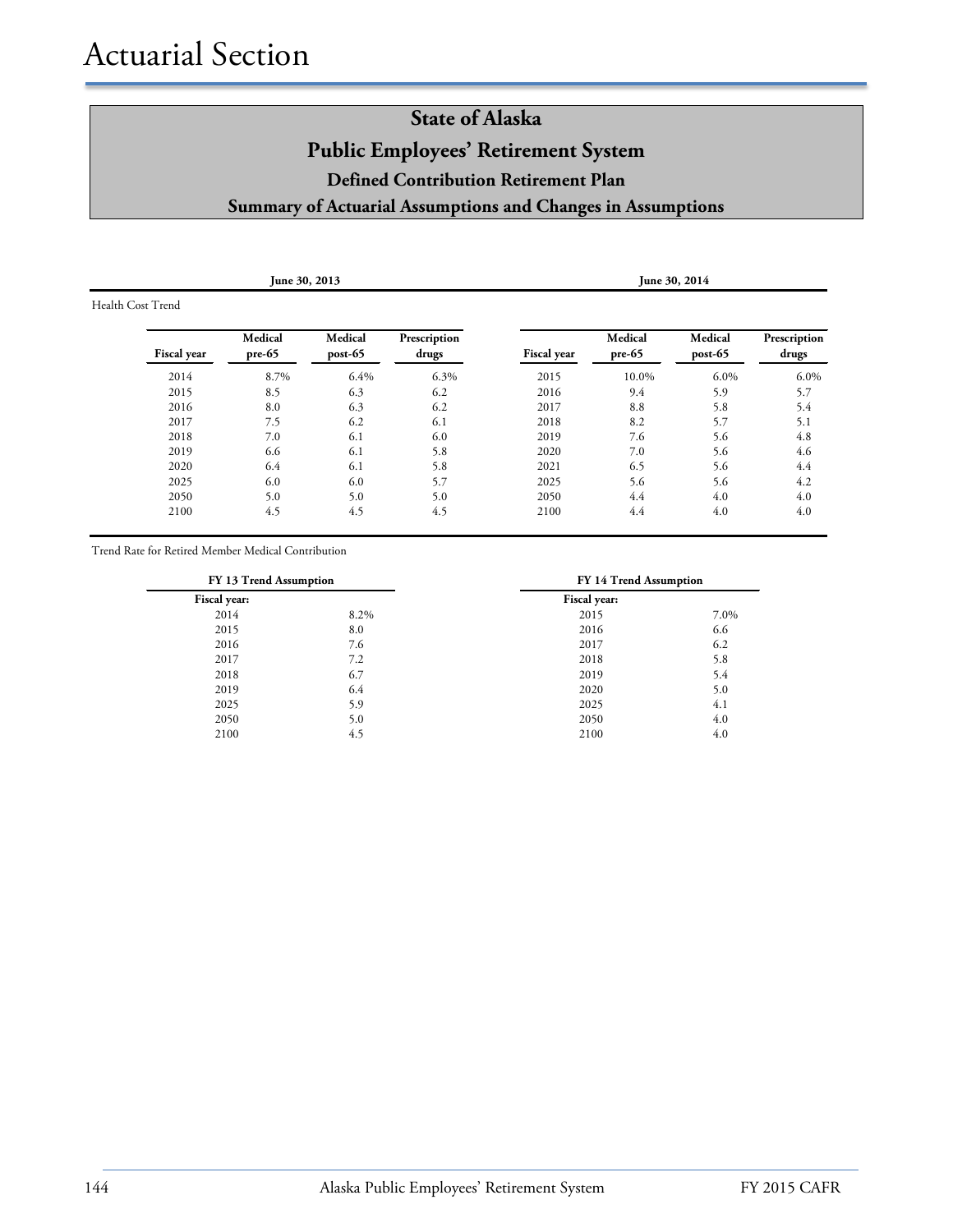# Actuarial Section

## State of Alaska

## Public Employees' Retirement System

### Defined Contribution Retirement Plan

### Summary of Actuarial Assumptions and Changes in Assumptions

Health Cost Trend

| June 30, 2013 | | | | June 30, 2014 | | | |
|---|---|---|---|---|---|---|---|
| **Fiscal year** | **Medical pre-65** | **Medical post-65** | **Prescription drugs** | **Fiscal year** | **Medical pre-65** | **Medical post-65** | **Prescription drugs** |
| 2014 | 8.7% | 6.4% | 6.3% | 2015 | 10.0% | 6.0% | 6.0% |
| 2015 | 8.5 | 6.3 | 6.2 | 2016 | 9.4 | 5.9 | 5.7 |
| 2016 | 8.0 | 6.3 | 6.2 | 2017 | 8.8 | 5.8 | 5.4 |
| 2017 | 7.5 | 6.2 | 6.1 | 2018 | 8.2 | 5.7 | 5.1 |
| 2018 | 7.0 | 6.1 | 6.0 | 2019 | 7.6 | 5.6 | 4.8 |
| 2019 | 6.6 | 6.1 | 5.8 | 2020 | 7.0 | 5.6 | 4.6 |
| 2020 | 6.4 | 6.1 | 5.8 | 2021 | 6.5 | 5.6 | 4.4 |
| 2025 | 6.0 | 6.0 | 5.7 | 2025 | 5.6 | 5.6 | 4.2 |
| 2050 | 5.0 | 5.0 | 5.0 | 2050 | 4.4 | 4.0 | 4.0 |
| 2100 | 4.5 | 4.5 | 4.5 | 2100 | 4.4 | 4.0 | 4.0 |

Trend Rate for Retired Member Medical Contribution

| FY 13 Trend Assumption | | FY 14 Trend Assumption | |
|---|---|---|---|
| **Fiscal year:** | | **Fiscal year:** | |
| 2014 | 8.2% | 2015 | 7.0% |
| 2015 | 8.0 | 2016 | 6.6 |
| 2016 | 7.6 | 2017 | 6.2 |
| 2017 | 7.2 | 2018 | 5.8 |
| 2018 | 6.7 | 2019 | 5.4 |
| 2019 | 6.4 | 2020 | 5.0 |
| 2025 | 5.9 | 2025 | 4.1 |
| 2050 | 5.0 | 2050 | 4.0 |
| 2100 | 4.5 | 2100 | 4.0 |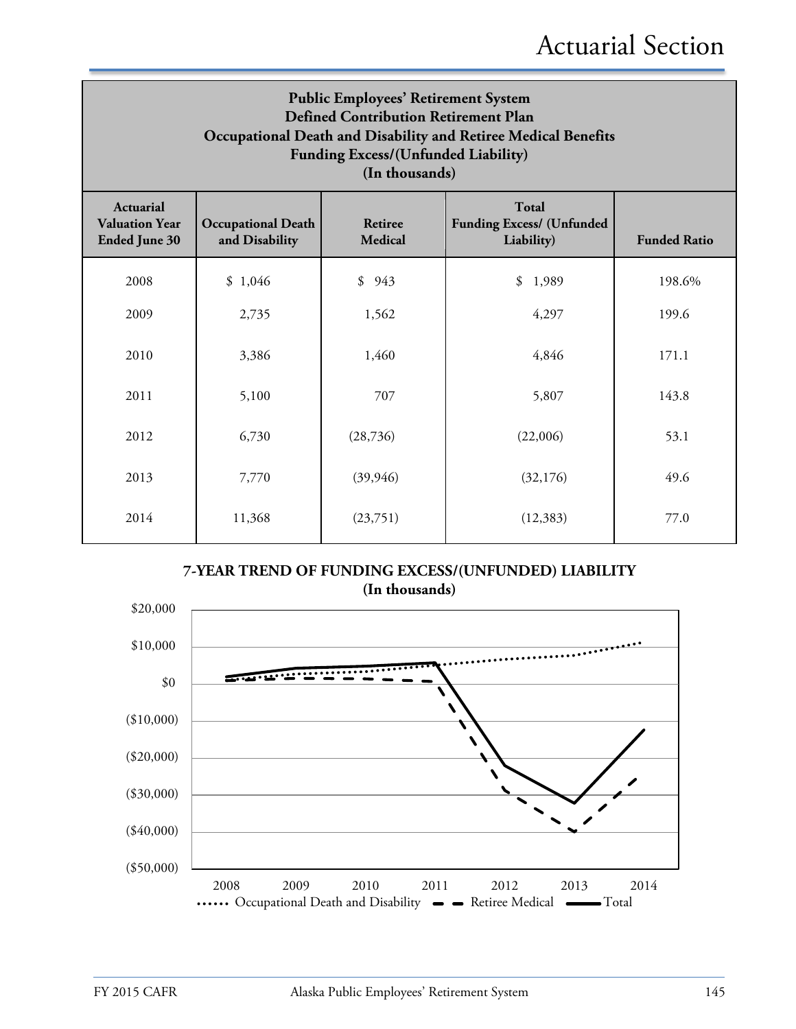| Public Employees' Retirement System<br>Defined Contribution Retirement Plan<br>Occupational Death and Disability and Retiree Medical Benefits<br>Funding Excess/(Unfunded Liability)<br>(In thousands) | | | | |
|---|---|---|---|---|
| **Actuarial Valuation Year Ended June 30** | **Occupational Death and Disability** | **Retiree Medical** | **Total Funding Excess/ (Unfunded Liability)** | **Funded Ratio** |
| 2008 | $ 1,046 | $ 943 | $ 1,989 | 198.6% |
| 2009 | 2,735 | 1,562 | 4,297 | 199.6 |
| 2010 | 3,386 | 1,460 | 4,846 | 171.1 |
| 2011 | 5,100 | 707 | 5,807 | 143.8 |
| 2012 | 6,730 | (28,736) | (22,006) | 53.1 |
| 2013 | 7,770 | (39,946) | (32,176) | 49.6 |
| 2014 | 11,368 | (23,751) | (12,383) | 77.0 |

**7-YEAR TREND OF FUNDING EXCESS/(UNFUNDED) LIABILITY**
**(In thousands)**

$20,000
$10,000
$0
($10,000)
($20,000)
($30,000)
($40,000)
($50,000)

2008 2009 2010 2011 2012 2013 2014

Occupational Death and Disability — Retiree Medical — Total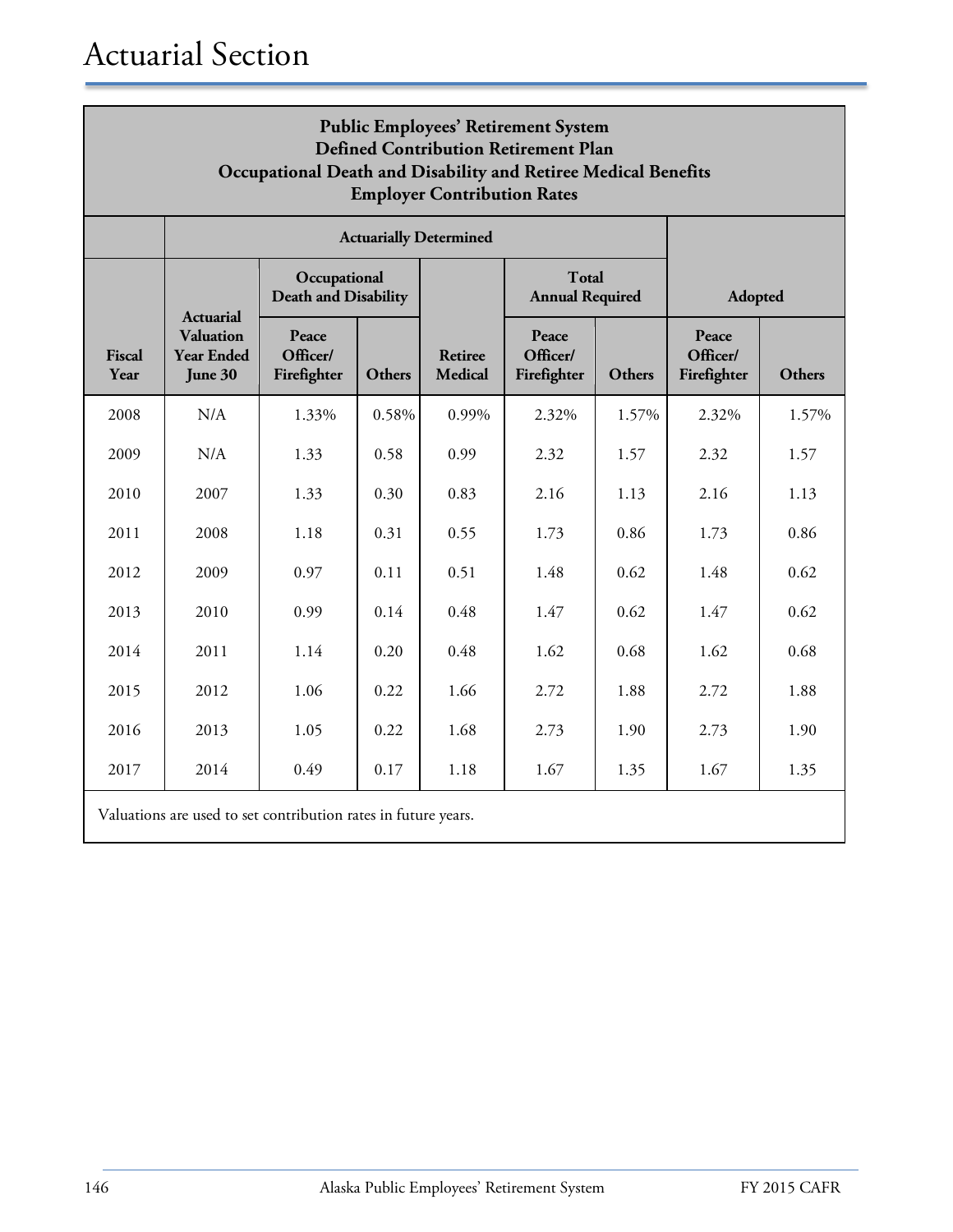# Actuarial Section

| Public Employees' Retirement System Defined Contribution Retirement Plan Occupational Death and Disability and Retiree Medical Benefits Employer Contribution Rates | | | | | | | | |
|---|---|---|---|---|---|---|---|---|
| | Actuarially Determined | | | | | | | |
| | | Occupational Death and Disability | | | Total Annual Required | | Adopted | |
| Fiscal Year | Actuarial Valuation Year Ended June 30 | Peace Officer/ Firefighter | Others | Retiree Medical | Peace Officer/ Firefighter | Others | Peace Officer/ Firefighter | Others |
| 2008 | N/A | 1.33% | 0.58% | 0.99% | 2.32% | 1.57% | 2.32% | 1.57% |
| 2009 | N/A | 1.33 | 0.58 | 0.99 | 2.32 | 1.57 | 2.32 | 1.57 |
| 2010 | 2007 | 1.33 | 0.30 | 0.83 | 2.16 | 1.13 | 2.16 | 1.13 |
| 2011 | 2008 | 1.18 | 0.31 | 0.55 | 1.73 | 0.86 | 1.73 | 0.86 |
| 2012 | 2009 | 0.97 | 0.11 | 0.51 | 1.48 | 0.62 | 1.48 | 0.62 |
| 2013 | 2010 | 0.99 | 0.14 | 0.48 | 1.47 | 0.62 | 1.47 | 0.62 |
| 2014 | 2011 | 1.14 | 0.20 | 0.48 | 1.62 | 0.68 | 1.62 | 0.68 |
| 2015 | 2012 | 1.06 | 0.22 | 1.66 | 2.72 | 1.88 | 2.72 | 1.88 |
| 2016 | 2013 | 1.05 | 0.22 | 1.68 | 2.73 | 1.90 | 2.73 | 1.90 |
| 2017 | 2014 | 0.49 | 0.17 | 1.18 | 1.67 | 1.35 | 1.67 | 1.35 |

Valuations are used to set contribution rates in future years.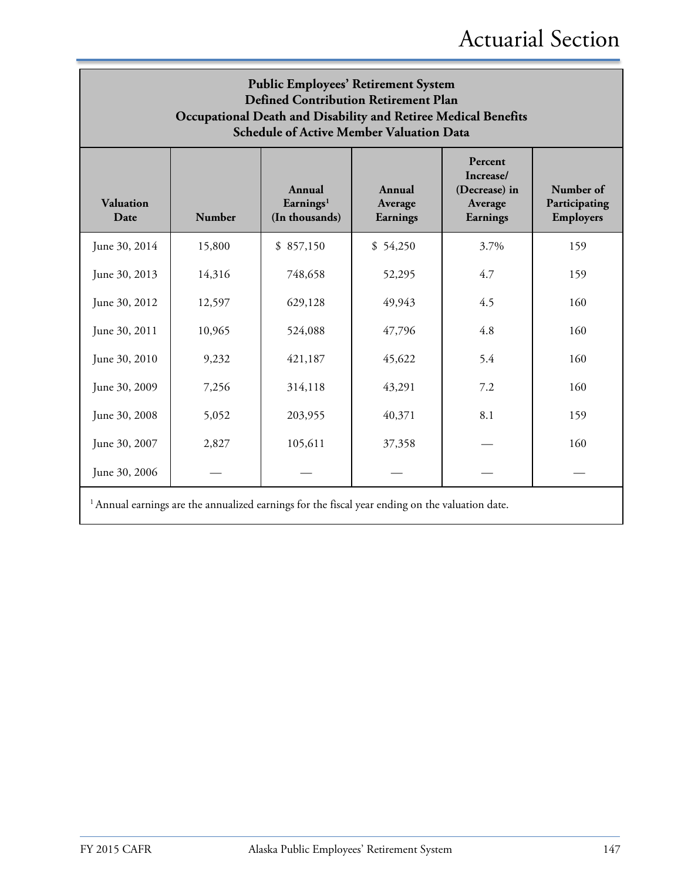# Actuarial Section

**Public Employees' Retirement System**
**Defined Contribution Retirement Plan**
**Occupational Death and Disability and Retiree Medical Benefits**
**Schedule of Active Member Valuation Data**

| Valuation Date | Number | Annual Earnings[1] (In thousands) | Annual Average Earnings | Percent Increase/ (Decrease) in Average Earnings | Number of Participating Employers |
|---|---|---|---|---|---|
| June 30, 2014 | 15,800 | $ 857,150 | $ 54,250 | 3.7% | 159 |
| June 30, 2013 | 14,316 | 748,658 | 52,295 | 4.7 | 159 |
| June 30, 2012 | 12,597 | 629,128 | 49,943 | 4.5 | 160 |
| June 30, 2011 | 10,965 | 524,088 | 47,796 | 4.8 | 160 |
| June 30, 2010 | 9,232 | 421,187 | 45,622 | 5.4 | 160 |
| June 30, 2009 | 7,256 | 314,118 | 43,291 | 7.2 | 160 |
| June 30, 2008 | 5,052 | 203,955 | 40,371 | 8.1 | 159 |
| June 30, 2007 | 2,827 | 105,611 | 37,358 | — | 160 |
| June 30, 2006 | — | — | — | — | — |

[1] Annual earnings are the annualized earnings for the fiscal year ending on the valuation date.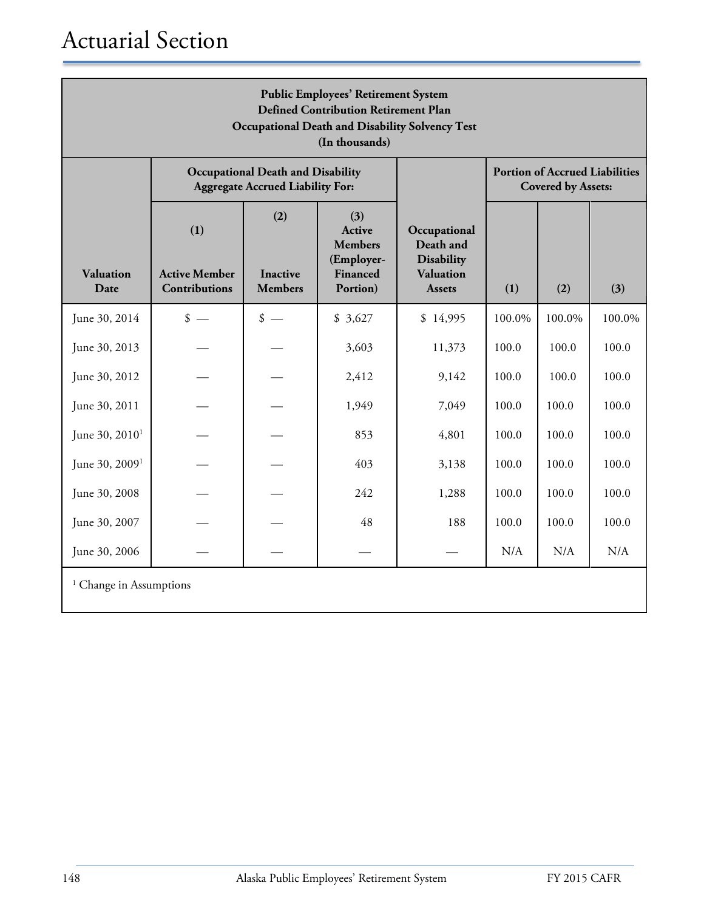# Actuarial Section

**Public Employees' Retirement System**
**Defined Contribution Retirement Plan**
**Occupational Death and Disability Solvency Test**
**(In thousands)**

| | Occupational Death and Disability Aggregate Accrued Liability For: | | | | Portion of Accrued Liabilities Covered by Assets: | | |
|---|---|---|---|---|---|---|---|
| Valuation Date | (1) Active Member Contributions | (2) Inactive Members | (3) Active Members (Employer-Financed Portion) | Occupational Death and Disability Valuation Assets | (1) | (2) | (3) |
| June 30, 2014 | $ — | $ — | $ 3,627 | $ 14,995 | 100.0% | 100.0% | 100.0% |
| June 30, 2013 | — | — | 3,603 | 11,373 | 100.0 | 100.0 | 100.0 |
| June 30, 2012 | — | — | 2,412 | 9,142 | 100.0 | 100.0 | 100.0 |
| June 30, 2011 | — | — | 1,949 | 7,049 | 100.0 | 100.0 | 100.0 |
| June 30, 2010[1] | — | — | 853 | 4,801 | 100.0 | 100.0 | 100.0 |
| June 30, 2009[1] | — | — | 403 | 3,138 | 100.0 | 100.0 | 100.0 |
| June 30, 2008 | — | — | 242 | 1,288 | 100.0 | 100.0 | 100.0 |
| June 30, 2007 | — | — | 48 | 188 | 100.0 | 100.0 | 100.0 |
| June 30, 2006 | — | — | — | — | N/A | N/A | N/A |

[1] Change in Assumptions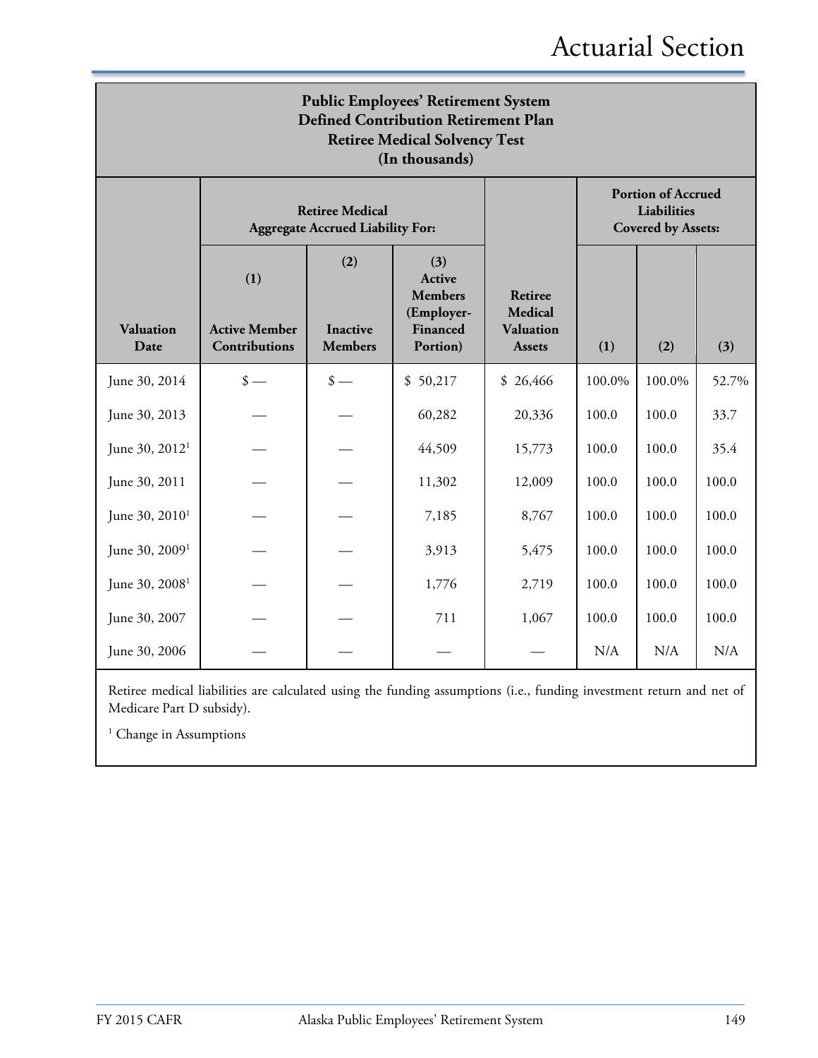# Actuarial Section

## Public Employees' Retirement System
## Defined Contribution Retirement Plan
## Retiree Medical Solvency Test
### (In thousands)

| Valuation Date | Retiree Medical Aggregate Accrued Liability For: | | | Retiree Medical Valuation Assets | Portion of Accrued Liabilities Covered by Assets: | | |
|---|---|---|---|---|---|---|---|
| | (1) Active Member Contributions | (2) Inactive Members | (3) Active Members (Employer-Financed Portion) | | (1) | (2) | (3) |
| June 30, 2014 | $ — | $ — | $ 50,217 | $ 26,466 | 100.0% | 100.0% | 52.7% |
| June 30, 2013 | — | — | 60,282 | 20,336 | 100.0 | 100.0 | 33.7 |
| June 30, 2012[1] | — | — | 44,509 | 15,773 | 100.0 | 100.0 | 35.4 |
| June 30, 2011 | — | — | 11,302 | 12,009 | 100.0 | 100.0 | 100.0 |
| June 30, 2010[1] | — | — | 7,185 | 8,767 | 100.0 | 100.0 | 100.0 |
| June 30, 2009[1] | — | — | 3,913 | 5,475 | 100.0 | 100.0 | 100.0 |
| June 30, 2008[1] | — | — | 1,776 | 2,719 | 100.0 | 100.0 | 100.0 |
| June 30, 2007 | — | — | 711 | 1,067 | 100.0 | 100.0 | 100.0 |
| June 30, 2006 | — | — | — | — | N/A | N/A | N/A |

Retiree medical liabilities are calculated using the funding assumptions (i.e., funding investment return and net of Medicare Part D subsidy).

[1] Change in Assumptions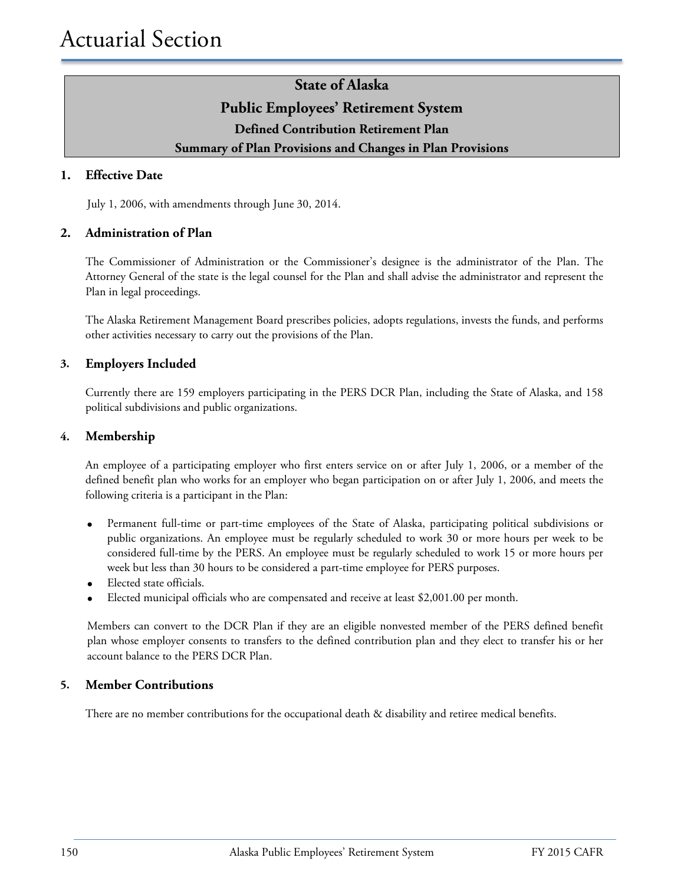# Actuarial Section

## State of Alaska
## Public Employees' Retirement System
### Defined Contribution Retirement Plan
### Summary of Plan Provisions and Changes in Plan Provisions

**1. Effective Date**

July 1, 2006, with amendments through June 30, 2014.

**2. Administration of Plan**

The Commissioner of Administration or the Commissioner's designee is the administrator of the Plan. The Attorney General of the state is the legal counsel for the Plan and shall advise the administrator and represent the Plan in legal proceedings.

The Alaska Retirement Management Board prescribes policies, adopts regulations, invests the funds, and performs other activities necessary to carry out the provisions of the Plan.

**3. Employers Included**

Currently there are 159 employers participating in the PERS DCR Plan, including the State of Alaska, and 158 political subdivisions and public organizations.

**4. Membership**

An employee of a participating employer who first enters service on or after July 1, 2006, or a member of the defined benefit plan who works for an employer who began participation on or after July 1, 2006, and meets the following criteria is a participant in the Plan:

- Permanent full-time or part-time employees of the State of Alaska, participating political subdivisions or public organizations. An employee must be regularly scheduled to work 30 or more hours per week to be considered full-time by the PERS. An employee must be regularly scheduled to work 15 or more hours per week but less than 30 hours to be considered a part-time employee for PERS purposes.
- Elected state officials.
- Elected municipal officials who are compensated and receive at least $2,001.00 per month.

Members can convert to the DCR Plan if they are an eligible nonvested member of the PERS defined benefit plan whose employer consents to transfers to the defined contribution plan and they elect to transfer his or her account balance to the PERS DCR Plan.

**5. Member Contributions**

There are no member contributions for the occupational death & disability and retiree medical benefits.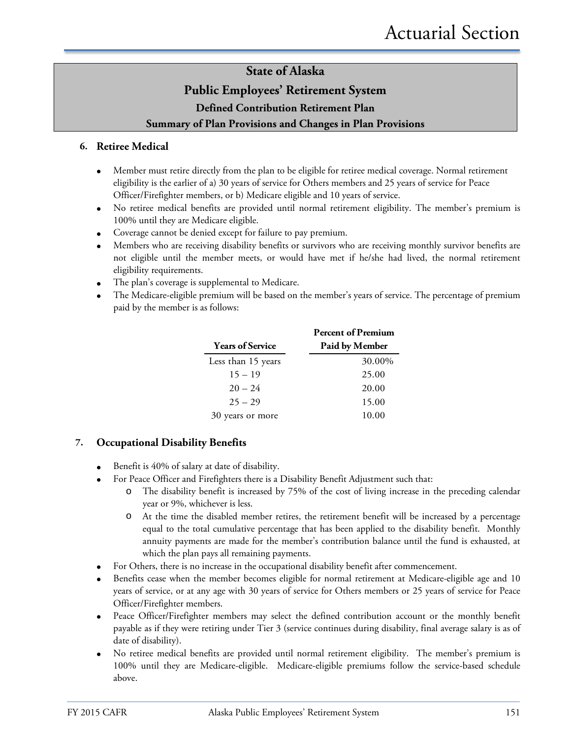## State of Alaska
## Public Employees' Retirement System
### Defined Contribution Retirement Plan
### Summary of Plan Provisions and Changes in Plan Provisions

**6. Retiree Medical**

- Member must retire directly from the plan to be eligible for retiree medical coverage. Normal retirement eligibility is the earlier of a) 30 years of service for Others members and 25 years of service for Peace Officer/Firefighter members, or b) Medicare eligible and 10 years of service.
- No retiree medical benefits are provided until normal retirement eligibility. The member's premium is 100% until they are Medicare eligible.
- Coverage cannot be denied except for failure to pay premium.
- Members who are receiving disability benefits or survivors who are receiving monthly survivor benefits are not eligible until the member meets, or would have met if he/she had lived, the normal retirement eligibility requirements.
- The plan's coverage is supplemental to Medicare.
- The Medicare-eligible premium will be based on the member's years of service. The percentage of premium paid by the member is as follows:

| Years of Service | Percent of Premium Paid by Member |
|---|---|
| Less than 15 years | 30.00% |
| 15 – 19 | 25.00 |
| 20 – 24 | 20.00 |
| 25 – 29 | 15.00 |
| 30 years or more | 10.00 |

**7. Occupational Disability Benefits**

- Benefit is 40% of salary at date of disability.
- For Peace Officer and Firefighters there is a Disability Benefit Adjustment such that:
  - The disability benefit is increased by 75% of the cost of living increase in the preceding calendar year or 9%, whichever is less.
  - At the time the disabled member retires, the retirement benefit will be increased by a percentage equal to the total cumulative percentage that has been applied to the disability benefit. Monthly annuity payments are made for the member's contribution balance until the fund is exhausted, at which the plan pays all remaining payments.
- For Others, there is no increase in the occupational disability benefit after commencement.
- Benefits cease when the member becomes eligible for normal retirement at Medicare-eligible age and 10 years of service, or at any age with 30 years of service for Others members or 25 years of service for Peace Officer/Firefighter members.
- Peace Officer/Firefighter members may select the defined contribution account or the monthly benefit payable as if they were retiring under Tier 3 (service continues during disability, final average salary is as of date of disability).
- No retiree medical benefits are provided until normal retirement eligibility. The member's premium is 100% until they are Medicare-eligible. Medicare-eligible premiums follow the service-based schedule above.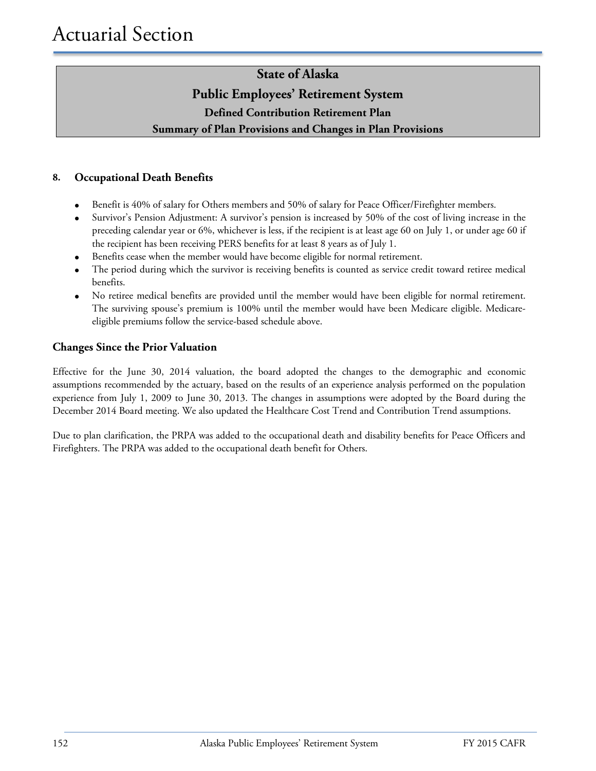# State of Alaska

## Public Employees' Retirement System

### Defined Contribution Retirement Plan

### Summary of Plan Provisions and Changes in Plan Provisions

**8. Occupational Death Benefits**

- Benefit is 40% of salary for Others members and 50% of salary for Peace Officer/Firefighter members.
- Survivor's Pension Adjustment: A survivor's pension is increased by 50% of the cost of living increase in the preceding calendar year or 6%, whichever is less, if the recipient is at least age 60 on July 1, or under age 60 if the recipient has been receiving PERS benefits for at least 8 years as of July 1.
- Benefits cease when the member would have become eligible for normal retirement.
- The period during which the survivor is receiving benefits is counted as service credit toward retiree medical benefits.
- No retiree medical benefits are provided until the member would have been eligible for normal retirement. The surviving spouse's premium is 100% until the member would have been Medicare eligible. Medicare-eligible premiums follow the service-based schedule above.

**Changes Since the Prior Valuation**

Effective for the June 30, 2014 valuation, the board adopted the changes to the demographic and economic assumptions recommended by the actuary, based on the results of an experience analysis performed on the population experience from July 1, 2009 to June 30, 2013. The changes in assumptions were adopted by the Board during the December 2014 Board meeting. We also updated the Healthcare Cost Trend and Contribution Trend assumptions.

Due to plan clarification, the PRPA was added to the occupational death and disability benefits for Peace Officers and Firefighters. The PRPA was added to the occupational death benefit for Others.